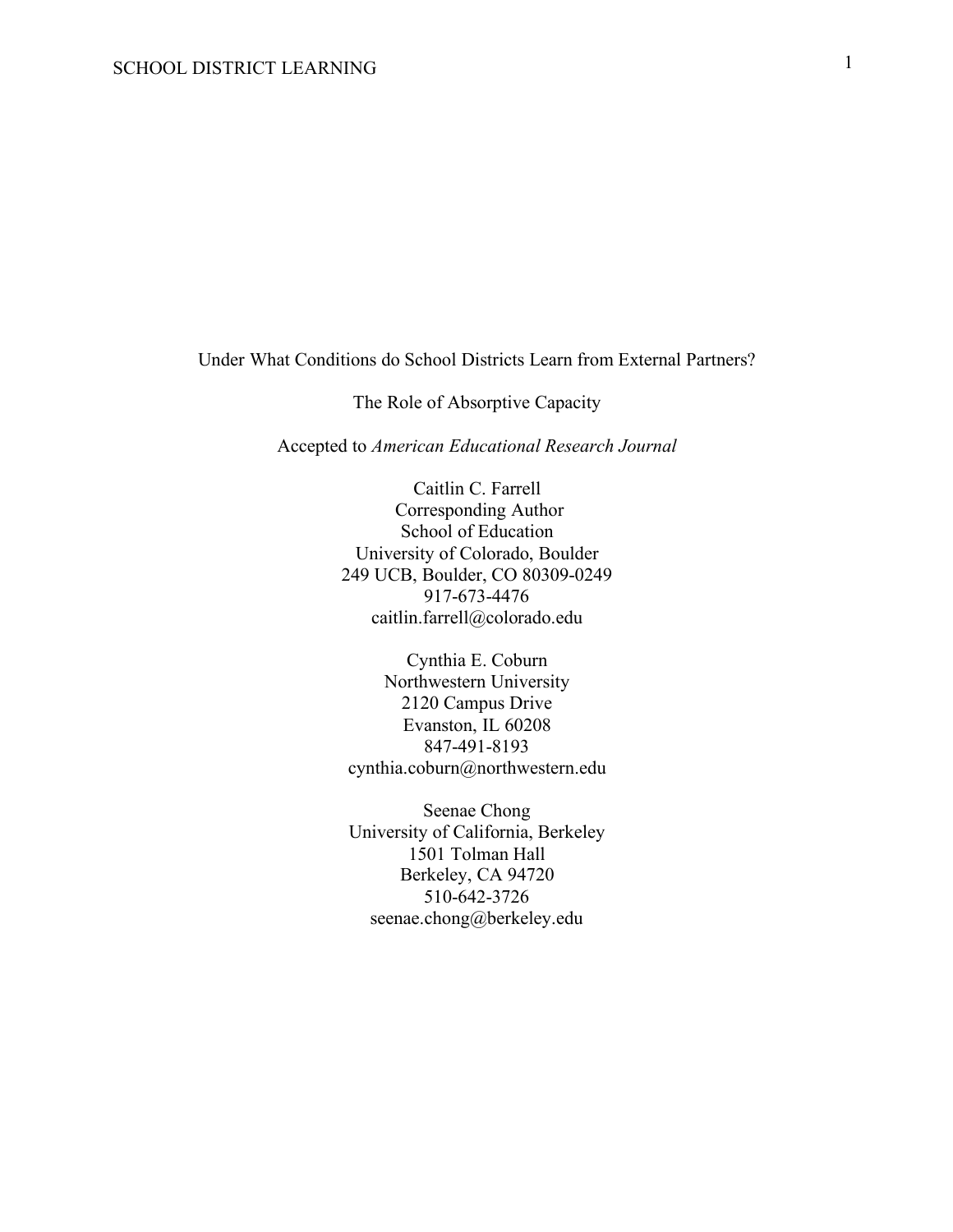# Under What Conditions do School Districts Learn from External Partners?

## The Role of Absorptive Capacity

Accepted to *American Educational Research Journal*

Caitlin C. Farrell
Corresponding Author
School of Education
University of Colorado, Boulder
249 UCB, Boulder, CO 80309-0249
917-673-4476
caitlin.farrell@colorado.edu

Cynthia E. Coburn
Northwestern University
2120 Campus Drive
Evanston, IL 60208
847-491-8193
cynthia.coburn@northwestern.edu

Seenae Chong
University of California, Berkeley
1501 Tolman Hall
Berkeley, CA 94720
510-642-3726
seenae.chong@berkeley.edu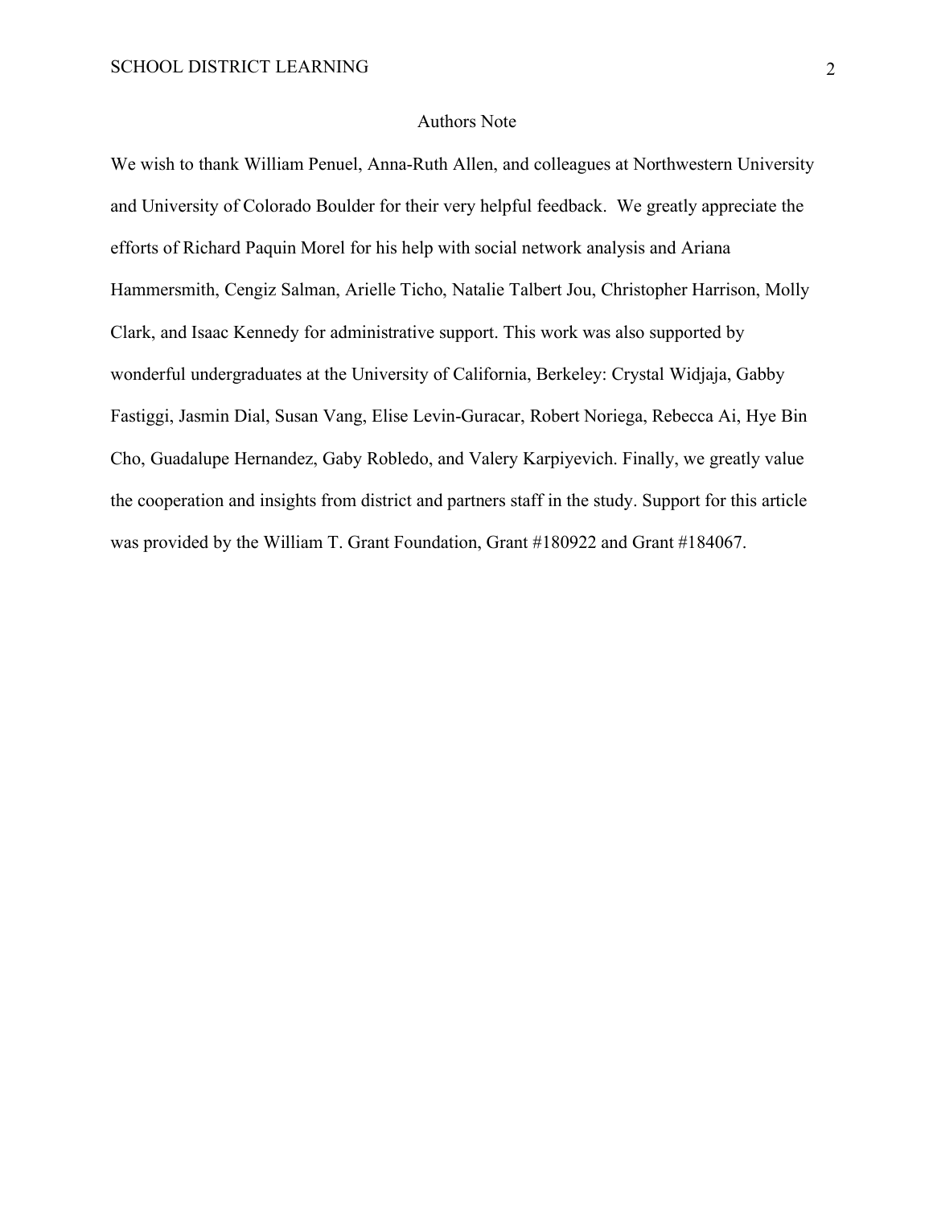## Authors Note

We wish to thank William Penuel, Anna-Ruth Allen, and colleagues at Northwestern University and University of Colorado Boulder for their very helpful feedback. We greatly appreciate the efforts of Richard Paquin Morel for his help with social network analysis and Ariana Hammersmith, Cengiz Salman, Arielle Ticho, Natalie Talbert Jou, Christopher Harrison, Molly Clark, and Isaac Kennedy for administrative support. This work was also supported by wonderful undergraduates at the University of California, Berkeley: Crystal Widjaja, Gabby Fastiggi, Jasmin Dial, Susan Vang, Elise Levin-Guracar, Robert Noriega, Rebecca Ai, Hye Bin Cho, Guadalupe Hernandez, Gaby Robledo, and Valery Karpiyevich. Finally, we greatly value the cooperation and insights from district and partners staff in the study. Support for this article was provided by the William T. Grant Foundation, Grant #180922 and Grant #184067.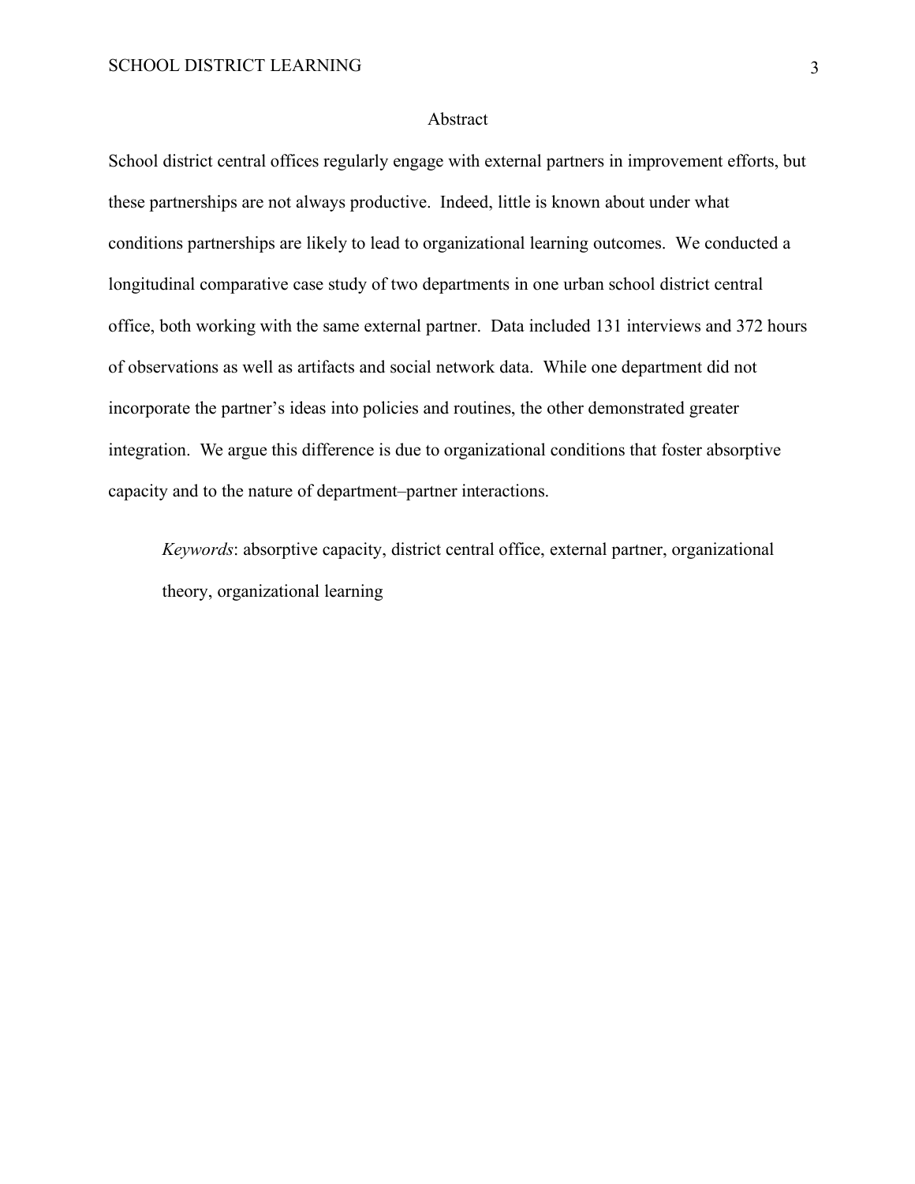# Abstract

School district central offices regularly engage with external partners in improvement efforts, but these partnerships are not always productive. Indeed, little is known about under what conditions partnerships are likely to lead to organizational learning outcomes. We conducted a longitudinal comparative case study of two departments in one urban school district central office, both working with the same external partner. Data included 131 interviews and 372 hours of observations as well as artifacts and social network data. While one department did not incorporate the partner's ideas into policies and routines, the other demonstrated greater integration. We argue this difference is due to organizational conditions that foster absorptive capacity and to the nature of department–partner interactions.

*Keywords*: absorptive capacity, district central office, external partner, organizational theory, organizational learning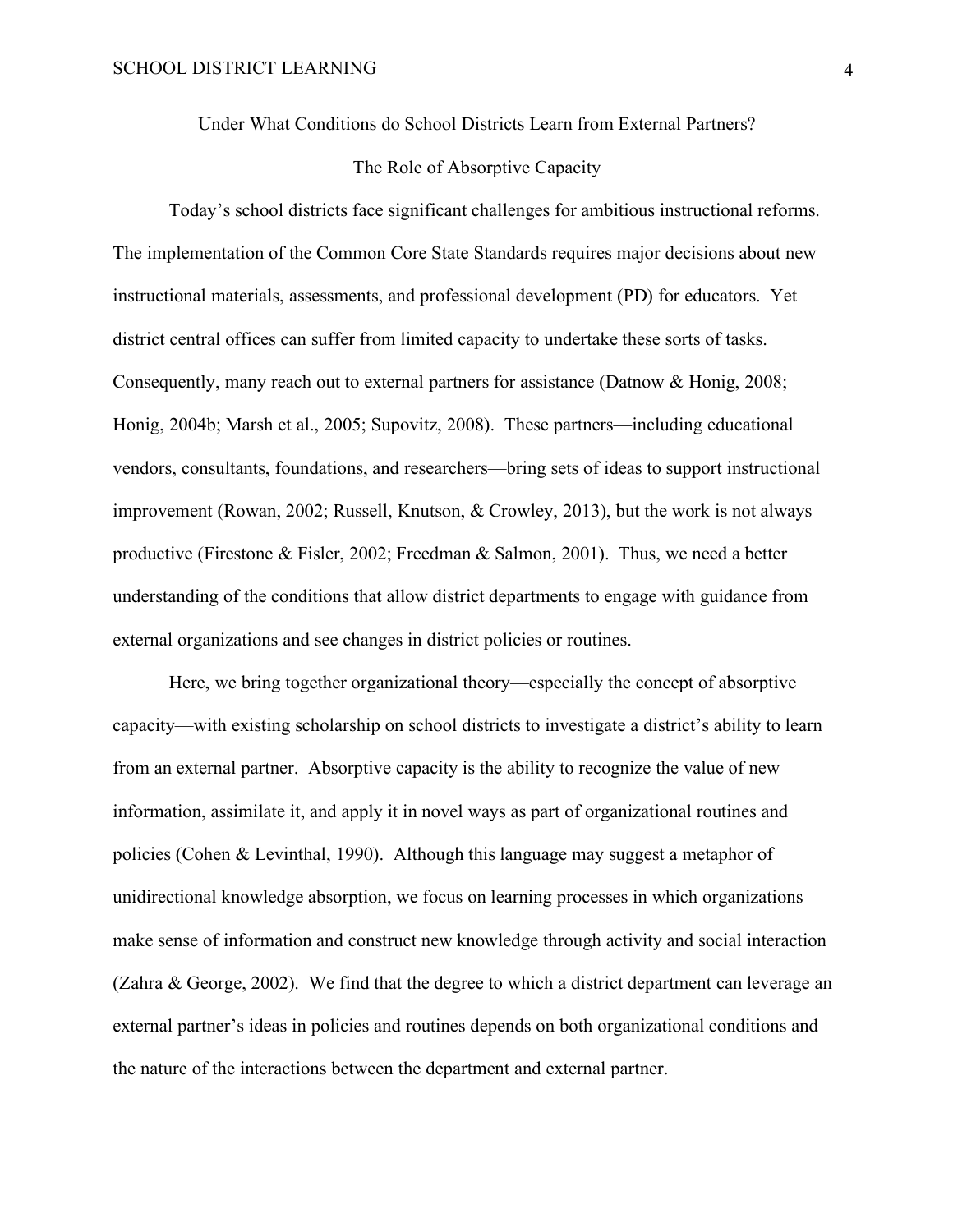## Under What Conditions do School Districts Learn from External Partners?

### The Role of Absorptive Capacity

Today's school districts face significant challenges for ambitious instructional reforms. The implementation of the Common Core State Standards requires major decisions about new instructional materials, assessments, and professional development (PD) for educators. Yet district central offices can suffer from limited capacity to undertake these sorts of tasks. Consequently, many reach out to external partners for assistance (Datnow & Honig, 2008; Honig, 2004b; Marsh et al., 2005; Supovitz, 2008). These partners—including educational vendors, consultants, foundations, and researchers—bring sets of ideas to support instructional improvement (Rowan, 2002; Russell, Knutson, & Crowley, 2013), but the work is not always productive (Firestone & Fisler, 2002; Freedman & Salmon, 2001). Thus, we need a better understanding of the conditions that allow district departments to engage with guidance from external organizations and see changes in district policies or routines.

Here, we bring together organizational theory—especially the concept of absorptive capacity—with existing scholarship on school districts to investigate a district's ability to learn from an external partner. Absorptive capacity is the ability to recognize the value of new information, assimilate it, and apply it in novel ways as part of organizational routines and policies (Cohen & Levinthal, 1990). Although this language may suggest a metaphor of unidirectional knowledge absorption, we focus on learning processes in which organizations make sense of information and construct new knowledge through activity and social interaction (Zahra & George, 2002). We find that the degree to which a district department can leverage an external partner's ideas in policies and routines depends on both organizational conditions and the nature of the interactions between the department and external partner.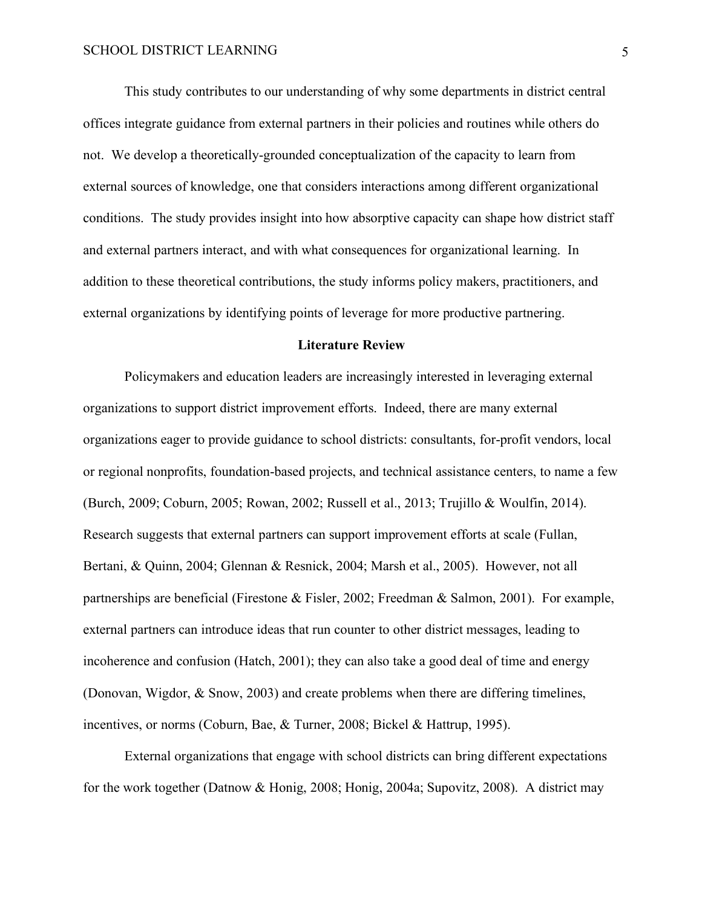This study contributes to our understanding of why some departments in district central offices integrate guidance from external partners in their policies and routines while others do not. We develop a theoretically-grounded conceptualization of the capacity to learn from external sources of knowledge, one that considers interactions among different organizational conditions. The study provides insight into how absorptive capacity can shape how district staff and external partners interact, and with what consequences for organizational learning. In addition to these theoretical contributions, the study informs policy makers, practitioners, and external organizations by identifying points of leverage for more productive partnering.

## Literature Review

Policymakers and education leaders are increasingly interested in leveraging external organizations to support district improvement efforts. Indeed, there are many external organizations eager to provide guidance to school districts: consultants, for-profit vendors, local or regional nonprofits, foundation-based projects, and technical assistance centers, to name a few (Burch, 2009; Coburn, 2005; Rowan, 2002; Russell et al., 2013; Trujillo & Woulfin, 2014). Research suggests that external partners can support improvement efforts at scale (Fullan, Bertani, & Quinn, 2004; Glennan & Resnick, 2004; Marsh et al., 2005). However, not all partnerships are beneficial (Firestone & Fisler, 2002; Freedman & Salmon, 2001). For example, external partners can introduce ideas that run counter to other district messages, leading to incoherence and confusion (Hatch, 2001); they can also take a good deal of time and energy (Donovan, Wigdor, & Snow, 2003) and create problems when there are differing timelines, incentives, or norms (Coburn, Bae, & Turner, 2008; Bickel & Hattrup, 1995).

External organizations that engage with school districts can bring different expectations for the work together (Datnow & Honig, 2008; Honig, 2004a; Supovitz, 2008). A district may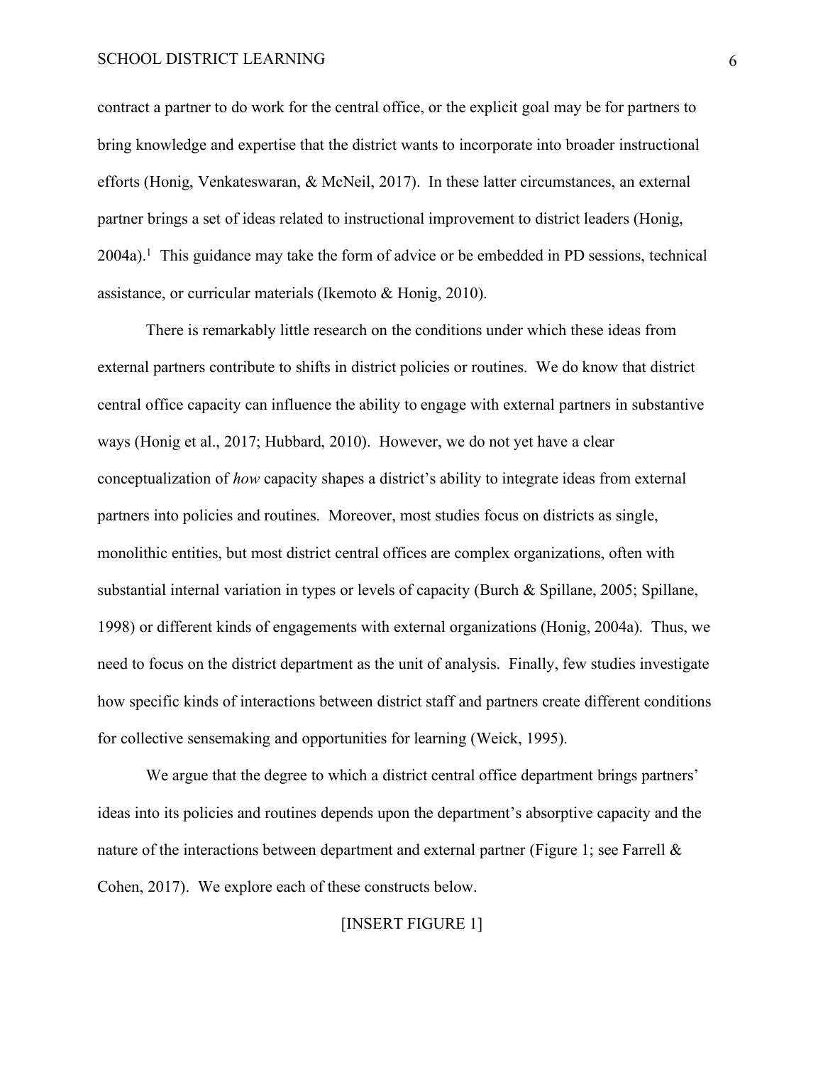contract a partner to do work for the central office, or the explicit goal may be for partners to bring knowledge and expertise that the district wants to incorporate into broader instructional efforts (Honig, Venkateswaran, & McNeil, 2017). In these latter circumstances, an external partner brings a set of ideas related to instructional improvement to district leaders (Honig, 2004a).[1] This guidance may take the form of advice or be embedded in PD sessions, technical assistance, or curricular materials (Ikemoto & Honig, 2010).

There is remarkably little research on the conditions under which these ideas from external partners contribute to shifts in district policies or routines. We do know that district central office capacity can influence the ability to engage with external partners in substantive ways (Honig et al., 2017; Hubbard, 2010). However, we do not yet have a clear conceptualization of *how* capacity shapes a district's ability to integrate ideas from external partners into policies and routines. Moreover, most studies focus on districts as single, monolithic entities, but most district central offices are complex organizations, often with substantial internal variation in types or levels of capacity (Burch & Spillane, 2005; Spillane, 1998) or different kinds of engagements with external organizations (Honig, 2004a). Thus, we need to focus on the district department as the unit of analysis. Finally, few studies investigate how specific kinds of interactions between district staff and partners create different conditions for collective sensemaking and opportunities for learning (Weick, 1995).

We argue that the degree to which a district central office department brings partners' ideas into its policies and routines depends upon the department's absorptive capacity and the nature of the interactions between department and external partner (Figure 1; see Farrell & Cohen, 2017). We explore each of these constructs below.

[INSERT FIGURE 1]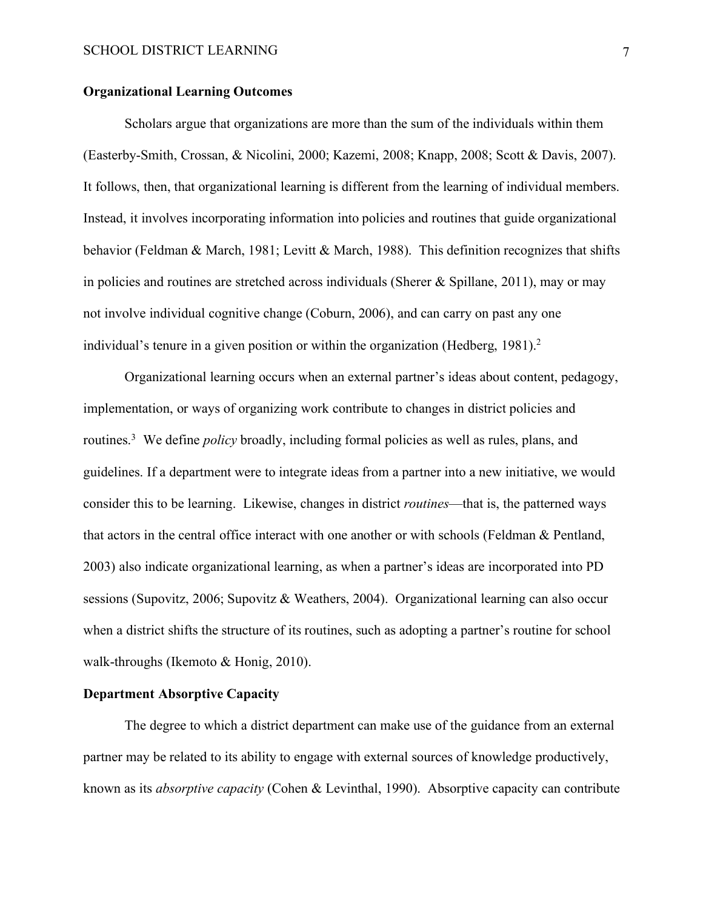## Organizational Learning Outcomes

Scholars argue that organizations are more than the sum of the individuals within them (Easterby-Smith, Crossan, & Nicolini, 2000; Kazemi, 2008; Knapp, 2008; Scott & Davis, 2007). It follows, then, that organizational learning is different from the learning of individual members. Instead, it involves incorporating information into policies and routines that guide organizational behavior (Feldman & March, 1981; Levitt & March, 1988). This definition recognizes that shifts in policies and routines are stretched across individuals (Sherer & Spillane, 2011), may or may not involve individual cognitive change (Coburn, 2006), and can carry on past any one individual's tenure in a given position or within the organization (Hedberg, 1981).[2]

Organizational learning occurs when an external partner's ideas about content, pedagogy, implementation, or ways of organizing work contribute to changes in district policies and routines.[3] We define *policy* broadly, including formal policies as well as rules, plans, and guidelines. If a department were to integrate ideas from a partner into a new initiative, we would consider this to be learning. Likewise, changes in district *routines*—that is, the patterned ways that actors in the central office interact with one another or with schools (Feldman & Pentland, 2003) also indicate organizational learning, as when a partner's ideas are incorporated into PD sessions (Supovitz, 2006; Supovitz & Weathers, 2004). Organizational learning can also occur when a district shifts the structure of its routines, such as adopting a partner's routine for school walk-throughs (Ikemoto & Honig, 2010).

## Department Absorptive Capacity

The degree to which a district department can make use of the guidance from an external partner may be related to its ability to engage with external sources of knowledge productively, known as its *absorptive capacity* (Cohen & Levinthal, 1990). Absorptive capacity can contribute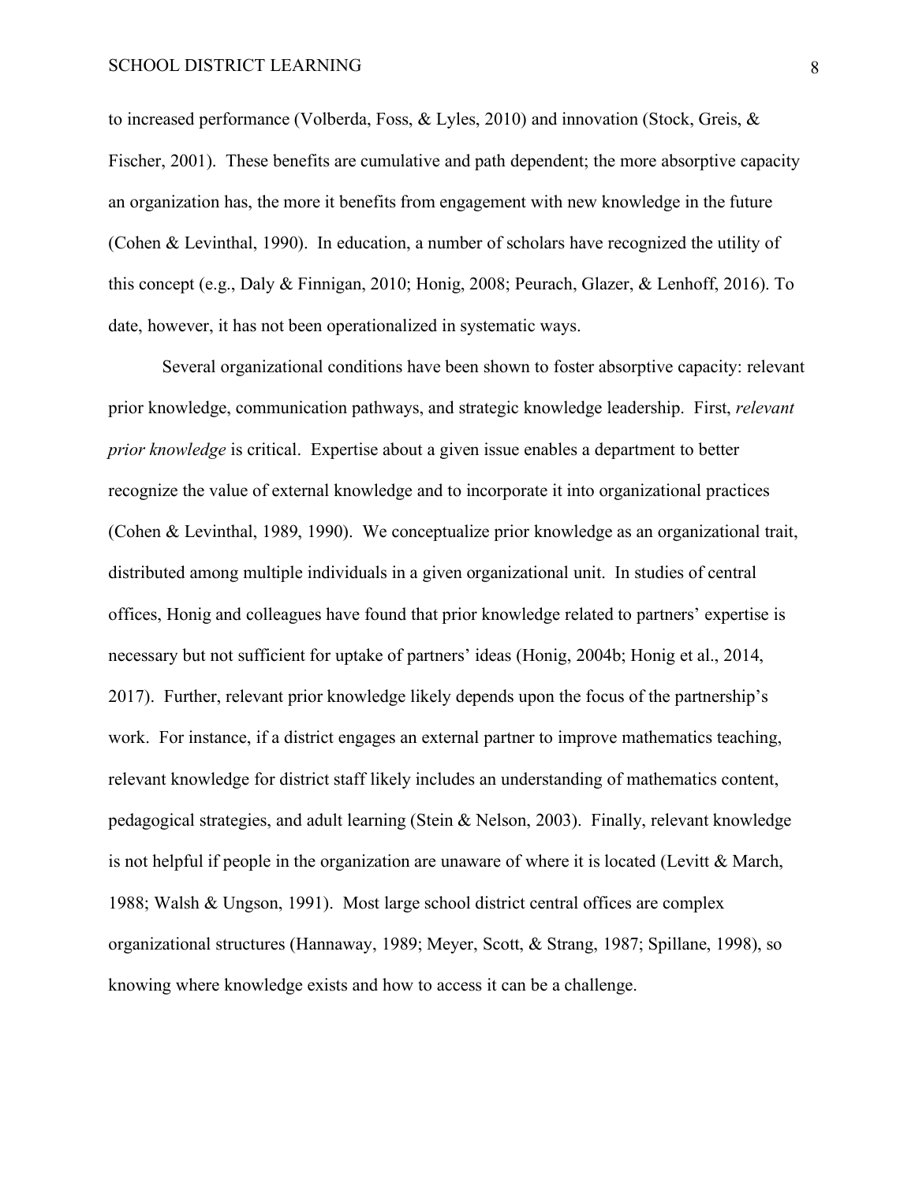to increased performance (Volberda, Foss, & Lyles, 2010) and innovation (Stock, Greis, & Fischer, 2001). These benefits are cumulative and path dependent; the more absorptive capacity an organization has, the more it benefits from engagement with new knowledge in the future (Cohen & Levinthal, 1990). In education, a number of scholars have recognized the utility of this concept (e.g., Daly & Finnigan, 2010; Honig, 2008; Peurach, Glazer, & Lenhoff, 2016). To date, however, it has not been operationalized in systematic ways.

Several organizational conditions have been shown to foster absorptive capacity: relevant prior knowledge, communication pathways, and strategic knowledge leadership. First, *relevant prior knowledge* is critical. Expertise about a given issue enables a department to better recognize the value of external knowledge and to incorporate it into organizational practices (Cohen & Levinthal, 1989, 1990). We conceptualize prior knowledge as an organizational trait, distributed among multiple individuals in a given organizational unit. In studies of central offices, Honig and colleagues have found that prior knowledge related to partners' expertise is necessary but not sufficient for uptake of partners' ideas (Honig, 2004b; Honig et al., 2014, 2017). Further, relevant prior knowledge likely depends upon the focus of the partnership's work. For instance, if a district engages an external partner to improve mathematics teaching, relevant knowledge for district staff likely includes an understanding of mathematics content, pedagogical strategies, and adult learning (Stein & Nelson, 2003). Finally, relevant knowledge is not helpful if people in the organization are unaware of where it is located (Levitt & March, 1988; Walsh & Ungson, 1991). Most large school district central offices are complex organizational structures (Hannaway, 1989; Meyer, Scott, & Strang, 1987; Spillane, 1998), so knowing where knowledge exists and how to access it can be a challenge.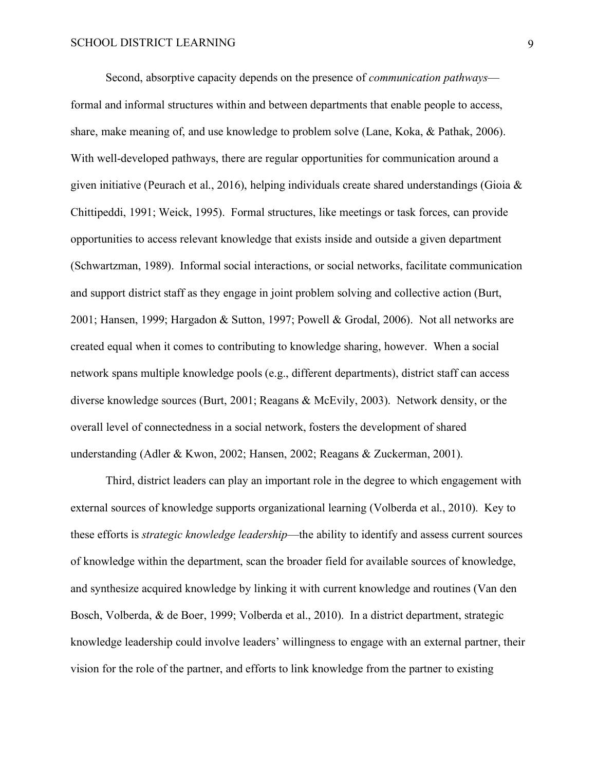Second, absorptive capacity depends on the presence of *communication pathways*—formal and informal structures within and between departments that enable people to access, share, make meaning of, and use knowledge to problem solve (Lane, Koka, & Pathak, 2006). With well-developed pathways, there are regular opportunities for communication around a given initiative (Peurach et al., 2016), helping individuals create shared understandings (Gioia & Chittipeddi, 1991; Weick, 1995). Formal structures, like meetings or task forces, can provide opportunities to access relevant knowledge that exists inside and outside a given department (Schwartzman, 1989). Informal social interactions, or social networks, facilitate communication and support district staff as they engage in joint problem solving and collective action (Burt, 2001; Hansen, 1999; Hargadon & Sutton, 1997; Powell & Grodal, 2006). Not all networks are created equal when it comes to contributing to knowledge sharing, however. When a social network spans multiple knowledge pools (e.g., different departments), district staff can access diverse knowledge sources (Burt, 2001; Reagans & McEvily, 2003). Network density, or the overall level of connectedness in a social network, fosters the development of shared understanding (Adler & Kwon, 2002; Hansen, 2002; Reagans & Zuckerman, 2001).

Third, district leaders can play an important role in the degree to which engagement with external sources of knowledge supports organizational learning (Volberda et al., 2010). Key to these efforts is *strategic knowledge leadership*—the ability to identify and assess current sources of knowledge within the department, scan the broader field for available sources of knowledge, and synthesize acquired knowledge by linking it with current knowledge and routines (Van den Bosch, Volberda, & de Boer, 1999; Volberda et al., 2010). In a district department, strategic knowledge leadership could involve leaders' willingness to engage with an external partner, their vision for the role of the partner, and efforts to link knowledge from the partner to existing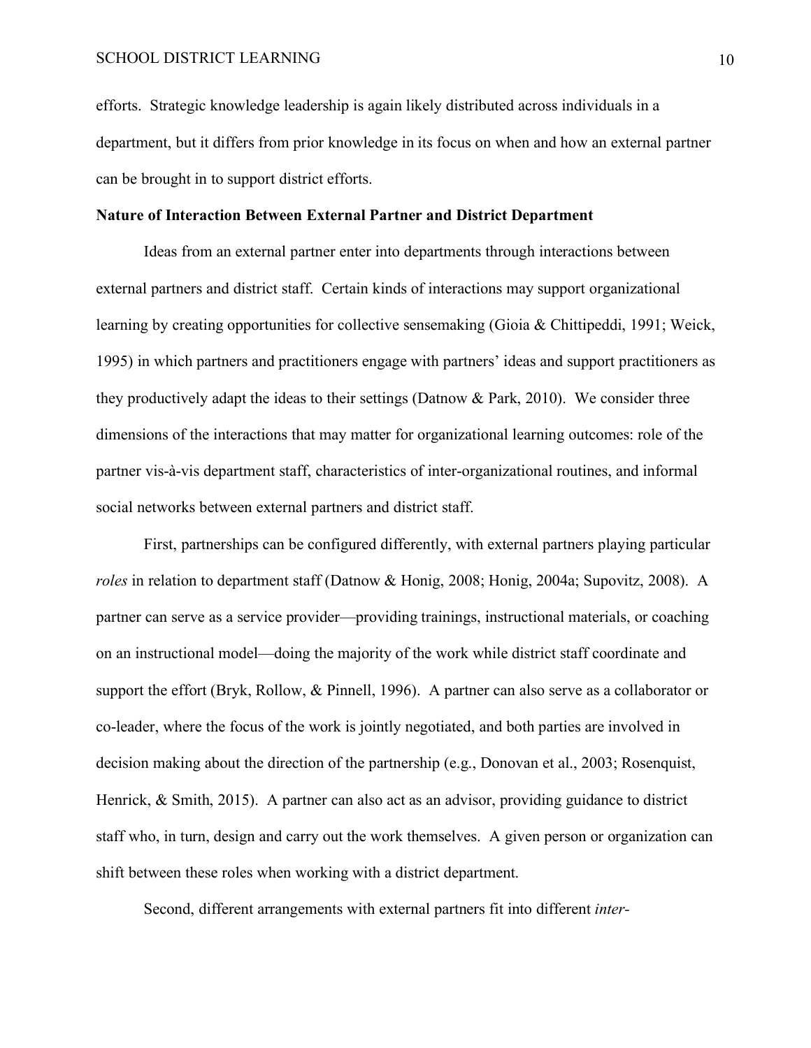efforts. Strategic knowledge leadership is again likely distributed across individuals in a department, but it differs from prior knowledge in its focus on when and how an external partner can be brought in to support district efforts.

**Nature of Interaction Between External Partner and District Department**

Ideas from an external partner enter into departments through interactions between external partners and district staff. Certain kinds of interactions may support organizational learning by creating opportunities for collective sensemaking (Gioia & Chittipeddi, 1991; Weick, 1995) in which partners and practitioners engage with partners' ideas and support practitioners as they productively adapt the ideas to their settings (Datnow & Park, 2010). We consider three dimensions of the interactions that may matter for organizational learning outcomes: role of the partner vis-à-vis department staff, characteristics of inter-organizational routines, and informal social networks between external partners and district staff.

First, partnerships can be configured differently, with external partners playing particular *roles* in relation to department staff (Datnow & Honig, 2008; Honig, 2004a; Supovitz, 2008). A partner can serve as a service provider—providing trainings, instructional materials, or coaching on an instructional model—doing the majority of the work while district staff coordinate and support the effort (Bryk, Rollow, & Pinnell, 1996). A partner can also serve as a collaborator or co-leader, where the focus of the work is jointly negotiated, and both parties are involved in decision making about the direction of the partnership (e.g., Donovan et al., 2003; Rosenquist, Henrick, & Smith, 2015). A partner can also act as an advisor, providing guidance to district staff who, in turn, design and carry out the work themselves. A given person or organization can shift between these roles when working with a district department.

Second, different arrangements with external partners fit into different *inter-*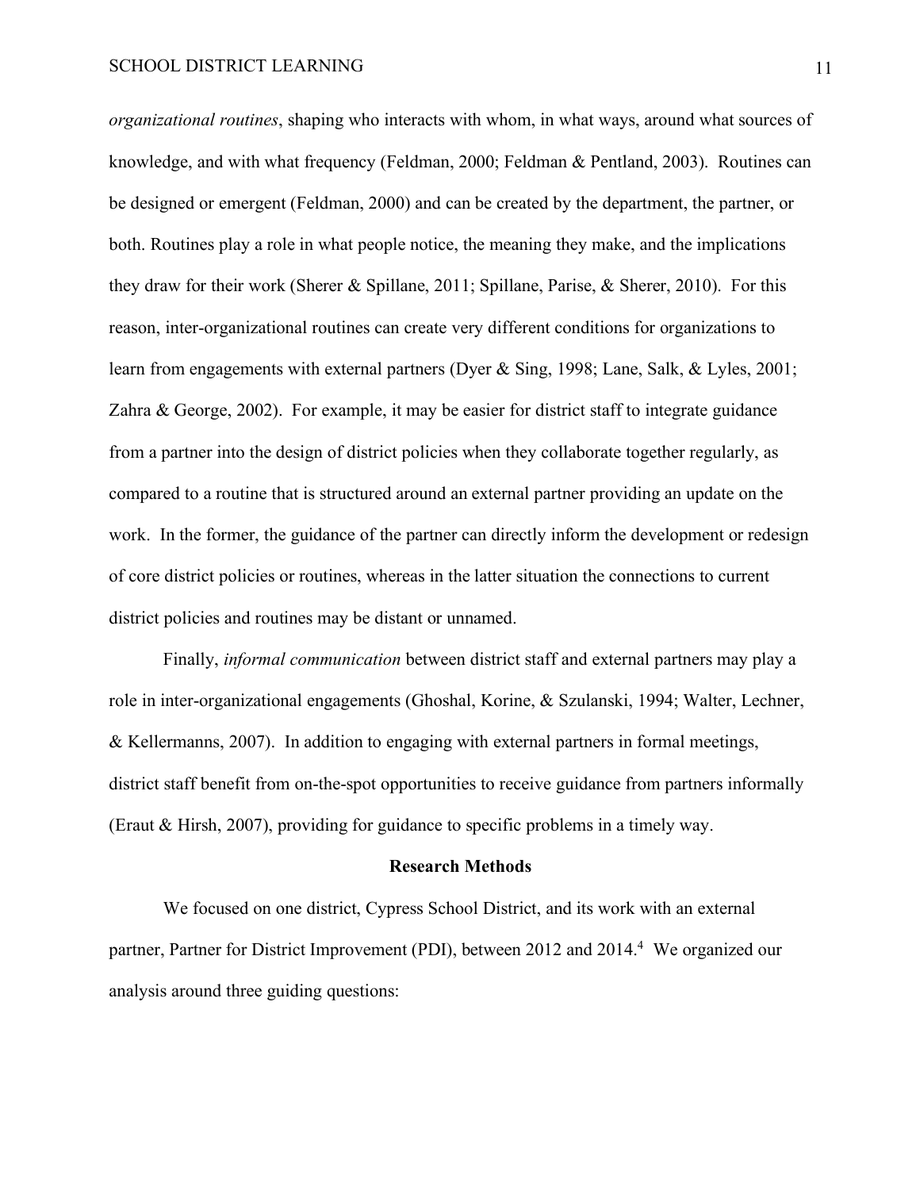*organizational routines*, shaping who interacts with whom, in what ways, around what sources of knowledge, and with what frequency (Feldman, 2000; Feldman & Pentland, 2003). Routines can be designed or emergent (Feldman, 2000) and can be created by the department, the partner, or both. Routines play a role in what people notice, the meaning they make, and the implications they draw for their work (Sherer & Spillane, 2011; Spillane, Parise, & Sherer, 2010). For this reason, inter-organizational routines can create very different conditions for organizations to learn from engagements with external partners (Dyer & Sing, 1998; Lane, Salk, & Lyles, 2001; Zahra & George, 2002). For example, it may be easier for district staff to integrate guidance from a partner into the design of district policies when they collaborate together regularly, as compared to a routine that is structured around an external partner providing an update on the work. In the former, the guidance of the partner can directly inform the development or redesign of core district policies or routines, whereas in the latter situation the connections to current district policies and routines may be distant or unnamed.

Finally, *informal communication* between district staff and external partners may play a role in inter-organizational engagements (Ghoshal, Korine, & Szulanski, 1994; Walter, Lechner, & Kellermanns, 2007). In addition to engaging with external partners in formal meetings, district staff benefit from on-the-spot opportunities to receive guidance from partners informally (Eraut & Hirsh, 2007), providing for guidance to specific problems in a timely way.

## Research Methods

We focused on one district, Cypress School District, and its work with an external partner, Partner for District Improvement (PDI), between 2012 and 2014.[4] We organized our analysis around three guiding questions: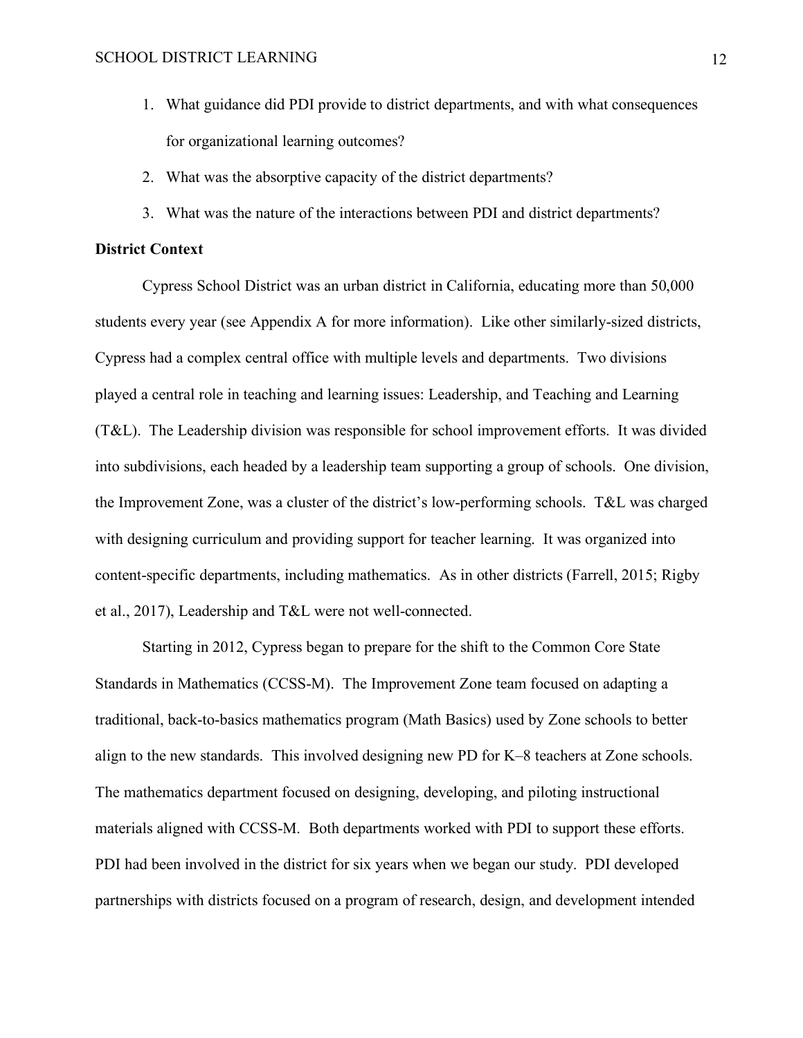1. What guidance did PDI provide to district departments, and with what consequences for organizational learning outcomes?
2. What was the absorptive capacity of the district departments?
3. What was the nature of the interactions between PDI and district departments?

**District Context**

Cypress School District was an urban district in California, educating more than 50,000 students every year (see Appendix A for more information). Like other similarly-sized districts, Cypress had a complex central office with multiple levels and departments. Two divisions played a central role in teaching and learning issues: Leadership, and Teaching and Learning (T&L). The Leadership division was responsible for school improvement efforts. It was divided into subdivisions, each headed by a leadership team supporting a group of schools. One division, the Improvement Zone, was a cluster of the district's low-performing schools. T&L was charged with designing curriculum and providing support for teacher learning. It was organized into content-specific departments, including mathematics. As in other districts (Farrell, 2015; Rigby et al., 2017), Leadership and T&L were not well-connected.

Starting in 2012, Cypress began to prepare for the shift to the Common Core State Standards in Mathematics (CCSS-M). The Improvement Zone team focused on adapting a traditional, back-to-basics mathematics program (Math Basics) used by Zone schools to better align to the new standards. This involved designing new PD for K–8 teachers at Zone schools. The mathematics department focused on designing, developing, and piloting instructional materials aligned with CCSS-M. Both departments worked with PDI to support these efforts. PDI had been involved in the district for six years when we began our study. PDI developed partnerships with districts focused on a program of research, design, and development intended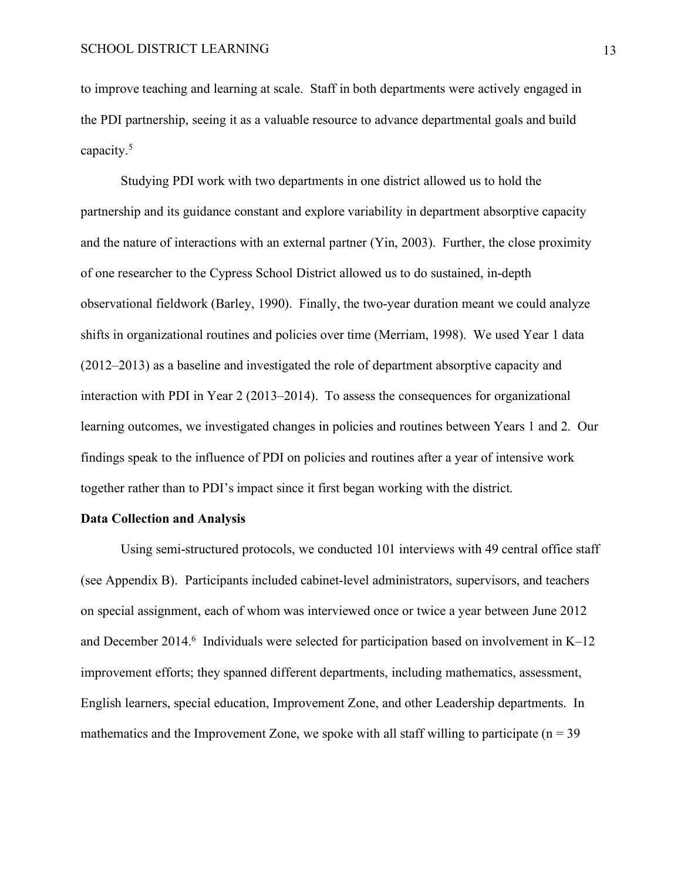to improve teaching and learning at scale. Staff in both departments were actively engaged in the PDI partnership, seeing it as a valuable resource to advance departmental goals and build capacity.[5]

Studying PDI work with two departments in one district allowed us to hold the partnership and its guidance constant and explore variability in department absorptive capacity and the nature of interactions with an external partner (Yin, 2003). Further, the close proximity of one researcher to the Cypress School District allowed us to do sustained, in-depth observational fieldwork (Barley, 1990). Finally, the two-year duration meant we could analyze shifts in organizational routines and policies over time (Merriam, 1998). We used Year 1 data (2012–2013) as a baseline and investigated the role of department absorptive capacity and interaction with PDI in Year 2 (2013–2014). To assess the consequences for organizational learning outcomes, we investigated changes in policies and routines between Years 1 and 2. Our findings speak to the influence of PDI on policies and routines after a year of intensive work together rather than to PDI's impact since it first began working with the district.

**Data Collection and Analysis**

Using semi-structured protocols, we conducted 101 interviews with 49 central office staff (see Appendix B). Participants included cabinet-level administrators, supervisors, and teachers on special assignment, each of whom was interviewed once or twice a year between June 2012 and December 2014.[6] Individuals were selected for participation based on involvement in K–12 improvement efforts; they spanned different departments, including mathematics, assessment, English learners, special education, Improvement Zone, and other Leadership departments. In mathematics and the Improvement Zone, we spoke with all staff willing to participate (n = 39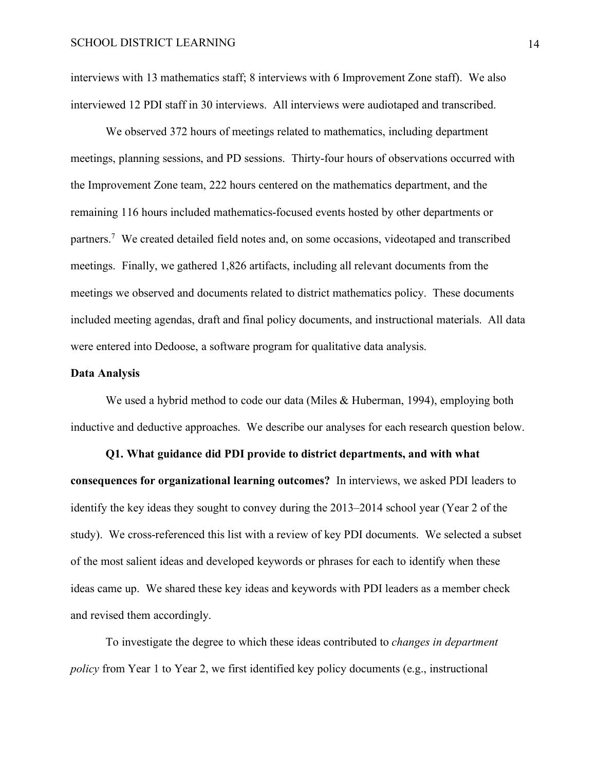interviews with 13 mathematics staff; 8 interviews with 6 Improvement Zone staff). We also interviewed 12 PDI staff in 30 interviews. All interviews were audiotaped and transcribed.

We observed 372 hours of meetings related to mathematics, including department meetings, planning sessions, and PD sessions. Thirty-four hours of observations occurred with the Improvement Zone team, 222 hours centered on the mathematics department, and the remaining 116 hours included mathematics-focused events hosted by other departments or partners.[7] We created detailed field notes and, on some occasions, videotaped and transcribed meetings. Finally, we gathered 1,826 artifacts, including all relevant documents from the meetings we observed and documents related to district mathematics policy. These documents included meeting agendas, draft and final policy documents, and instructional materials. All data were entered into Dedoose, a software program for qualitative data analysis.

**Data Analysis**

We used a hybrid method to code our data (Miles & Huberman, 1994), employing both inductive and deductive approaches. We describe our analyses for each research question below.

**Q1. What guidance did PDI provide to district departments, and with what consequences for organizational learning outcomes?** In interviews, we asked PDI leaders to identify the key ideas they sought to convey during the 2013–2014 school year (Year 2 of the study). We cross-referenced this list with a review of key PDI documents. We selected a subset of the most salient ideas and developed keywords or phrases for each to identify when these ideas came up. We shared these key ideas and keywords with PDI leaders as a member check and revised them accordingly.

To investigate the degree to which these ideas contributed to *changes in department policy* from Year 1 to Year 2, we first identified key policy documents (e.g., instructional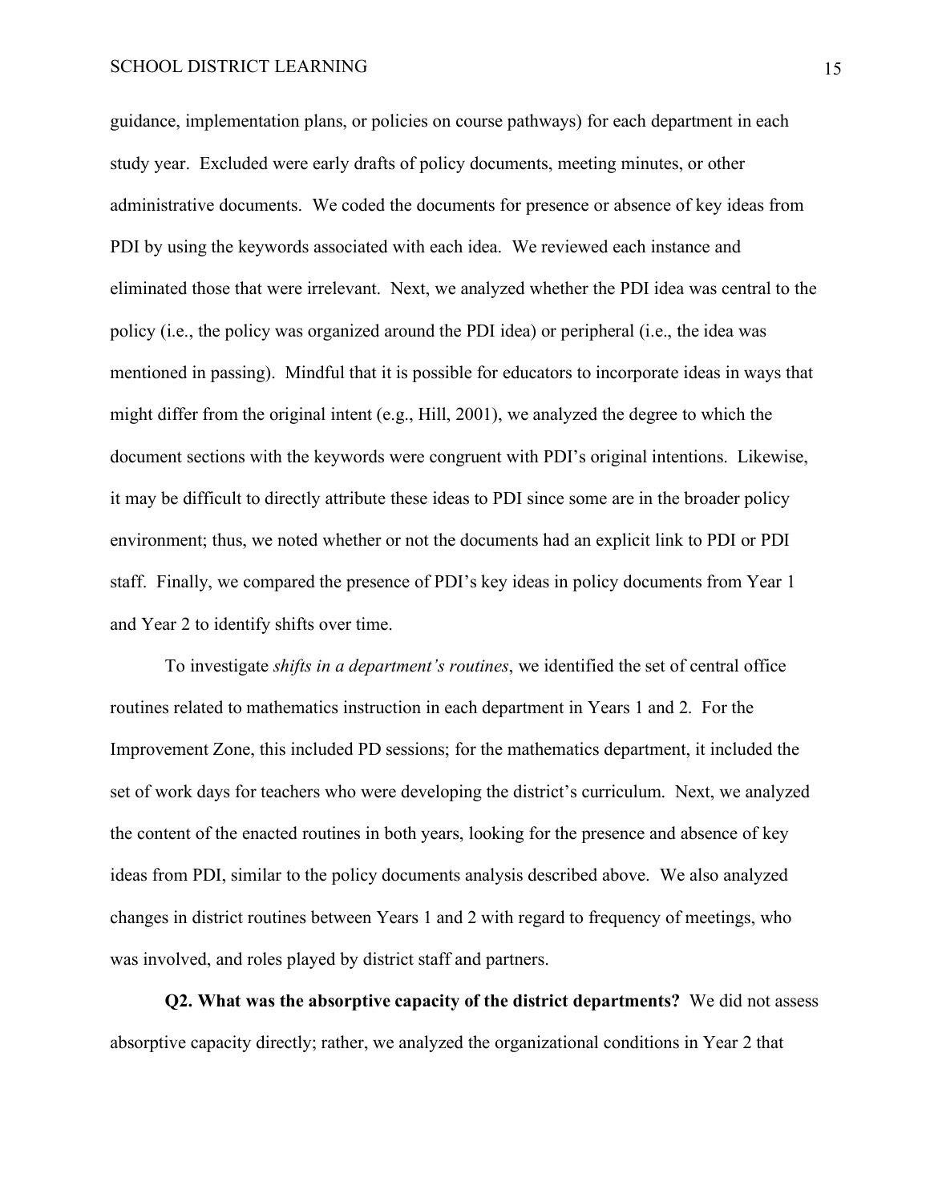guidance, implementation plans, or policies on course pathways) for each department in each study year. Excluded were early drafts of policy documents, meeting minutes, or other administrative documents. We coded the documents for presence or absence of key ideas from PDI by using the keywords associated with each idea. We reviewed each instance and eliminated those that were irrelevant. Next, we analyzed whether the PDI idea was central to the policy (i.e., the policy was organized around the PDI idea) or peripheral (i.e., the idea was mentioned in passing). Mindful that it is possible for educators to incorporate ideas in ways that might differ from the original intent (e.g., Hill, 2001), we analyzed the degree to which the document sections with the keywords were congruent with PDI's original intentions. Likewise, it may be difficult to directly attribute these ideas to PDI since some are in the broader policy environment; thus, we noted whether or not the documents had an explicit link to PDI or PDI staff. Finally, we compared the presence of PDI's key ideas in policy documents from Year 1 and Year 2 to identify shifts over time.

To investigate *shifts in a department's routines*, we identified the set of central office routines related to mathematics instruction in each department in Years 1 and 2. For the Improvement Zone, this included PD sessions; for the mathematics department, it included the set of work days for teachers who were developing the district's curriculum. Next, we analyzed the content of the enacted routines in both years, looking for the presence and absence of key ideas from PDI, similar to the policy documents analysis described above. We also analyzed changes in district routines between Years 1 and 2 with regard to frequency of meetings, who was involved, and roles played by district staff and partners.

**Q2. What was the absorptive capacity of the district departments?** We did not assess absorptive capacity directly; rather, we analyzed the organizational conditions in Year 2 that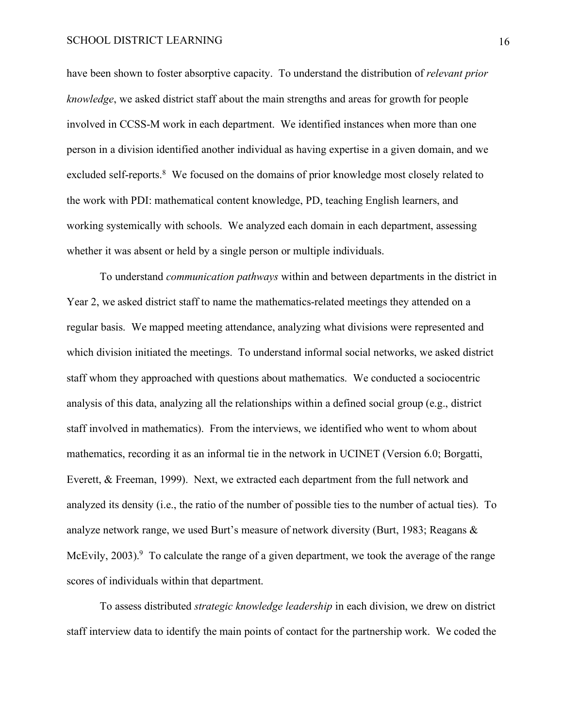have been shown to foster absorptive capacity. To understand the distribution of *relevant prior knowledge*, we asked district staff about the main strengths and areas for growth for people involved in CCSS-M work in each department. We identified instances when more than one person in a division identified another individual as having expertise in a given domain, and we excluded self-reports.[8] We focused on the domains of prior knowledge most closely related to the work with PDI: mathematical content knowledge, PD, teaching English learners, and working systemically with schools. We analyzed each domain in each department, assessing whether it was absent or held by a single person or multiple individuals.

To understand *communication pathways* within and between departments in the district in Year 2, we asked district staff to name the mathematics-related meetings they attended on a regular basis. We mapped meeting attendance, analyzing what divisions were represented and which division initiated the meetings. To understand informal social networks, we asked district staff whom they approached with questions about mathematics. We conducted a sociocentric analysis of this data, analyzing all the relationships within a defined social group (e.g., district staff involved in mathematics). From the interviews, we identified who went to whom about mathematics, recording it as an informal tie in the network in UCINET (Version 6.0; Borgatti, Everett, & Freeman, 1999). Next, we extracted each department from the full network and analyzed its density (i.e., the ratio of the number of possible ties to the number of actual ties). To analyze network range, we used Burt's measure of network diversity (Burt, 1983; Reagans & McEvily, 2003).[9] To calculate the range of a given department, we took the average of the range scores of individuals within that department.

To assess distributed *strategic knowledge leadership* in each division, we drew on district staff interview data to identify the main points of contact for the partnership work. We coded the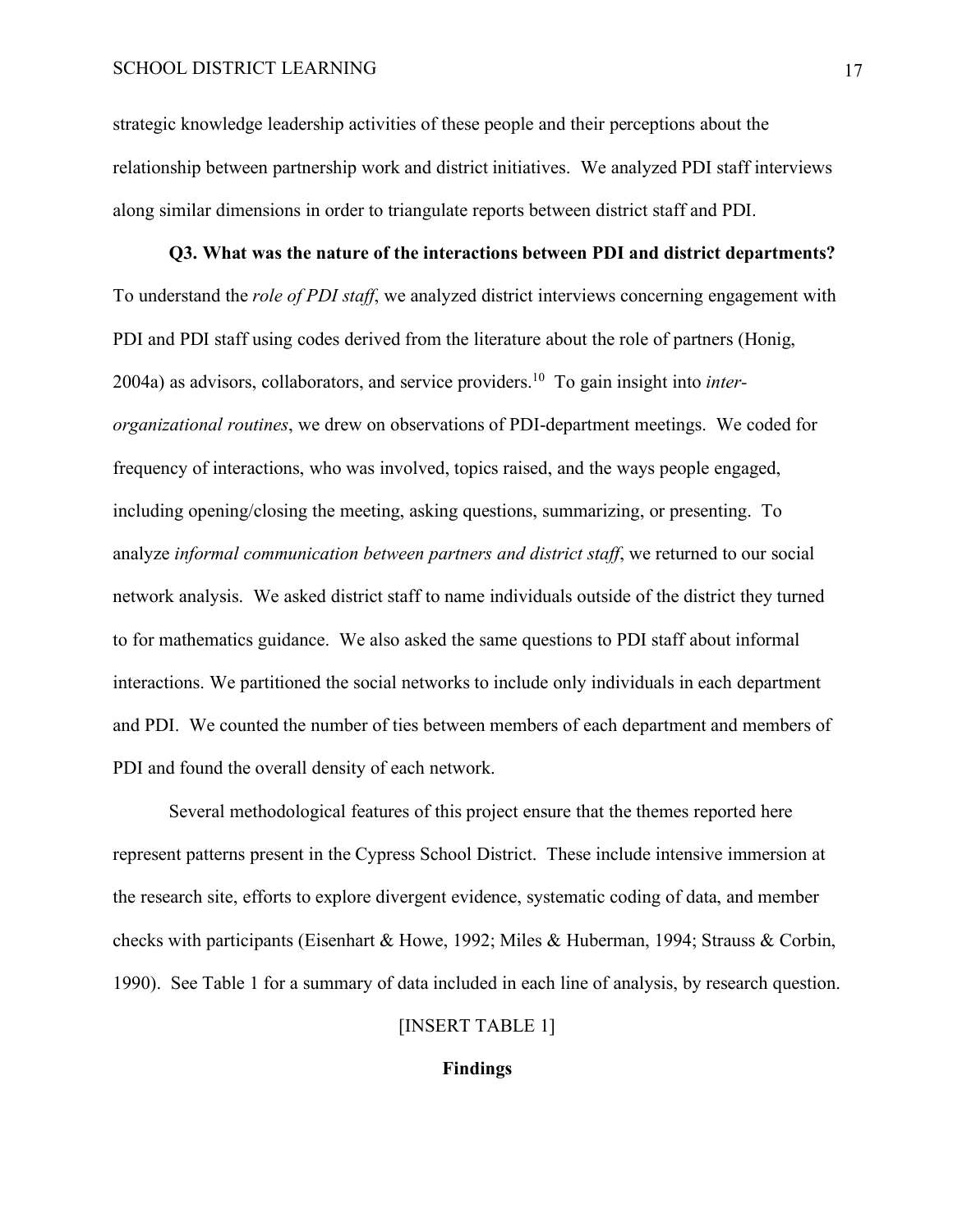strategic knowledge leadership activities of these people and their perceptions about the relationship between partnership work and district initiatives. We analyzed PDI staff interviews along similar dimensions in order to triangulate reports between district staff and PDI.

**Q3. What was the nature of the interactions between PDI and district departments?** To understand the *role of PDI staff*, we analyzed district interviews concerning engagement with PDI and PDI staff using codes derived from the literature about the role of partners (Honig, 2004a) as advisors, collaborators, and service providers.[10] To gain insight into *inter-organizational routines*, we drew on observations of PDI-department meetings. We coded for frequency of interactions, who was involved, topics raised, and the ways people engaged, including opening/closing the meeting, asking questions, summarizing, or presenting. To analyze *informal communication between partners and district staff*, we returned to our social network analysis. We asked district staff to name individuals outside of the district they turned to for mathematics guidance. We also asked the same questions to PDI staff about informal interactions. We partitioned the social networks to include only individuals in each department and PDI. We counted the number of ties between members of each department and members of PDI and found the overall density of each network.

Several methodological features of this project ensure that the themes reported here represent patterns present in the Cypress School District. These include intensive immersion at the research site, efforts to explore divergent evidence, systematic coding of data, and member checks with participants (Eisenhart & Howe, 1992; Miles & Huberman, 1994; Strauss & Corbin, 1990). See Table 1 for a summary of data included in each line of analysis, by research question.

[INSERT TABLE 1]

## Findings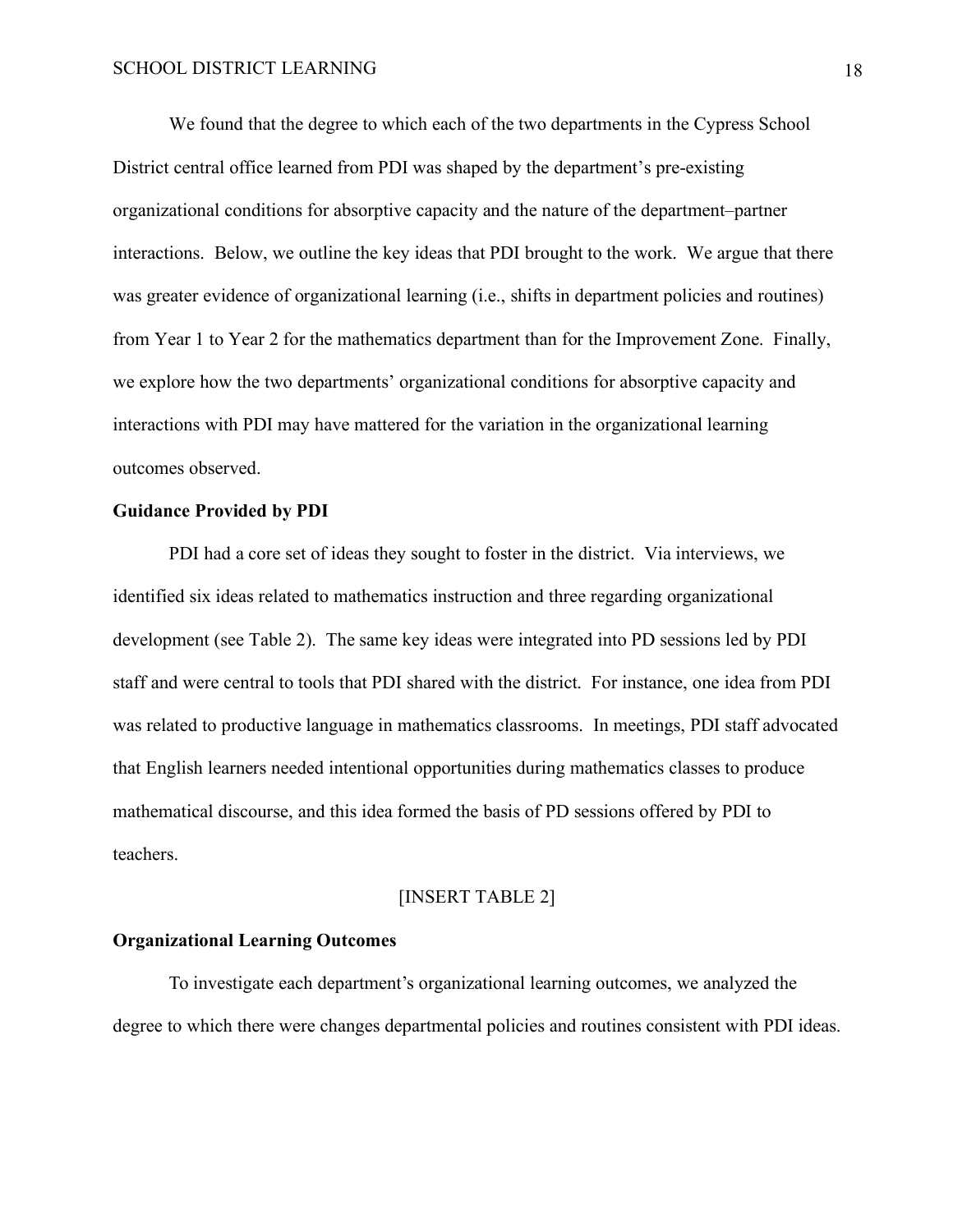We found that the degree to which each of the two departments in the Cypress School District central office learned from PDI was shaped by the department's pre-existing organizational conditions for absorptive capacity and the nature of the department–partner interactions. Below, we outline the key ideas that PDI brought to the work. We argue that there was greater evidence of organizational learning (i.e., shifts in department policies and routines) from Year 1 to Year 2 for the mathematics department than for the Improvement Zone. Finally, we explore how the two departments' organizational conditions for absorptive capacity and interactions with PDI may have mattered for the variation in the organizational learning outcomes observed.

## Guidance Provided by PDI

PDI had a core set of ideas they sought to foster in the district. Via interviews, we identified six ideas related to mathematics instruction and three regarding organizational development (see Table 2). The same key ideas were integrated into PD sessions led by PDI staff and were central to tools that PDI shared with the district. For instance, one idea from PDI was related to productive language in mathematics classrooms. In meetings, PDI staff advocated that English learners needed intentional opportunities during mathematics classes to produce mathematical discourse, and this idea formed the basis of PD sessions offered by PDI to teachers.

[INSERT TABLE 2]

## Organizational Learning Outcomes

To investigate each department's organizational learning outcomes, we analyzed the degree to which there were changes departmental policies and routines consistent with PDI ideas.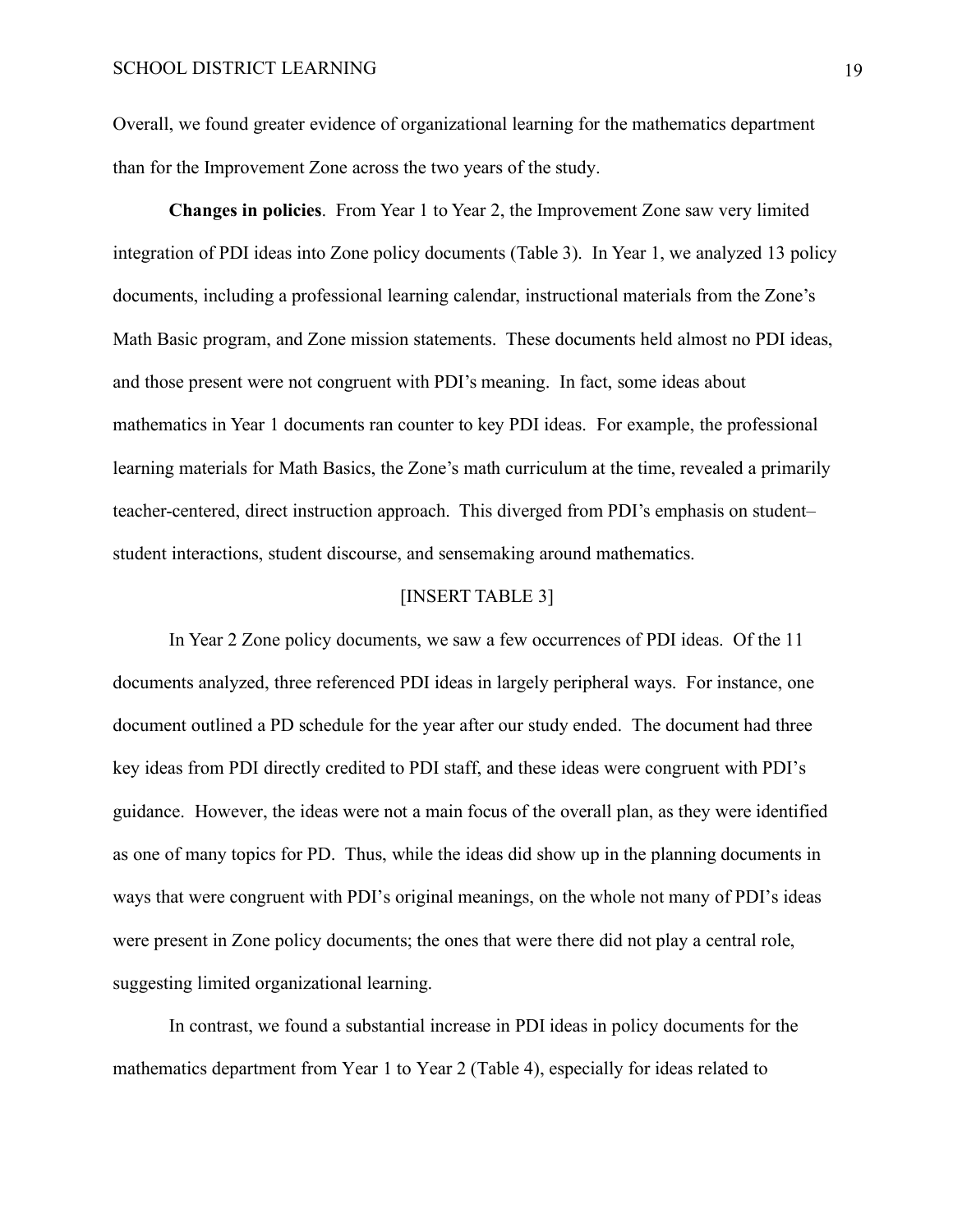Overall, we found greater evidence of organizational learning for the mathematics department than for the Improvement Zone across the two years of the study.

**Changes in policies**. From Year 1 to Year 2, the Improvement Zone saw very limited integration of PDI ideas into Zone policy documents (Table 3). In Year 1, we analyzed 13 policy documents, including a professional learning calendar, instructional materials from the Zone's Math Basic program, and Zone mission statements. These documents held almost no PDI ideas, and those present were not congruent with PDI's meaning. In fact, some ideas about mathematics in Year 1 documents ran counter to key PDI ideas. For example, the professional learning materials for Math Basics, the Zone's math curriculum at the time, revealed a primarily teacher-centered, direct instruction approach. This diverged from PDI's emphasis on student–student interactions, student discourse, and sensemaking around mathematics.

[INSERT TABLE 3]

In Year 2 Zone policy documents, we saw a few occurrences of PDI ideas. Of the 11 documents analyzed, three referenced PDI ideas in largely peripheral ways. For instance, one document outlined a PD schedule for the year after our study ended. The document had three key ideas from PDI directly credited to PDI staff, and these ideas were congruent with PDI's guidance. However, the ideas were not a main focus of the overall plan, as they were identified as one of many topics for PD. Thus, while the ideas did show up in the planning documents in ways that were congruent with PDI's original meanings, on the whole not many of PDI's ideas were present in Zone policy documents; the ones that were there did not play a central role, suggesting limited organizational learning.

In contrast, we found a substantial increase in PDI ideas in policy documents for the mathematics department from Year 1 to Year 2 (Table 4), especially for ideas related to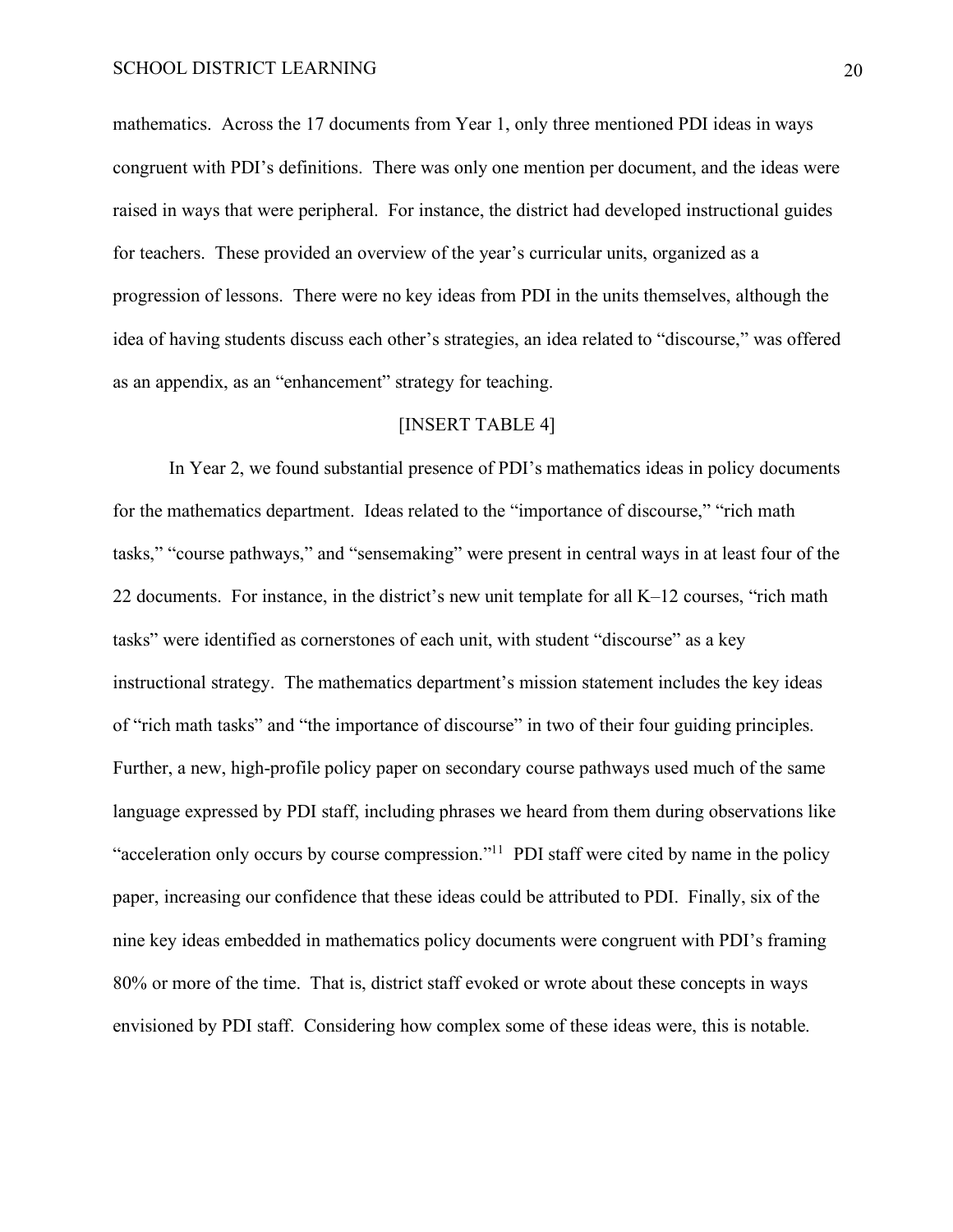mathematics. Across the 17 documents from Year 1, only three mentioned PDI ideas in ways congruent with PDI's definitions. There was only one mention per document, and the ideas were raised in ways that were peripheral. For instance, the district had developed instructional guides for teachers. These provided an overview of the year's curricular units, organized as a progression of lessons. There were no key ideas from PDI in the units themselves, although the idea of having students discuss each other's strategies, an idea related to "discourse," was offered as an appendix, as an "enhancement" strategy for teaching.

[INSERT TABLE 4]

In Year 2, we found substantial presence of PDI's mathematics ideas in policy documents for the mathematics department. Ideas related to the "importance of discourse," "rich math tasks," "course pathways," and "sensemaking" were present in central ways in at least four of the 22 documents. For instance, in the district's new unit template for all K–12 courses, "rich math tasks" were identified as cornerstones of each unit, with student "discourse" as a key instructional strategy. The mathematics department's mission statement includes the key ideas of "rich math tasks" and "the importance of discourse" in two of their four guiding principles. Further, a new, high-profile policy paper on secondary course pathways used much of the same language expressed by PDI staff, including phrases we heard from them during observations like "acceleration only occurs by course compression."[11] PDI staff were cited by name in the policy paper, increasing our confidence that these ideas could be attributed to PDI. Finally, six of the nine key ideas embedded in mathematics policy documents were congruent with PDI's framing 80% or more of the time. That is, district staff evoked or wrote about these concepts in ways envisioned by PDI staff. Considering how complex some of these ideas were, this is notable.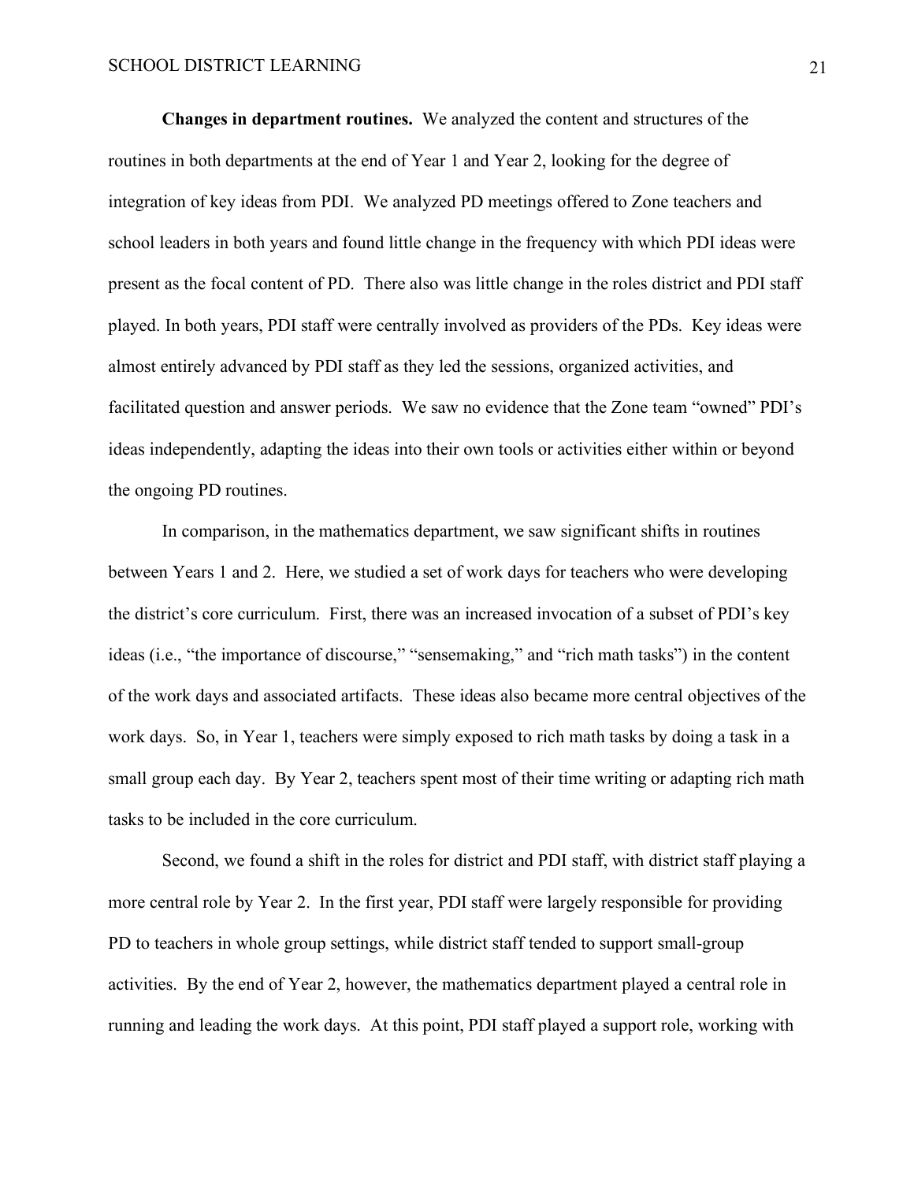**Changes in department routines.** We analyzed the content and structures of the routines in both departments at the end of Year 1 and Year 2, looking for the degree of integration of key ideas from PDI. We analyzed PD meetings offered to Zone teachers and school leaders in both years and found little change in the frequency with which PDI ideas were present as the focal content of PD. There also was little change in the roles district and PDI staff played. In both years, PDI staff were centrally involved as providers of the PDs. Key ideas were almost entirely advanced by PDI staff as they led the sessions, organized activities, and facilitated question and answer periods. We saw no evidence that the Zone team "owned" PDI's ideas independently, adapting the ideas into their own tools or activities either within or beyond the ongoing PD routines.

In comparison, in the mathematics department, we saw significant shifts in routines between Years 1 and 2. Here, we studied a set of work days for teachers who were developing the district's core curriculum. First, there was an increased invocation of a subset of PDI's key ideas (i.e., "the importance of discourse," "sensemaking," and "rich math tasks") in the content of the work days and associated artifacts. These ideas also became more central objectives of the work days. So, in Year 1, teachers were simply exposed to rich math tasks by doing a task in a small group each day. By Year 2, teachers spent most of their time writing or adapting rich math tasks to be included in the core curriculum.

Second, we found a shift in the roles for district and PDI staff, with district staff playing a more central role by Year 2. In the first year, PDI staff were largely responsible for providing PD to teachers in whole group settings, while district staff tended to support small-group activities. By the end of Year 2, however, the mathematics department played a central role in running and leading the work days. At this point, PDI staff played a support role, working with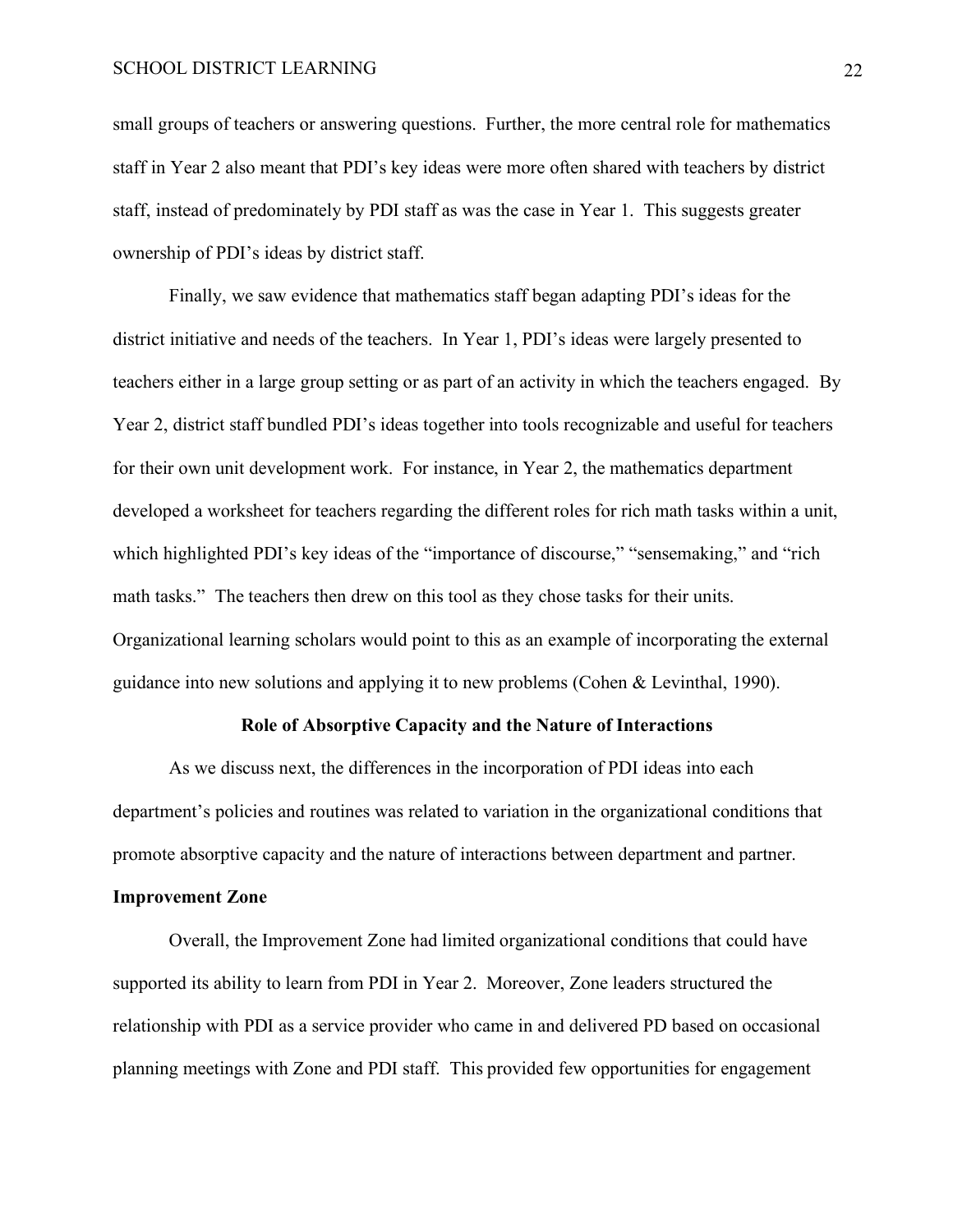small groups of teachers or answering questions. Further, the more central role for mathematics staff in Year 2 also meant that PDI's key ideas were more often shared with teachers by district staff, instead of predominately by PDI staff as was the case in Year 1. This suggests greater ownership of PDI's ideas by district staff.

Finally, we saw evidence that mathematics staff began adapting PDI's ideas for the district initiative and needs of the teachers. In Year 1, PDI's ideas were largely presented to teachers either in a large group setting or as part of an activity in which the teachers engaged. By Year 2, district staff bundled PDI's ideas together into tools recognizable and useful for teachers for their own unit development work. For instance, in Year 2, the mathematics department developed a worksheet for teachers regarding the different roles for rich math tasks within a unit, which highlighted PDI's key ideas of the "importance of discourse," "sensemaking," and "rich math tasks." The teachers then drew on this tool as they chose tasks for their units. Organizational learning scholars would point to this as an example of incorporating the external guidance into new solutions and applying it to new problems (Cohen & Levinthal, 1990).

## Role of Absorptive Capacity and the Nature of Interactions

As we discuss next, the differences in the incorporation of PDI ideas into each department's policies and routines was related to variation in the organizational conditions that promote absorptive capacity and the nature of interactions between department and partner.

### Improvement Zone

Overall, the Improvement Zone had limited organizational conditions that could have supported its ability to learn from PDI in Year 2. Moreover, Zone leaders structured the relationship with PDI as a service provider who came in and delivered PD based on occasional planning meetings with Zone and PDI staff. This provided few opportunities for engagement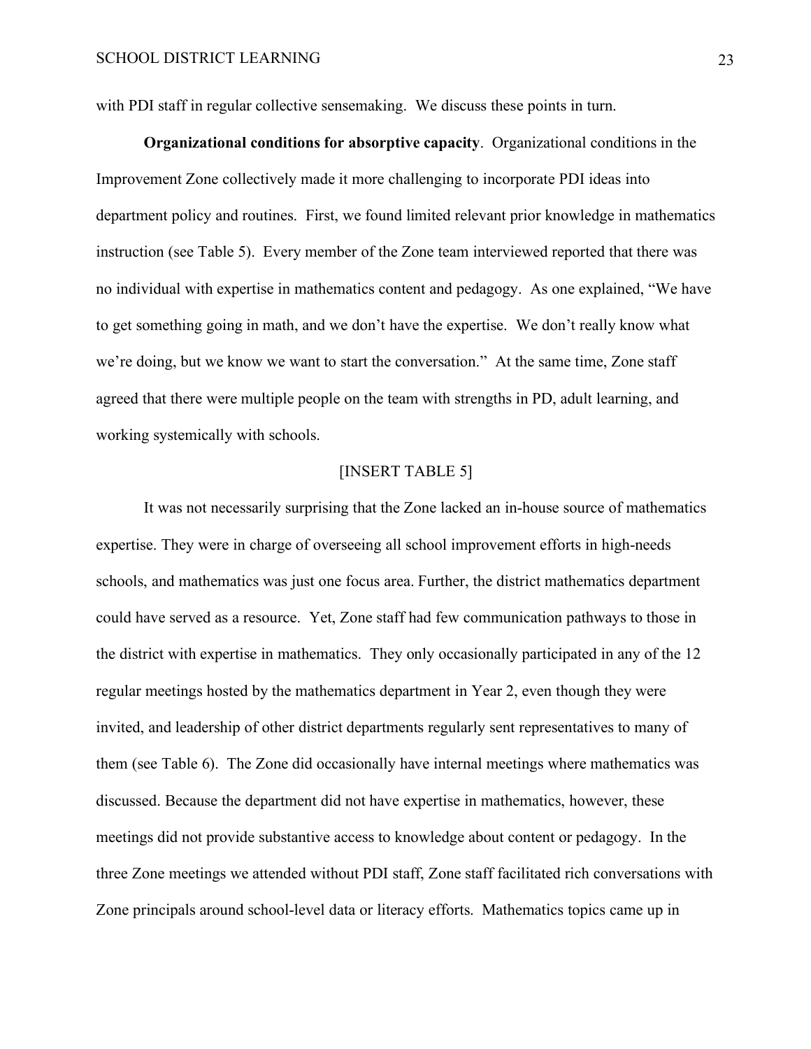with PDI staff in regular collective sensemaking.  We discuss these points in turn.

**Organizational conditions for absorptive capacity**. Organizational conditions in the Improvement Zone collectively made it more challenging to incorporate PDI ideas into department policy and routines.  First, we found limited relevant prior knowledge in mathematics instruction (see Table 5).  Every member of the Zone team interviewed reported that there was no individual with expertise in mathematics content and pedagogy.  As one explained, "We have to get something going in math, and we don't have the expertise.  We don't really know what we're doing, but we know we want to start the conversation."  At the same time, Zone staff agreed that there were multiple people on the team with strengths in PD, adult learning, and working systemically with schools.

[INSERT TABLE 5]

It was not necessarily surprising that the Zone lacked an in-house source of mathematics expertise. They were in charge of overseeing all school improvement efforts in high-needs schools, and mathematics was just one focus area. Further, the district mathematics department could have served as a resource.  Yet, Zone staff had few communication pathways to those in the district with expertise in mathematics.  They only occasionally participated in any of the 12 regular meetings hosted by the mathematics department in Year 2, even though they were invited, and leadership of other district departments regularly sent representatives to many of them (see Table 6).  The Zone did occasionally have internal meetings where mathematics was discussed. Because the department did not have expertise in mathematics, however, these meetings did not provide substantive access to knowledge about content or pedagogy.  In the three Zone meetings we attended without PDI staff, Zone staff facilitated rich conversations with Zone principals around school-level data or literacy efforts.  Mathematics topics came up in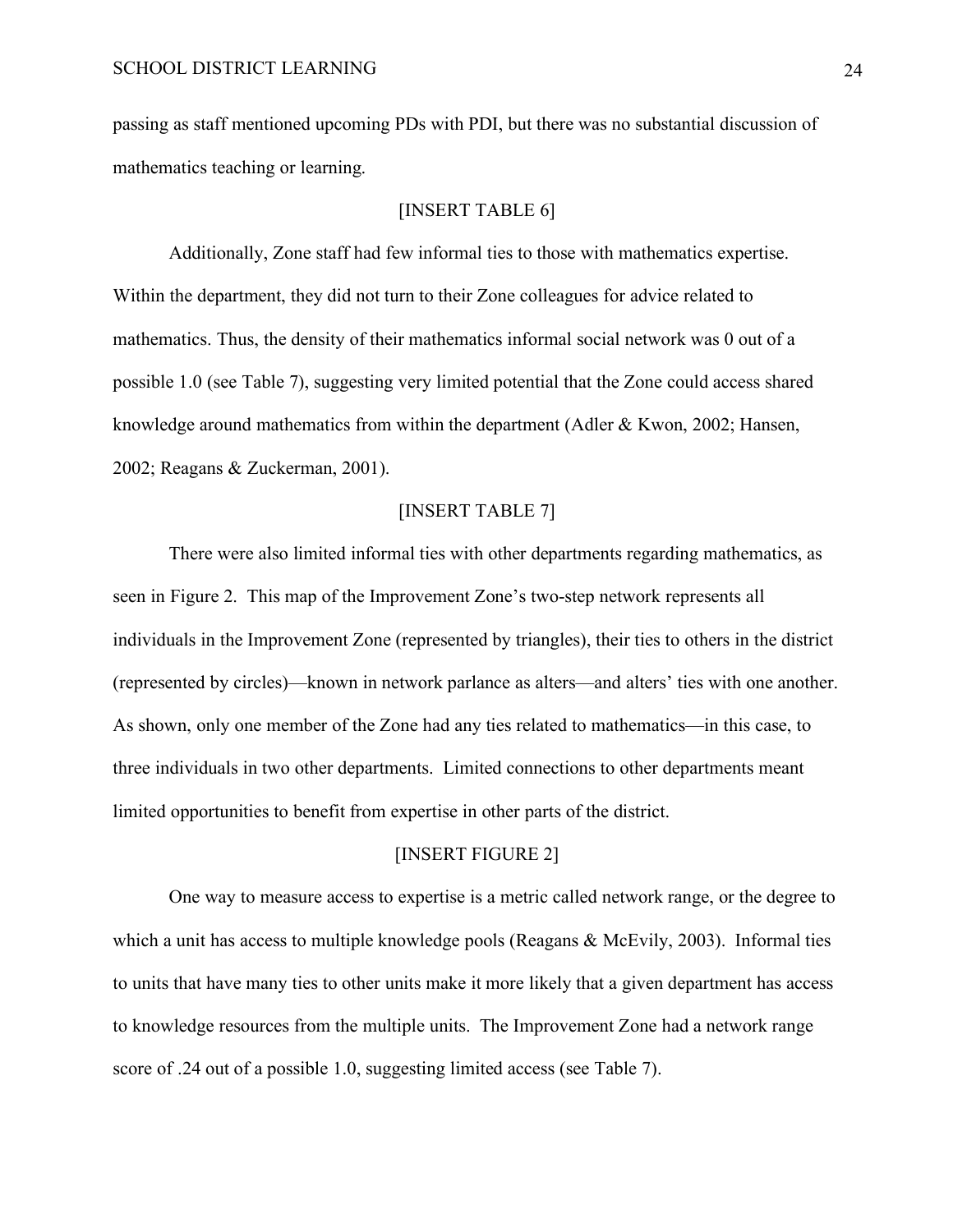passing as staff mentioned upcoming PDs with PDI, but there was no substantial discussion of mathematics teaching or learning.

[INSERT TABLE 6]

Additionally, Zone staff had few informal ties to those with mathematics expertise. Within the department, they did not turn to their Zone colleagues for advice related to mathematics. Thus, the density of their mathematics informal social network was 0 out of a possible 1.0 (see Table 7), suggesting very limited potential that the Zone could access shared knowledge around mathematics from within the department (Adler & Kwon, 2002; Hansen, 2002; Reagans & Zuckerman, 2001).

[INSERT TABLE 7]

There were also limited informal ties with other departments regarding mathematics, as seen in Figure 2. This map of the Improvement Zone's two-step network represents all individuals in the Improvement Zone (represented by triangles), their ties to others in the district (represented by circles)—known in network parlance as alters—and alters' ties with one another. As shown, only one member of the Zone had any ties related to mathematics—in this case, to three individuals in two other departments. Limited connections to other departments meant limited opportunities to benefit from expertise in other parts of the district.

[INSERT FIGURE 2]

One way to measure access to expertise is a metric called network range, or the degree to which a unit has access to multiple knowledge pools (Reagans & McEvily, 2003). Informal ties to units that have many ties to other units make it more likely that a given department has access to knowledge resources from the multiple units. The Improvement Zone had a network range score of .24 out of a possible 1.0, suggesting limited access (see Table 7).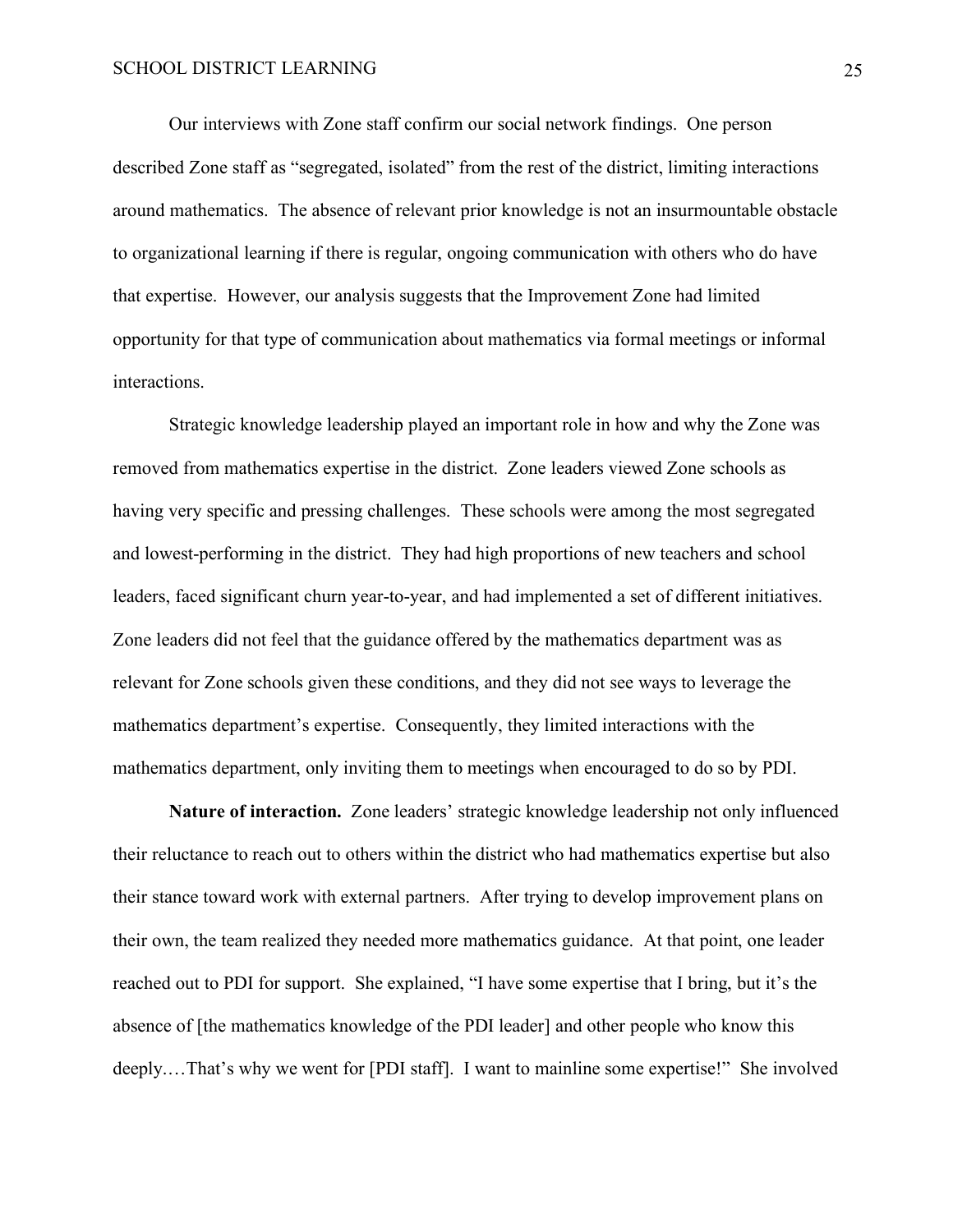Our interviews with Zone staff confirm our social network findings. One person described Zone staff as "segregated, isolated" from the rest of the district, limiting interactions around mathematics. The absence of relevant prior knowledge is not an insurmountable obstacle to organizational learning if there is regular, ongoing communication with others who do have that expertise. However, our analysis suggests that the Improvement Zone had limited opportunity for that type of communication about mathematics via formal meetings or informal interactions.

Strategic knowledge leadership played an important role in how and why the Zone was removed from mathematics expertise in the district. Zone leaders viewed Zone schools as having very specific and pressing challenges. These schools were among the most segregated and lowest-performing in the district. They had high proportions of new teachers and school leaders, faced significant churn year-to-year, and had implemented a set of different initiatives. Zone leaders did not feel that the guidance offered by the mathematics department was as relevant for Zone schools given these conditions, and they did not see ways to leverage the mathematics department's expertise. Consequently, they limited interactions with the mathematics department, only inviting them to meetings when encouraged to do so by PDI.

**Nature of interaction.** Zone leaders' strategic knowledge leadership not only influenced their reluctance to reach out to others within the district who had mathematics expertise but also their stance toward work with external partners. After trying to develop improvement plans on their own, the team realized they needed more mathematics guidance. At that point, one leader reached out to PDI for support. She explained, "I have some expertise that I bring, but it's the absence of [the mathematics knowledge of the PDI leader] and other people who know this deeply.…That's why we went for [PDI staff]. I want to mainline some expertise!" She involved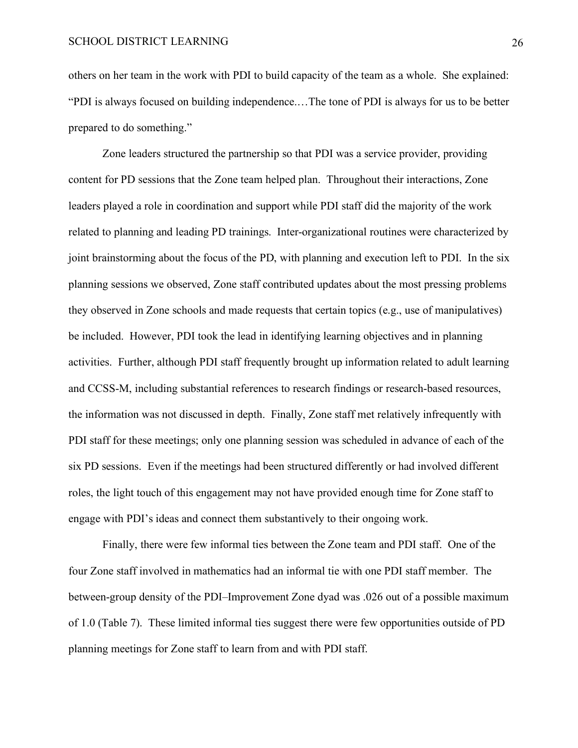others on her team in the work with PDI to build capacity of the team as a whole. She explained: "PDI is always focused on building independence.…The tone of PDI is always for us to be better prepared to do something."

Zone leaders structured the partnership so that PDI was a service provider, providing content for PD sessions that the Zone team helped plan. Throughout their interactions, Zone leaders played a role in coordination and support while PDI staff did the majority of the work related to planning and leading PD trainings. Inter-organizational routines were characterized by joint brainstorming about the focus of the PD, with planning and execution left to PDI. In the six planning sessions we observed, Zone staff contributed updates about the most pressing problems they observed in Zone schools and made requests that certain topics (e.g., use of manipulatives) be included. However, PDI took the lead in identifying learning objectives and in planning activities. Further, although PDI staff frequently brought up information related to adult learning and CCSS-M, including substantial references to research findings or research-based resources, the information was not discussed in depth. Finally, Zone staff met relatively infrequently with PDI staff for these meetings; only one planning session was scheduled in advance of each of the six PD sessions. Even if the meetings had been structured differently or had involved different roles, the light touch of this engagement may not have provided enough time for Zone staff to engage with PDI's ideas and connect them substantively to their ongoing work.

Finally, there were few informal ties between the Zone team and PDI staff. One of the four Zone staff involved in mathematics had an informal tie with one PDI staff member. The between-group density of the PDI–Improvement Zone dyad was .026 out of a possible maximum of 1.0 (Table 7). These limited informal ties suggest there were few opportunities outside of PD planning meetings for Zone staff to learn from and with PDI staff.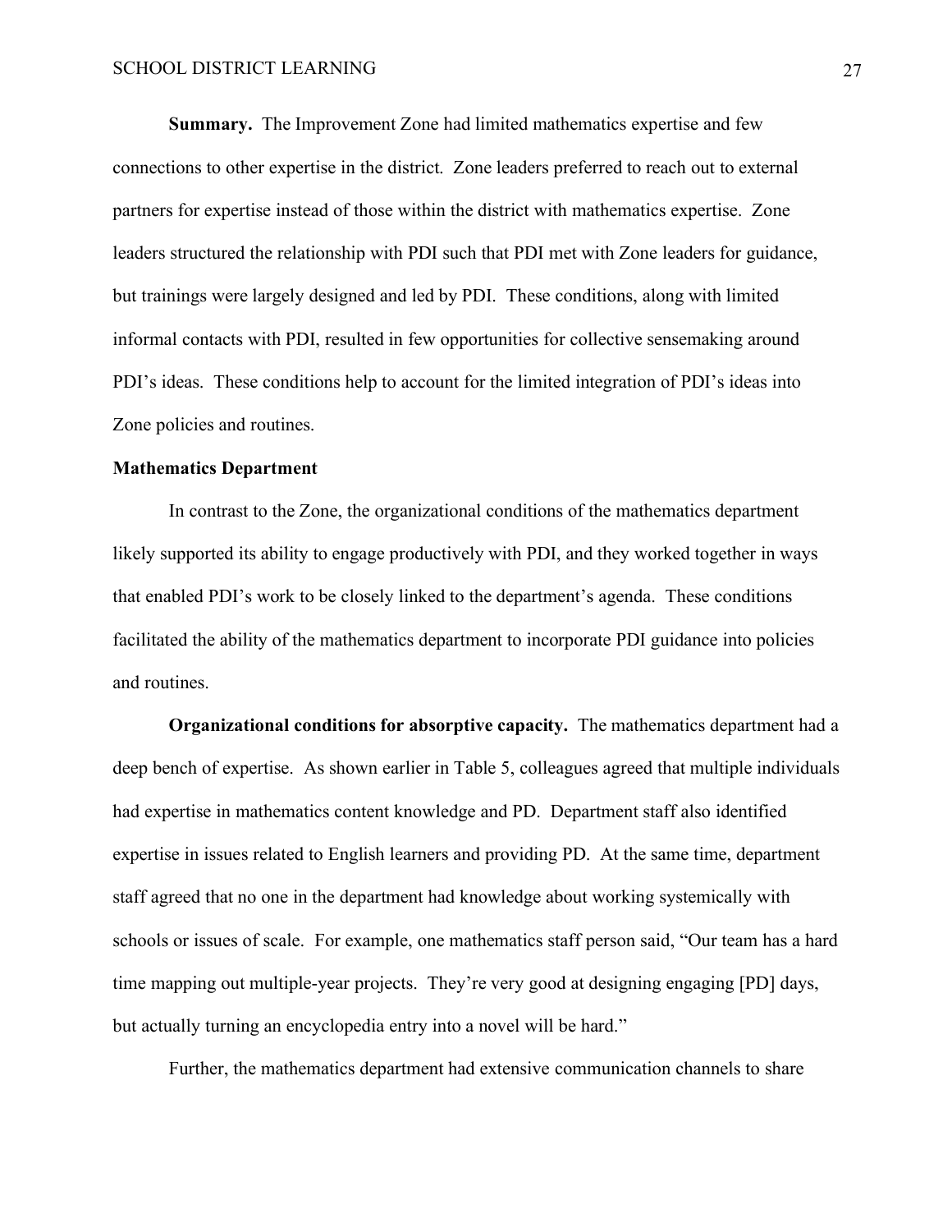**Summary.** The Improvement Zone had limited mathematics expertise and few connections to other expertise in the district. Zone leaders preferred to reach out to external partners for expertise instead of those within the district with mathematics expertise. Zone leaders structured the relationship with PDI such that PDI met with Zone leaders for guidance, but trainings were largely designed and led by PDI. These conditions, along with limited informal contacts with PDI, resulted in few opportunities for collective sensemaking around PDI's ideas. These conditions help to account for the limited integration of PDI's ideas into Zone policies and routines.

### Mathematics Department

In contrast to the Zone, the organizational conditions of the mathematics department likely supported its ability to engage productively with PDI, and they worked together in ways that enabled PDI's work to be closely linked to the department's agenda. These conditions facilitated the ability of the mathematics department to incorporate PDI guidance into policies and routines.

**Organizational conditions for absorptive capacity.** The mathematics department had a deep bench of expertise. As shown earlier in Table 5, colleagues agreed that multiple individuals had expertise in mathematics content knowledge and PD. Department staff also identified expertise in issues related to English learners and providing PD. At the same time, department staff agreed that no one in the department had knowledge about working systemically with schools or issues of scale. For example, one mathematics staff person said, "Our team has a hard time mapping out multiple-year projects. They're very good at designing engaging [PD] days, but actually turning an encyclopedia entry into a novel will be hard."

Further, the mathematics department had extensive communication channels to share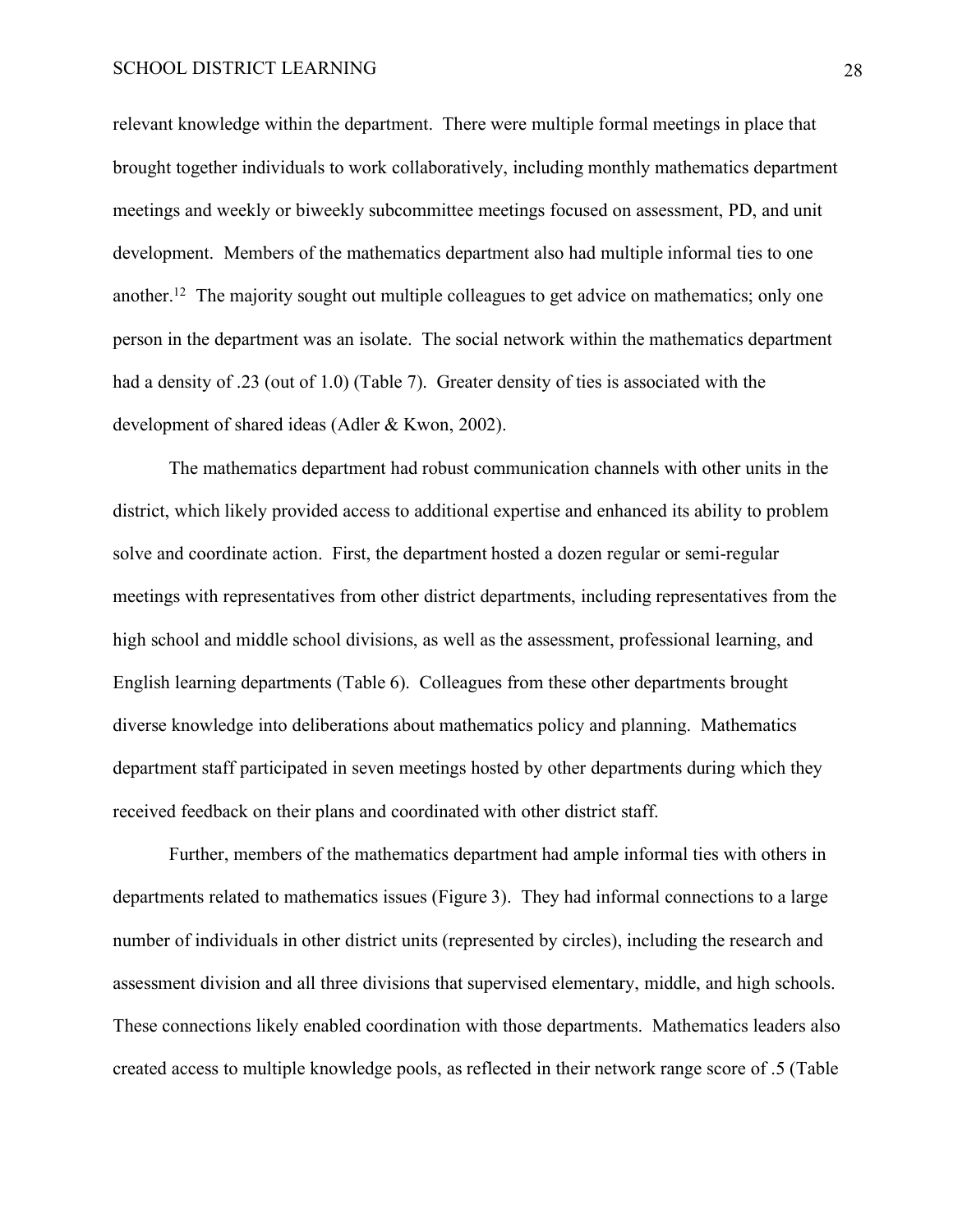relevant knowledge within the department. There were multiple formal meetings in place that brought together individuals to work collaboratively, including monthly mathematics department meetings and weekly or biweekly subcommittee meetings focused on assessment, PD, and unit development. Members of the mathematics department also had multiple informal ties to one another.[12] The majority sought out multiple colleagues to get advice on mathematics; only one person in the department was an isolate. The social network within the mathematics department had a density of .23 (out of 1.0) (Table 7). Greater density of ties is associated with the development of shared ideas (Adler & Kwon, 2002).

The mathematics department had robust communication channels with other units in the district, which likely provided access to additional expertise and enhanced its ability to problem solve and coordinate action. First, the department hosted a dozen regular or semi-regular meetings with representatives from other district departments, including representatives from the high school and middle school divisions, as well as the assessment, professional learning, and English learning departments (Table 6). Colleagues from these other departments brought diverse knowledge into deliberations about mathematics policy and planning. Mathematics department staff participated in seven meetings hosted by other departments during which they received feedback on their plans and coordinated with other district staff.

Further, members of the mathematics department had ample informal ties with others in departments related to mathematics issues (Figure 3). They had informal connections to a large number of individuals in other district units (represented by circles), including the research and assessment division and all three divisions that supervised elementary, middle, and high schools. These connections likely enabled coordination with those departments. Mathematics leaders also created access to multiple knowledge pools, as reflected in their network range score of .5 (Table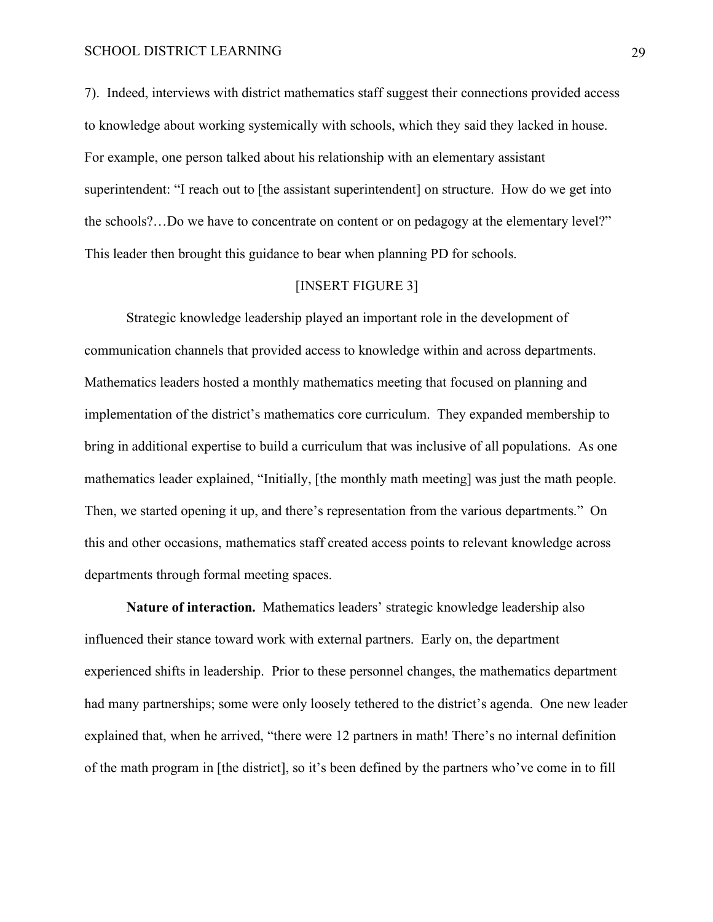7). Indeed, interviews with district mathematics staff suggest their connections provided access to knowledge about working systemically with schools, which they said they lacked in house. For example, one person talked about his relationship with an elementary assistant superintendent: "I reach out to [the assistant superintendent] on structure. How do we get into the schools?…Do we have to concentrate on content or on pedagogy at the elementary level?" This leader then brought this guidance to bear when planning PD for schools.

[INSERT FIGURE 3]

Strategic knowledge leadership played an important role in the development of communication channels that provided access to knowledge within and across departments. Mathematics leaders hosted a monthly mathematics meeting that focused on planning and implementation of the district's mathematics core curriculum. They expanded membership to bring in additional expertise to build a curriculum that was inclusive of all populations. As one mathematics leader explained, "Initially, [the monthly math meeting] was just the math people. Then, we started opening it up, and there's representation from the various departments." On this and other occasions, mathematics staff created access points to relevant knowledge across departments through formal meeting spaces.

**Nature of interaction.** Mathematics leaders' strategic knowledge leadership also influenced their stance toward work with external partners. Early on, the department experienced shifts in leadership. Prior to these personnel changes, the mathematics department had many partnerships; some were only loosely tethered to the district's agenda. One new leader explained that, when he arrived, "there were 12 partners in math! There's no internal definition of the math program in [the district], so it's been defined by the partners who've come in to fill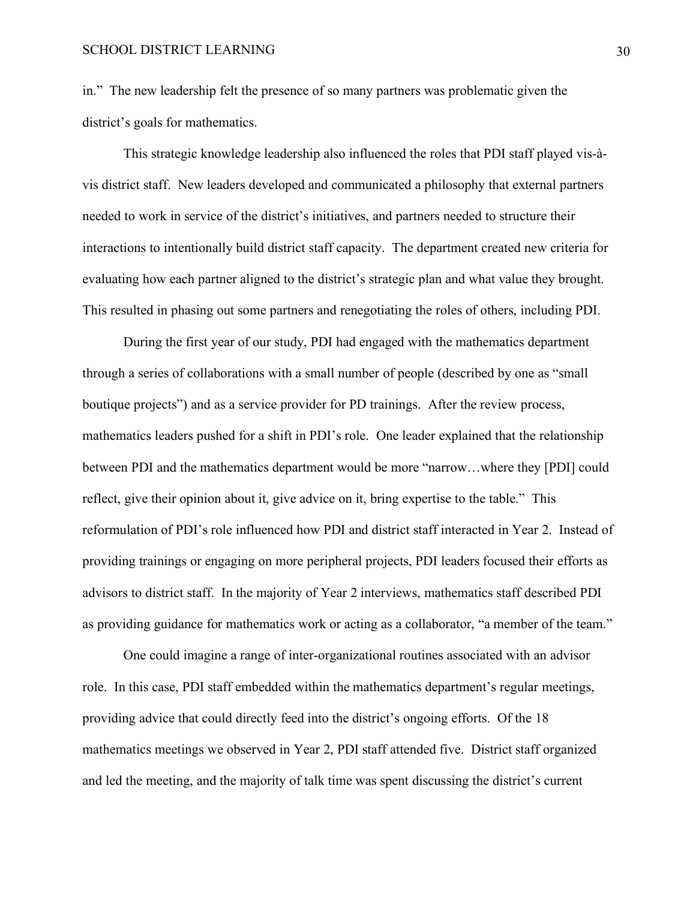in." The new leadership felt the presence of so many partners was problematic given the district's goals for mathematics.

This strategic knowledge leadership also influenced the roles that PDI staff played vis-à-vis district staff. New leaders developed and communicated a philosophy that external partners needed to work in service of the district's initiatives, and partners needed to structure their interactions to intentionally build district staff capacity. The department created new criteria for evaluating how each partner aligned to the district's strategic plan and what value they brought. This resulted in phasing out some partners and renegotiating the roles of others, including PDI.

During the first year of our study, PDI had engaged with the mathematics department through a series of collaborations with a small number of people (described by one as "small boutique projects") and as a service provider for PD trainings. After the review process, mathematics leaders pushed for a shift in PDI's role. One leader explained that the relationship between PDI and the mathematics department would be more "narrow…where they [PDI] could reflect, give their opinion about it, give advice on it, bring expertise to the table." This reformulation of PDI's role influenced how PDI and district staff interacted in Year 2. Instead of providing trainings or engaging on more peripheral projects, PDI leaders focused their efforts as advisors to district staff. In the majority of Year 2 interviews, mathematics staff described PDI as providing guidance for mathematics work or acting as a collaborator, "a member of the team."

One could imagine a range of inter-organizational routines associated with an advisor role. In this case, PDI staff embedded within the mathematics department's regular meetings, providing advice that could directly feed into the district's ongoing efforts. Of the 18 mathematics meetings we observed in Year 2, PDI staff attended five. District staff organized and led the meeting, and the majority of talk time was spent discussing the district's current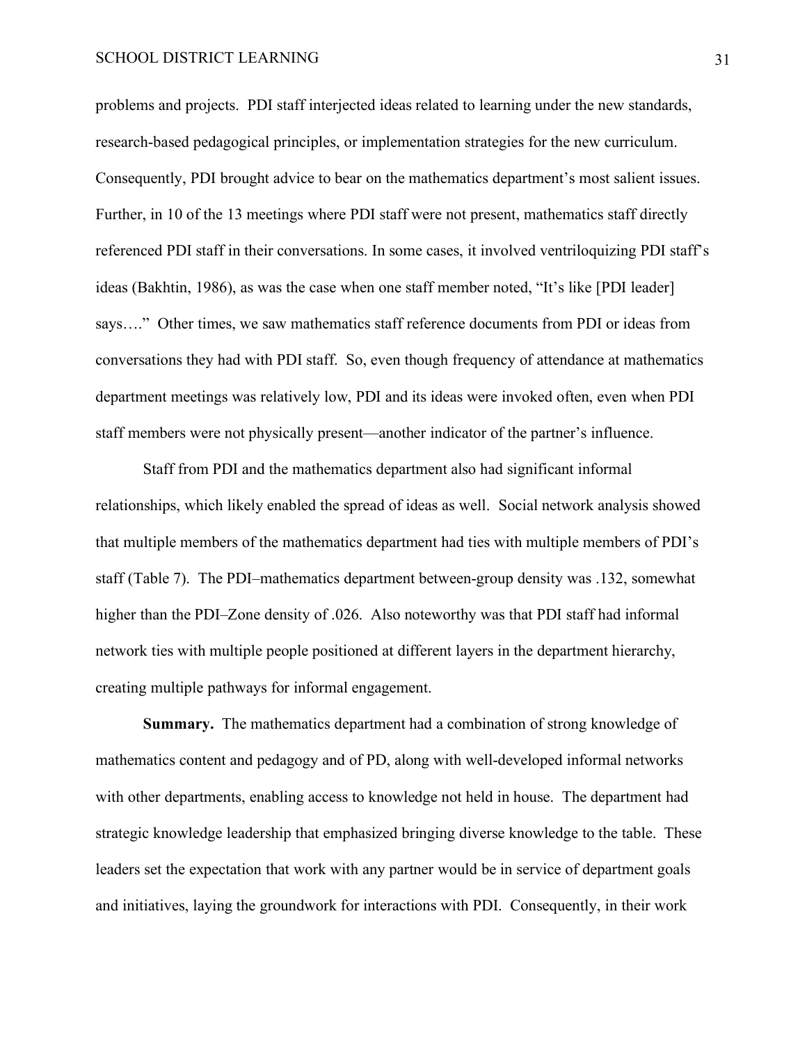problems and projects. PDI staff interjected ideas related to learning under the new standards, research-based pedagogical principles, or implementation strategies for the new curriculum. Consequently, PDI brought advice to bear on the mathematics department's most salient issues. Further, in 10 of the 13 meetings where PDI staff were not present, mathematics staff directly referenced PDI staff in their conversations. In some cases, it involved ventriloquizing PDI staff's ideas (Bakhtin, 1986), as was the case when one staff member noted, "It's like [PDI leader] says…." Other times, we saw mathematics staff reference documents from PDI or ideas from conversations they had with PDI staff. So, even though frequency of attendance at mathematics department meetings was relatively low, PDI and its ideas were invoked often, even when PDI staff members were not physically present—another indicator of the partner's influence.

Staff from PDI and the mathematics department also had significant informal relationships, which likely enabled the spread of ideas as well. Social network analysis showed that multiple members of the mathematics department had ties with multiple members of PDI's staff (Table 7). The PDI–mathematics department between-group density was .132, somewhat higher than the PDI–Zone density of .026. Also noteworthy was that PDI staff had informal network ties with multiple people positioned at different layers in the department hierarchy, creating multiple pathways for informal engagement.

**Summary.** The mathematics department had a combination of strong knowledge of mathematics content and pedagogy and of PD, along with well-developed informal networks with other departments, enabling access to knowledge not held in house. The department had strategic knowledge leadership that emphasized bringing diverse knowledge to the table. These leaders set the expectation that work with any partner would be in service of department goals and initiatives, laying the groundwork for interactions with PDI. Consequently, in their work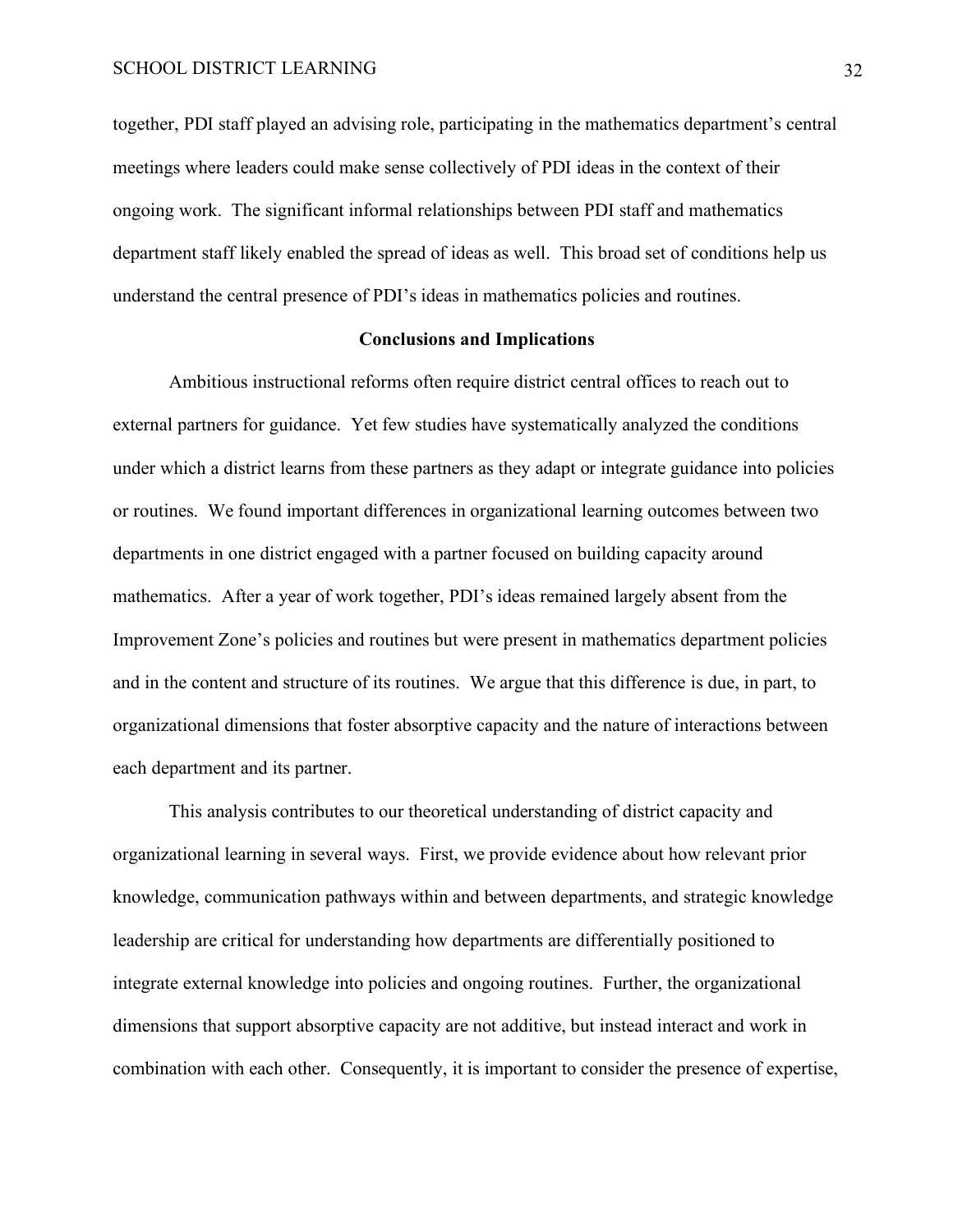together, PDI staff played an advising role, participating in the mathematics department's central meetings where leaders could make sense collectively of PDI ideas in the context of their ongoing work. The significant informal relationships between PDI staff and mathematics department staff likely enabled the spread of ideas as well. This broad set of conditions help us understand the central presence of PDI's ideas in mathematics policies and routines.

## Conclusions and Implications

Ambitious instructional reforms often require district central offices to reach out to external partners for guidance. Yet few studies have systematically analyzed the conditions under which a district learns from these partners as they adapt or integrate guidance into policies or routines. We found important differences in organizational learning outcomes between two departments in one district engaged with a partner focused on building capacity around mathematics. After a year of work together, PDI's ideas remained largely absent from the Improvement Zone's policies and routines but were present in mathematics department policies and in the content and structure of its routines. We argue that this difference is due, in part, to organizational dimensions that foster absorptive capacity and the nature of interactions between each department and its partner.

This analysis contributes to our theoretical understanding of district capacity and organizational learning in several ways. First, we provide evidence about how relevant prior knowledge, communication pathways within and between departments, and strategic knowledge leadership are critical for understanding how departments are differentially positioned to integrate external knowledge into policies and ongoing routines. Further, the organizational dimensions that support absorptive capacity are not additive, but instead interact and work in combination with each other. Consequently, it is important to consider the presence of expertise,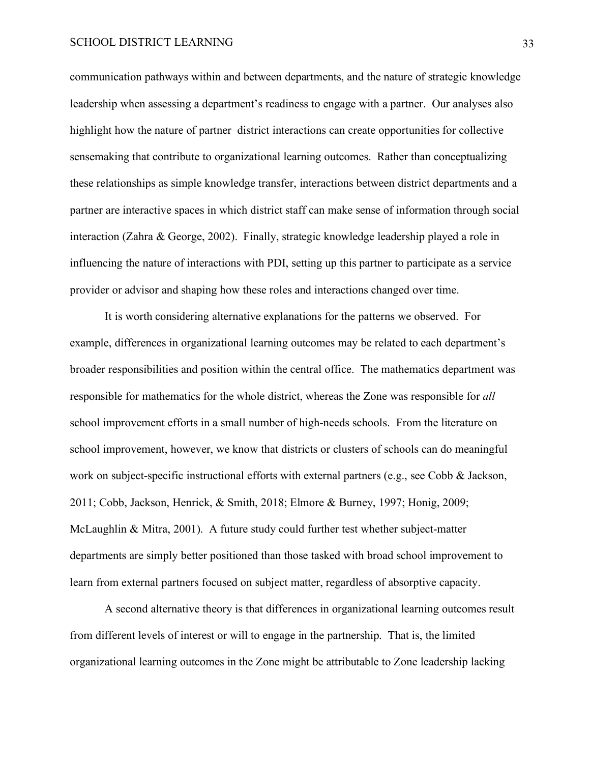communication pathways within and between departments, and the nature of strategic knowledge leadership when assessing a department's readiness to engage with a partner. Our analyses also highlight how the nature of partner–district interactions can create opportunities for collective sensemaking that contribute to organizational learning outcomes. Rather than conceptualizing these relationships as simple knowledge transfer, interactions between district departments and a partner are interactive spaces in which district staff can make sense of information through social interaction (Zahra & George, 2002). Finally, strategic knowledge leadership played a role in influencing the nature of interactions with PDI, setting up this partner to participate as a service provider or advisor and shaping how these roles and interactions changed over time.

It is worth considering alternative explanations for the patterns we observed. For example, differences in organizational learning outcomes may be related to each department's broader responsibilities and position within the central office. The mathematics department was responsible for mathematics for the whole district, whereas the Zone was responsible for *all* school improvement efforts in a small number of high-needs schools. From the literature on school improvement, however, we know that districts or clusters of schools can do meaningful work on subject-specific instructional efforts with external partners (e.g., see Cobb & Jackson, 2011; Cobb, Jackson, Henrick, & Smith, 2018; Elmore & Burney, 1997; Honig, 2009; McLaughlin & Mitra, 2001). A future study could further test whether subject-matter departments are simply better positioned than those tasked with broad school improvement to learn from external partners focused on subject matter, regardless of absorptive capacity.

A second alternative theory is that differences in organizational learning outcomes result from different levels of interest or will to engage in the partnership. That is, the limited organizational learning outcomes in the Zone might be attributable to Zone leadership lacking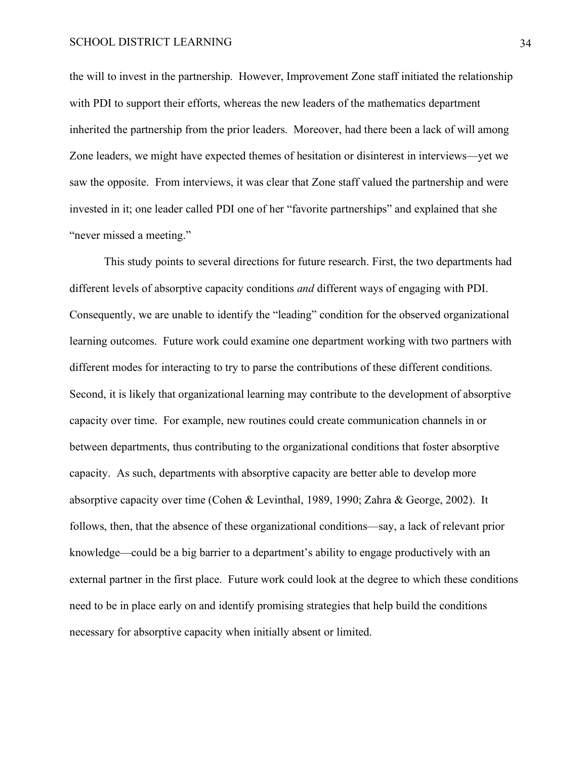the will to invest in the partnership. However, Improvement Zone staff initiated the relationship with PDI to support their efforts, whereas the new leaders of the mathematics department inherited the partnership from the prior leaders. Moreover, had there been a lack of will among Zone leaders, we might have expected themes of hesitation or disinterest in interviews—yet we saw the opposite. From interviews, it was clear that Zone staff valued the partnership and were invested in it; one leader called PDI one of her "favorite partnerships" and explained that she "never missed a meeting."

This study points to several directions for future research. First, the two departments had different levels of absorptive capacity conditions *and* different ways of engaging with PDI. Consequently, we are unable to identify the "leading" condition for the observed organizational learning outcomes. Future work could examine one department working with two partners with different modes for interacting to try to parse the contributions of these different conditions. Second, it is likely that organizational learning may contribute to the development of absorptive capacity over time. For example, new routines could create communication channels in or between departments, thus contributing to the organizational conditions that foster absorptive capacity. As such, departments with absorptive capacity are better able to develop more absorptive capacity over time (Cohen & Levinthal, 1989, 1990; Zahra & George, 2002). It follows, then, that the absence of these organizational conditions—say, a lack of relevant prior knowledge—could be a big barrier to a department's ability to engage productively with an external partner in the first place. Future work could look at the degree to which these conditions need to be in place early on and identify promising strategies that help build the conditions necessary for absorptive capacity when initially absent or limited.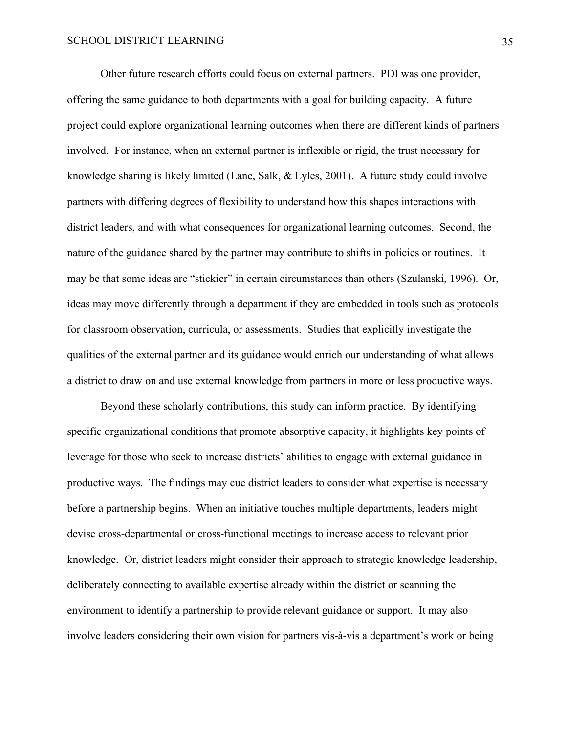Other future research efforts could focus on external partners. PDI was one provider, offering the same guidance to both departments with a goal for building capacity. A future project could explore organizational learning outcomes when there are different kinds of partners involved. For instance, when an external partner is inflexible or rigid, the trust necessary for knowledge sharing is likely limited (Lane, Salk, & Lyles, 2001). A future study could involve partners with differing degrees of flexibility to understand how this shapes interactions with district leaders, and with what consequences for organizational learning outcomes. Second, the nature of the guidance shared by the partner may contribute to shifts in policies or routines. It may be that some ideas are "stickier" in certain circumstances than others (Szulanski, 1996). Or, ideas may move differently through a department if they are embedded in tools such as protocols for classroom observation, curricula, or assessments. Studies that explicitly investigate the qualities of the external partner and its guidance would enrich our understanding of what allows a district to draw on and use external knowledge from partners in more or less productive ways.

Beyond these scholarly contributions, this study can inform practice. By identifying specific organizational conditions that promote absorptive capacity, it highlights key points of leverage for those who seek to increase districts' abilities to engage with external guidance in productive ways. The findings may cue district leaders to consider what expertise is necessary before a partnership begins. When an initiative touches multiple departments, leaders might devise cross-departmental or cross-functional meetings to increase access to relevant prior knowledge. Or, district leaders might consider their approach to strategic knowledge leadership, deliberately connecting to available expertise already within the district or scanning the environment to identify a partnership to provide relevant guidance or support. It may also involve leaders considering their own vision for partners vis-à-vis a department's work or being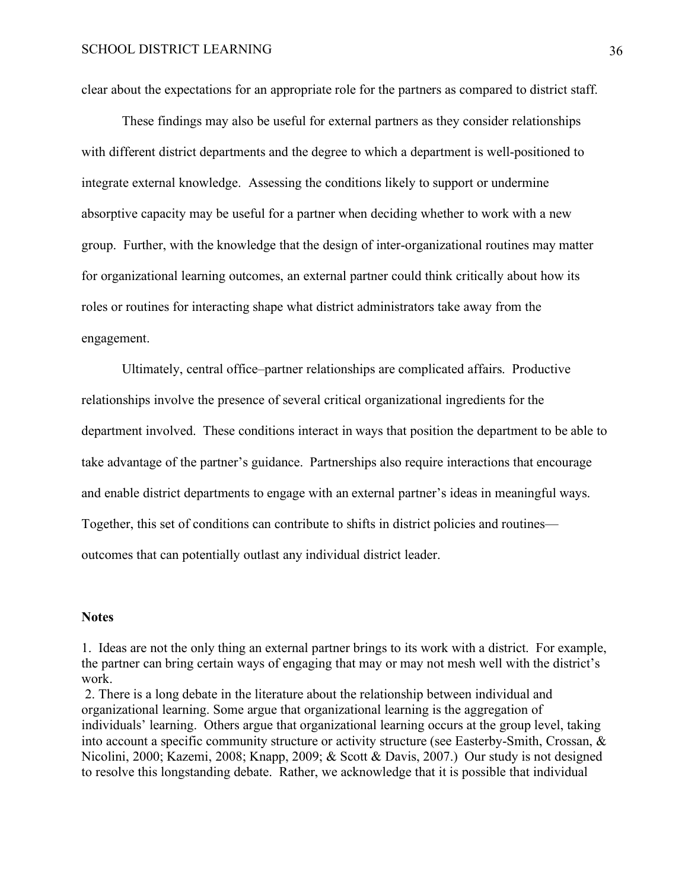clear about the expectations for an appropriate role for the partners as compared to district staff.

These findings may also be useful for external partners as they consider relationships with different district departments and the degree to which a department is well-positioned to integrate external knowledge. Assessing the conditions likely to support or undermine absorptive capacity may be useful for a partner when deciding whether to work with a new group. Further, with the knowledge that the design of inter-organizational routines may matter for organizational learning outcomes, an external partner could think critically about how its roles or routines for interacting shape what district administrators take away from the engagement.

Ultimately, central office–partner relationships are complicated affairs. Productive relationships involve the presence of several critical organizational ingredients for the department involved. These conditions interact in ways that position the department to be able to take advantage of the partner's guidance. Partnerships also require interactions that encourage and enable district departments to engage with an external partner's ideas in meaningful ways. Together, this set of conditions can contribute to shifts in district policies and routines—outcomes that can potentially outlast any individual district leader.

**Notes**

1. Ideas are not the only thing an external partner brings to its work with a district. For example, the partner can bring certain ways of engaging that may or may not mesh well with the district's work.

2. There is a long debate in the literature about the relationship between individual and organizational learning. Some argue that organizational learning is the aggregation of individuals' learning. Others argue that organizational learning occurs at the group level, taking into account a specific community structure or activity structure (see Easterby-Smith, Crossan, & Nicolini, 2000; Kazemi, 2008; Knapp, 2009; & Scott & Davis, 2007.) Our study is not designed to resolve this longstanding debate. Rather, we acknowledge that it is possible that individual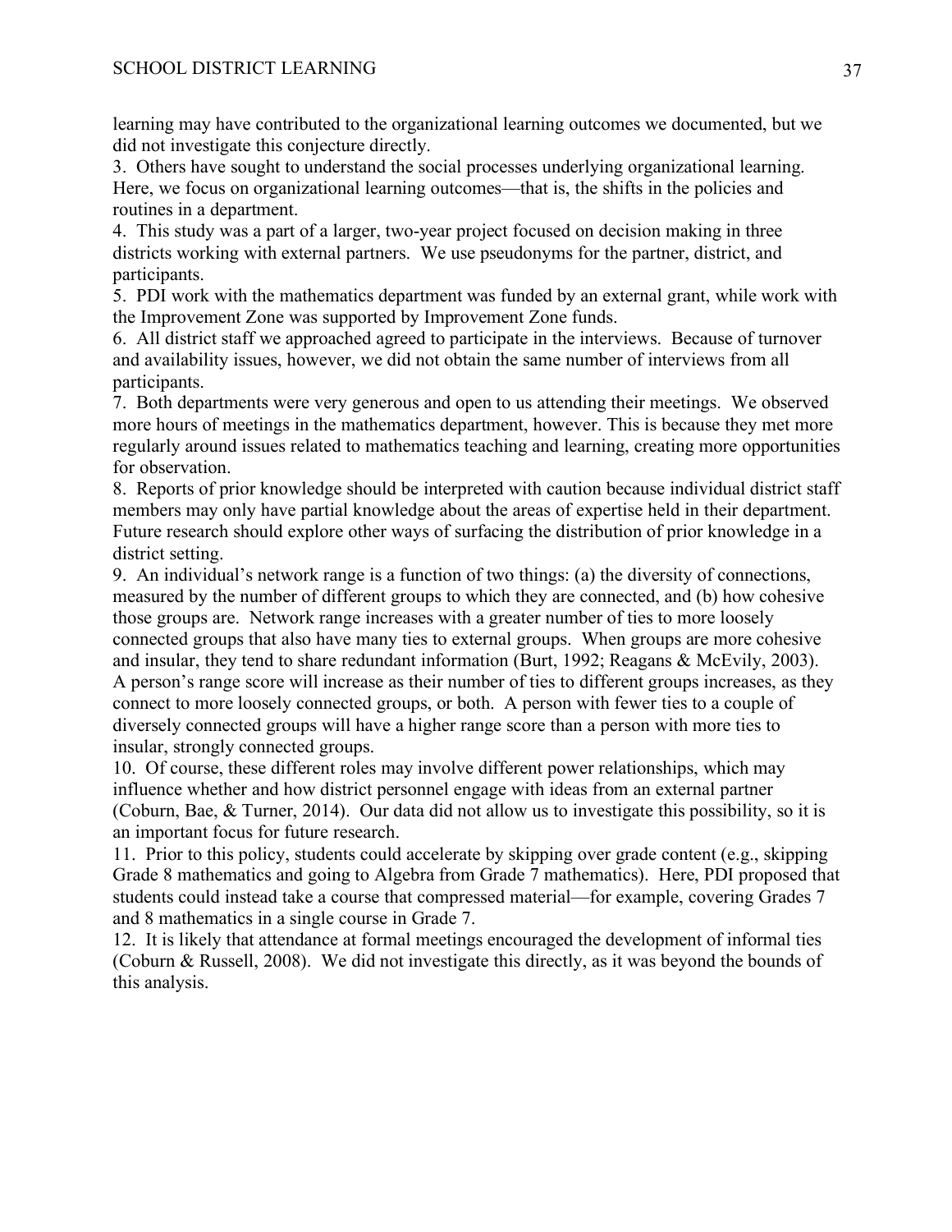learning may have contributed to the organizational learning outcomes we documented, but we did not investigate this conjecture directly.

3. Others have sought to understand the social processes underlying organizational learning. Here, we focus on organizational learning outcomes—that is, the shifts in the policies and routines in a department.

4. This study was a part of a larger, two-year project focused on decision making in three districts working with external partners. We use pseudonyms for the partner, district, and participants.

5. PDI work with the mathematics department was funded by an external grant, while work with the Improvement Zone was supported by Improvement Zone funds.

6. All district staff we approached agreed to participate in the interviews. Because of turnover and availability issues, however, we did not obtain the same number of interviews from all participants.

7. Both departments were very generous and open to us attending their meetings. We observed more hours of meetings in the mathematics department, however. This is because they met more regularly around issues related to mathematics teaching and learning, creating more opportunities for observation.

8. Reports of prior knowledge should be interpreted with caution because individual district staff members may only have partial knowledge about the areas of expertise held in their department. Future research should explore other ways of surfacing the distribution of prior knowledge in a district setting.

9. An individual's network range is a function of two things: (a) the diversity of connections, measured by the number of different groups to which they are connected, and (b) how cohesive those groups are. Network range increases with a greater number of ties to more loosely connected groups that also have many ties to external groups. When groups are more cohesive and insular, they tend to share redundant information (Burt, 1992; Reagans & McEvily, 2003). A person's range score will increase as their number of ties to different groups increases, as they connect to more loosely connected groups, or both. A person with fewer ties to a couple of diversely connected groups will have a higher range score than a person with more ties to insular, strongly connected groups.

10. Of course, these different roles may involve different power relationships, which may influence whether and how district personnel engage with ideas from an external partner (Coburn, Bae, & Turner, 2014). Our data did not allow us to investigate this possibility, so it is an important focus for future research.

11. Prior to this policy, students could accelerate by skipping over grade content (e.g., skipping Grade 8 mathematics and going to Algebra from Grade 7 mathematics). Here, PDI proposed that students could instead take a course that compressed material—for example, covering Grades 7 and 8 mathematics in a single course in Grade 7.

12. It is likely that attendance at formal meetings encouraged the development of informal ties (Coburn & Russell, 2008). We did not investigate this directly, as it was beyond the bounds of this analysis.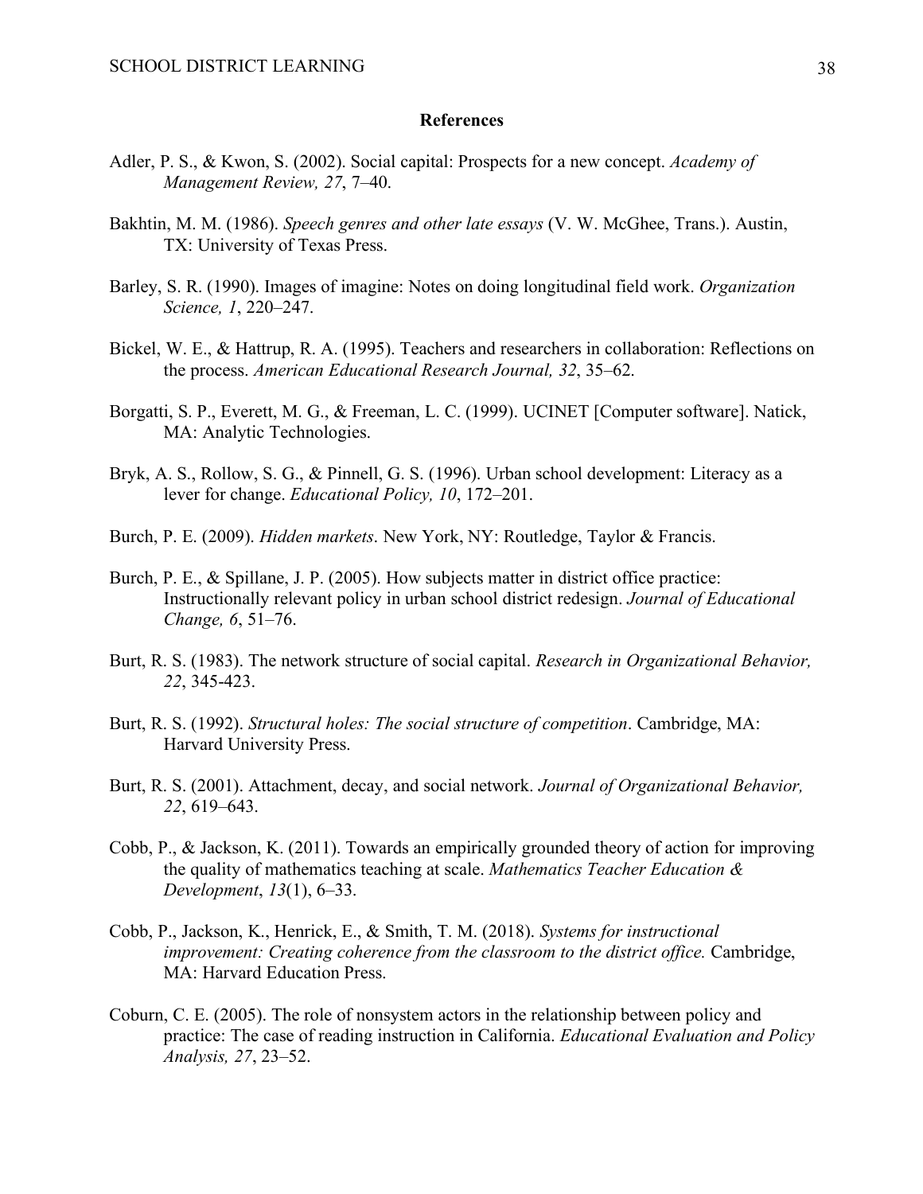## References

Adler, P. S., & Kwon, S. (2002). Social capital: Prospects for a new concept. *Academy of Management Review, 27*, 7–40.

Bakhtin, M. M. (1986). *Speech genres and other late essays* (V. W. McGhee, Trans.). Austin, TX: University of Texas Press.

Barley, S. R. (1990). Images of imagine: Notes on doing longitudinal field work. *Organization Science, 1*, 220–247.

Bickel, W. E., & Hattrup, R. A. (1995). Teachers and researchers in collaboration: Reflections on the process. *American Educational Research Journal, 32*, 35–62.

Borgatti, S. P., Everett, M. G., & Freeman, L. C. (1999). UCINET [Computer software]. Natick, MA: Analytic Technologies.

Bryk, A. S., Rollow, S. G., & Pinnell, G. S. (1996). Urban school development: Literacy as a lever for change. *Educational Policy, 10*, 172–201.

Burch, P. E. (2009). *Hidden markets*. New York, NY: Routledge, Taylor & Francis.

Burch, P. E., & Spillane, J. P. (2005). How subjects matter in district office practice: Instructionally relevant policy in urban school district redesign. *Journal of Educational Change, 6*, 51–76.

Burt, R. S. (1983). The network structure of social capital. *Research in Organizational Behavior, 22*, 345-423.

Burt, R. S. (1992). *Structural holes: The social structure of competition*. Cambridge, MA: Harvard University Press.

Burt, R. S. (2001). Attachment, decay, and social network. *Journal of Organizational Behavior, 22*, 619–643.

Cobb, P., & Jackson, K. (2011). Towards an empirically grounded theory of action for improving the quality of mathematics teaching at scale. *Mathematics Teacher Education & Development*, *13*(1), 6–33.

Cobb, P., Jackson, K., Henrick, E., & Smith, T. M. (2018). *Systems for instructional improvement: Creating coherence from the classroom to the district office.* Cambridge, MA: Harvard Education Press.

Coburn, C. E. (2005). The role of nonsystem actors in the relationship between policy and practice: The case of reading instruction in California. *Educational Evaluation and Policy Analysis, 27*, 23–52.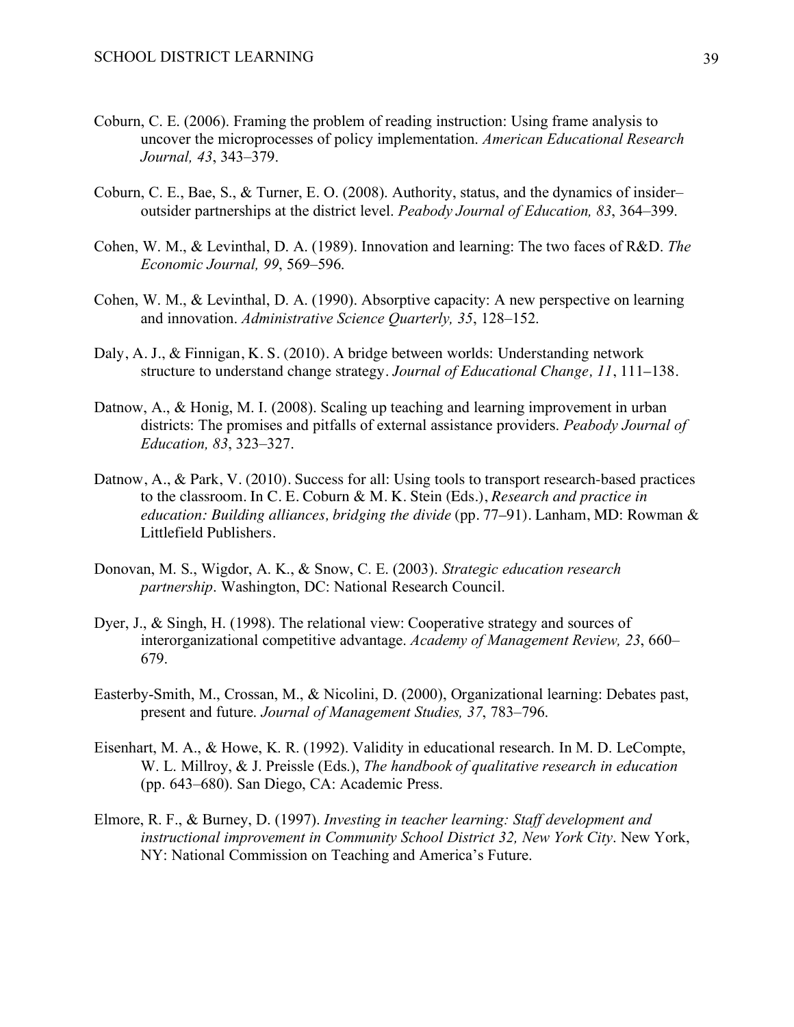Coburn, C. E. (2006). Framing the problem of reading instruction: Using frame analysis to uncover the microprocesses of policy implementation. *American Educational Research Journal, 43*, 343–379.

Coburn, C. E., Bae, S., & Turner, E. O. (2008). Authority, status, and the dynamics of insider–outsider partnerships at the district level. *Peabody Journal of Education, 83*, 364–399.

Cohen, W. M., & Levinthal, D. A. (1989). Innovation and learning: The two faces of R&D. *The Economic Journal, 99*, 569–596.

Cohen, W. M., & Levinthal, D. A. (1990). Absorptive capacity: A new perspective on learning and innovation. *Administrative Science Quarterly, 35*, 128–152.

Daly, A. J., & Finnigan, K. S. (2010). A bridge between worlds: Understanding network structure to understand change strategy. *Journal of Educational Change, 11*, 111–138.

Datnow, A., & Honig, M. I. (2008). Scaling up teaching and learning improvement in urban districts: The promises and pitfalls of external assistance providers. *Peabody Journal of Education, 83*, 323–327.

Datnow, A., & Park, V. (2010). Success for all: Using tools to transport research-based practices to the classroom. In C. E. Coburn & M. K. Stein (Eds.), *Research and practice in education: Building alliances, bridging the divide* (pp. 77–91). Lanham, MD: Rowman & Littlefield Publishers.

Donovan, M. S., Wigdor, A. K., & Snow, C. E. (2003). *Strategic education research partnership*. Washington, DC: National Research Council.

Dyer, J., & Singh, H. (1998). The relational view: Cooperative strategy and sources of interorganizational competitive advantage. *Academy of Management Review, 23*, 660–679.

Easterby-Smith, M., Crossan, M., & Nicolini, D. (2000), Organizational learning: Debates past, present and future. *Journal of Management Studies, 37*, 783–796.

Eisenhart, M. A., & Howe, K. R. (1992). Validity in educational research. In M. D. LeCompte, W. L. Millroy, & J. Preissle (Eds.), *The handbook of qualitative research in education* (pp. 643–680). San Diego, CA: Academic Press.

Elmore, R. F., & Burney, D. (1997). *Investing in teacher learning: Staff development and instructional improvement in Community School District 32, New York City*. New York, NY: National Commission on Teaching and America's Future.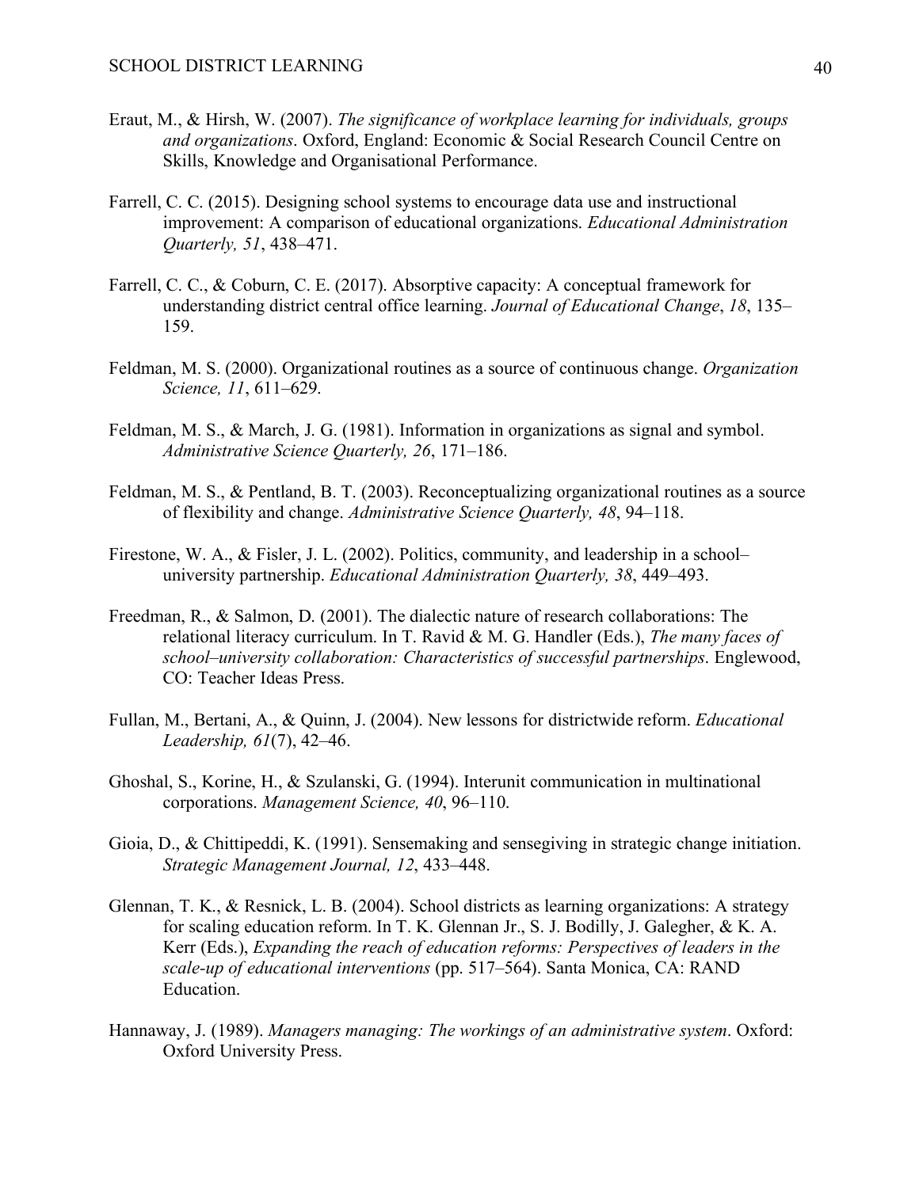Eraut, M., & Hirsh, W. (2007). *The significance of workplace learning for individuals, groups and organizations*. Oxford, England: Economic & Social Research Council Centre on Skills, Knowledge and Organisational Performance.

Farrell, C. C. (2015). Designing school systems to encourage data use and instructional improvement: A comparison of educational organizations. *Educational Administration Quarterly, 51*, 438–471.

Farrell, C. C., & Coburn, C. E. (2017). Absorptive capacity: A conceptual framework for understanding district central office learning. *Journal of Educational Change*, *18*, 135–159.

Feldman, M. S. (2000). Organizational routines as a source of continuous change. *Organization Science, 11*, 611–629.

Feldman, M. S., & March, J. G. (1981). Information in organizations as signal and symbol. *Administrative Science Quarterly, 26*, 171–186.

Feldman, M. S., & Pentland, B. T. (2003). Reconceptualizing organizational routines as a source of flexibility and change. *Administrative Science Quarterly, 48*, 94–118.

Firestone, W. A., & Fisler, J. L. (2002). Politics, community, and leadership in a school–university partnership. *Educational Administration Quarterly, 38*, 449–493.

Freedman, R., & Salmon, D. (2001). The dialectic nature of research collaborations: The relational literacy curriculum. In T. Ravid & M. G. Handler (Eds.), *The many faces of school–university collaboration: Characteristics of successful partnerships*. Englewood, CO: Teacher Ideas Press.

Fullan, M., Bertani, A., & Quinn, J. (2004). New lessons for districtwide reform. *Educational Leadership, 61*(7), 42–46.

Ghoshal, S., Korine, H., & Szulanski, G. (1994). Interunit communication in multinational corporations. *Management Science, 40*, 96–110.

Gioia, D., & Chittipeddi, K. (1991). Sensemaking and sensegiving in strategic change initiation. *Strategic Management Journal, 12*, 433–448.

Glennan, T. K., & Resnick, L. B. (2004). School districts as learning organizations: A strategy for scaling education reform. In T. K. Glennan Jr., S. J. Bodilly, J. Galegher, & K. A. Kerr (Eds.), *Expanding the reach of education reforms: Perspectives of leaders in the scale-up of educational interventions* (pp. 517–564). Santa Monica, CA: RAND Education.

Hannaway, J. (1989). *Managers managing: The workings of an administrative system*. Oxford: Oxford University Press.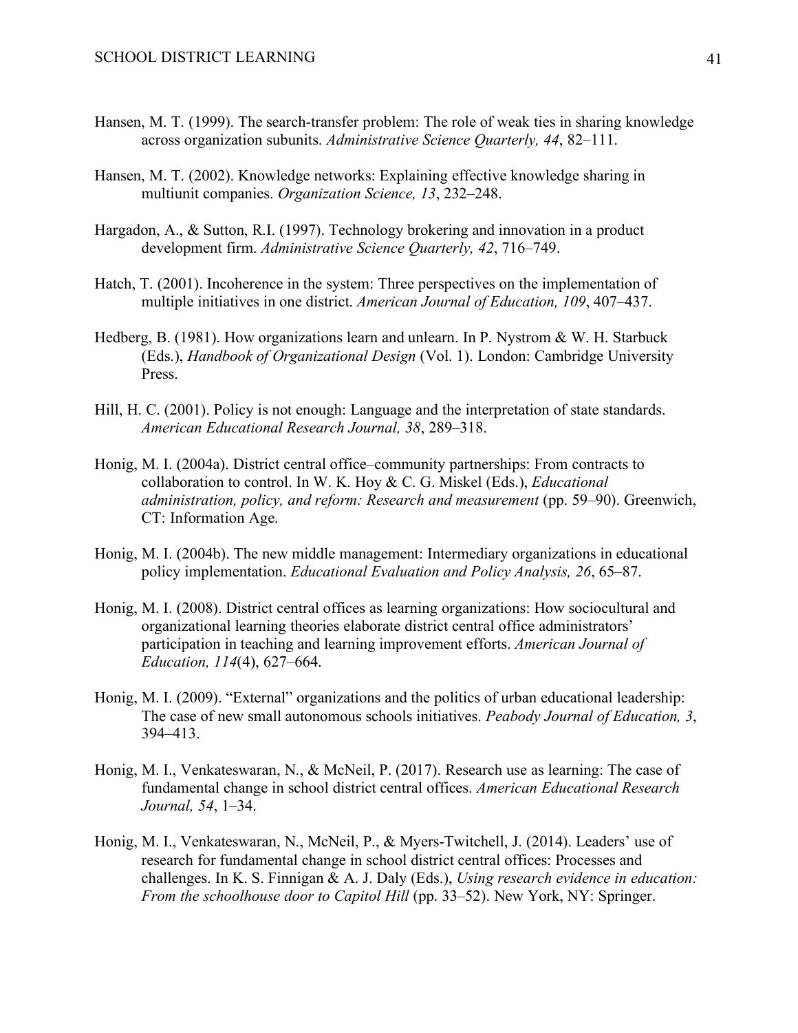Hansen, M. T. (1999). The search-transfer problem: The role of weak ties in sharing knowledge across organization subunits. *Administrative Science Quarterly, 44*, 82–111.

Hansen, M. T. (2002). Knowledge networks: Explaining effective knowledge sharing in multiunit companies. *Organization Science, 13*, 232–248.

Hargadon, A., & Sutton, R.I. (1997). Technology brokering and innovation in a product development firm. *Administrative Science Quarterly, 42*, 716–749.

Hatch, T. (2001). Incoherence in the system: Three perspectives on the implementation of multiple initiatives in one district. *American Journal of Education, 109*, 407–437.

Hedberg, B. (1981). How organizations learn and unlearn. In P. Nystrom & W. H. Starbuck (Eds.), *Handbook of Organizational Design* (Vol. 1). London: Cambridge University Press.

Hill, H. C. (2001). Policy is not enough: Language and the interpretation of state standards. *American Educational Research Journal, 38*, 289–318.

Honig, M. I. (2004a). District central office–community partnerships: From contracts to collaboration to control. In W. K. Hoy & C. G. Miskel (Eds.), *Educational administration, policy, and reform: Research and measurement* (pp. 59–90). Greenwich, CT: Information Age.

Honig, M. I. (2004b). The new middle management: Intermediary organizations in educational policy implementation. *Educational Evaluation and Policy Analysis, 26*, 65–87.

Honig, M. I. (2008). District central offices as learning organizations: How sociocultural and organizational learning theories elaborate district central office administrators' participation in teaching and learning improvement efforts. *American Journal of Education, 114*(4), 627–664.

Honig, M. I. (2009). "External" organizations and the politics of urban educational leadership: The case of new small autonomous schools initiatives. *Peabody Journal of Education, 3*, 394–413.

Honig, M. I., Venkateswaran, N., & McNeil, P. (2017). Research use as learning: The case of fundamental change in school district central offices. *American Educational Research Journal, 54*, 1–34.

Honig, M. I., Venkateswaran, N., McNeil, P., & Myers-Twitchell, J. (2014). Leaders' use of research for fundamental change in school district central offices: Processes and challenges. In K. S. Finnigan & A. J. Daly (Eds.), *Using research evidence in education: From the schoolhouse door to Capitol Hill* (pp. 33–52). New York, NY: Springer.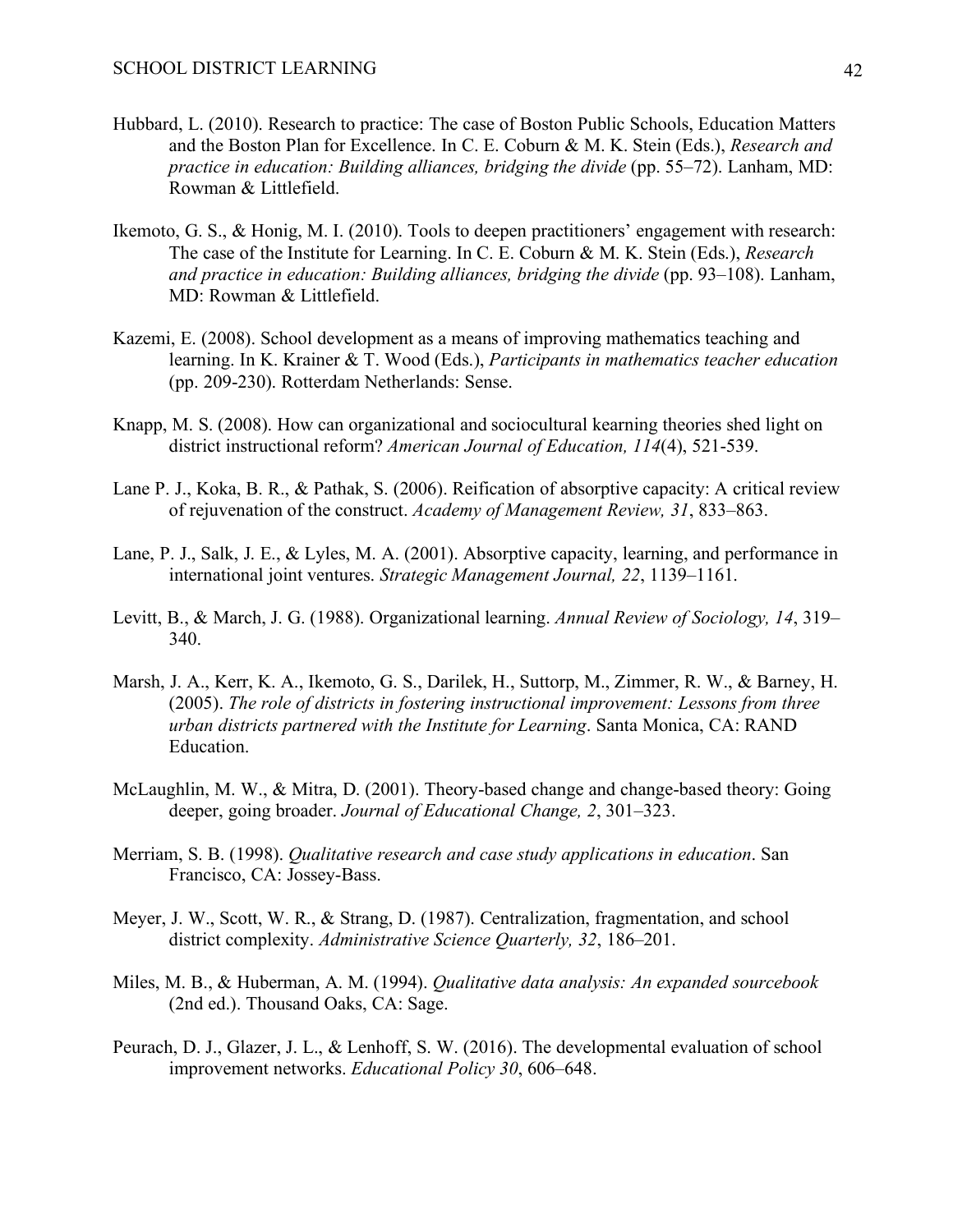Hubbard, L. (2010). Research to practice: The case of Boston Public Schools, Education Matters and the Boston Plan for Excellence. In C. E. Coburn & M. K. Stein (Eds.), *Research and practice in education: Building alliances, bridging the divide* (pp. 55–72). Lanham, MD: Rowman & Littlefield.

Ikemoto, G. S., & Honig, M. I. (2010). Tools to deepen practitioners' engagement with research: The case of the Institute for Learning. In C. E. Coburn & M. K. Stein (Eds.), *Research and practice in education: Building alliances, bridging the divide* (pp. 93–108). Lanham, MD: Rowman & Littlefield.

Kazemi, E. (2008). School development as a means of improving mathematics teaching and learning. In K. Krainer & T. Wood (Eds.), *Participants in mathematics teacher education* (pp. 209-230). Rotterdam Netherlands: Sense.

Knapp, M. S. (2008). How can organizational and sociocultural kearning theories shed light on district instructional reform? *American Journal of Education, 114*(4), 521-539.

Lane P. J., Koka, B. R., & Pathak, S. (2006). Reification of absorptive capacity: A critical review of rejuvenation of the construct. *Academy of Management Review, 31*, 833–863.

Lane, P. J., Salk, J. E., & Lyles, M. A. (2001). Absorptive capacity, learning, and performance in international joint ventures. *Strategic Management Journal, 22*, 1139–1161.

Levitt, B., & March, J. G. (1988). Organizational learning. *Annual Review of Sociology, 14*, 319–340.

Marsh, J. A., Kerr, K. A., Ikemoto, G. S., Darilek, H., Suttorp, M., Zimmer, R. W., & Barney, H. (2005). *The role of districts in fostering instructional improvement: Lessons from three urban districts partnered with the Institute for Learning*. Santa Monica, CA: RAND Education.

McLaughlin, M. W., & Mitra, D. (2001). Theory-based change and change-based theory: Going deeper, going broader. *Journal of Educational Change, 2*, 301–323.

Merriam, S. B. (1998). *Qualitative research and case study applications in education*. San Francisco, CA: Jossey-Bass.

Meyer, J. W., Scott, W. R., & Strang, D. (1987). Centralization, fragmentation, and school district complexity. *Administrative Science Quarterly, 32*, 186–201.

Miles, M. B., & Huberman, A. M. (1994). *Qualitative data analysis: An expanded sourcebook* (2nd ed.). Thousand Oaks, CA: Sage.

Peurach, D. J., Glazer, J. L., & Lenhoff, S. W. (2016). The developmental evaluation of school improvement networks. *Educational Policy 30*, 606–648.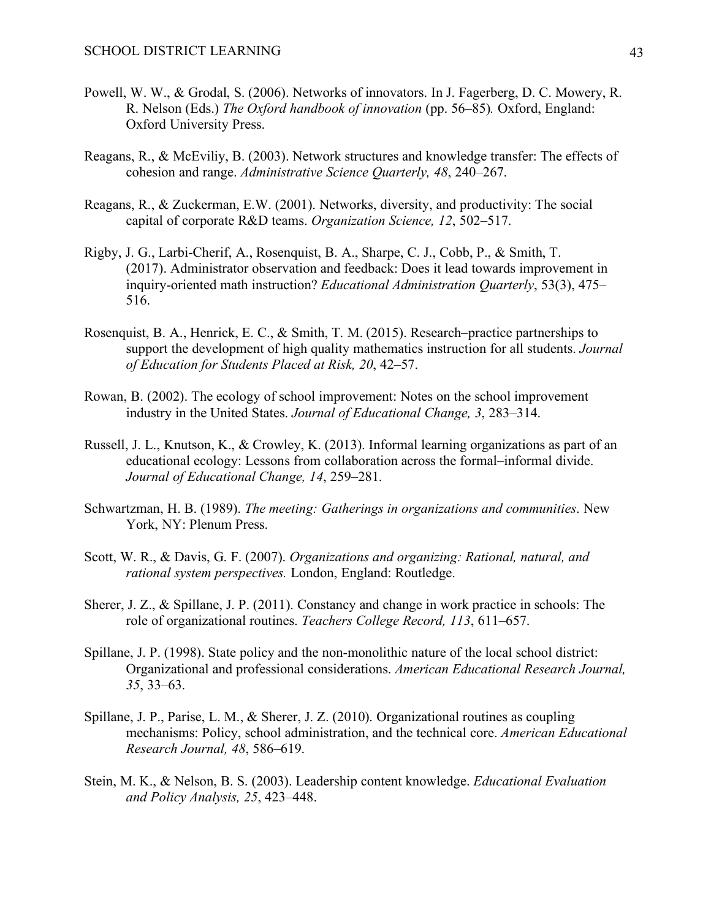Powell, W. W., & Grodal, S. (2006). Networks of innovators. In J. Fagerberg, D. C. Mowery, R. R. Nelson (Eds.) *The Oxford handbook of innovation* (pp. 56–85)*.* Oxford, England: Oxford University Press.

Reagans, R., & McEviliy, B. (2003). Network structures and knowledge transfer: The effects of cohesion and range. *Administrative Science Quarterly, 48*, 240–267.

Reagans, R., & Zuckerman, E.W. (2001). Networks, diversity, and productivity: The social capital of corporate R&D teams. *Organization Science, 12*, 502–517.

Rigby, J. G., Larbi-Cherif, A., Rosenquist, B. A., Sharpe, C. J., Cobb, P., & Smith, T. (2017). Administrator observation and feedback: Does it lead towards improvement in inquiry-oriented math instruction? *Educational Administration Quarterly*, 53(3), 475–516.

Rosenquist, B. A., Henrick, E. C., & Smith, T. M. (2015). Research–practice partnerships to support the development of high quality mathematics instruction for all students. *Journal of Education for Students Placed at Risk, 20*, 42–57.

Rowan, B. (2002). The ecology of school improvement: Notes on the school improvement industry in the United States. *Journal of Educational Change, 3*, 283–314.

Russell, J. L., Knutson, K., & Crowley, K. (2013). Informal learning organizations as part of an educational ecology: Lessons from collaboration across the formal–informal divide. *Journal of Educational Change, 14*, 259–281.

Schwartzman, H. B. (1989). *The meeting: Gatherings in organizations and communities*. New York, NY: Plenum Press.

Scott, W. R., & Davis, G. F. (2007). *Organizations and organizing: Rational, natural, and rational system perspectives.* London, England: Routledge.

Sherer, J. Z., & Spillane, J. P. (2011). Constancy and change in work practice in schools: The role of organizational routines. *Teachers College Record, 113*, 611–657.

Spillane, J. P. (1998). State policy and the non-monolithic nature of the local school district: Organizational and professional considerations. *American Educational Research Journal, 35*, 33–63.

Spillane, J. P., Parise, L. M., & Sherer, J. Z. (2010). Organizational routines as coupling mechanisms: Policy, school administration, and the technical core. *American Educational Research Journal, 48*, 586–619.

Stein, M. K., & Nelson, B. S. (2003). Leadership content knowledge. *Educational Evaluation and Policy Analysis, 25*, 423–448.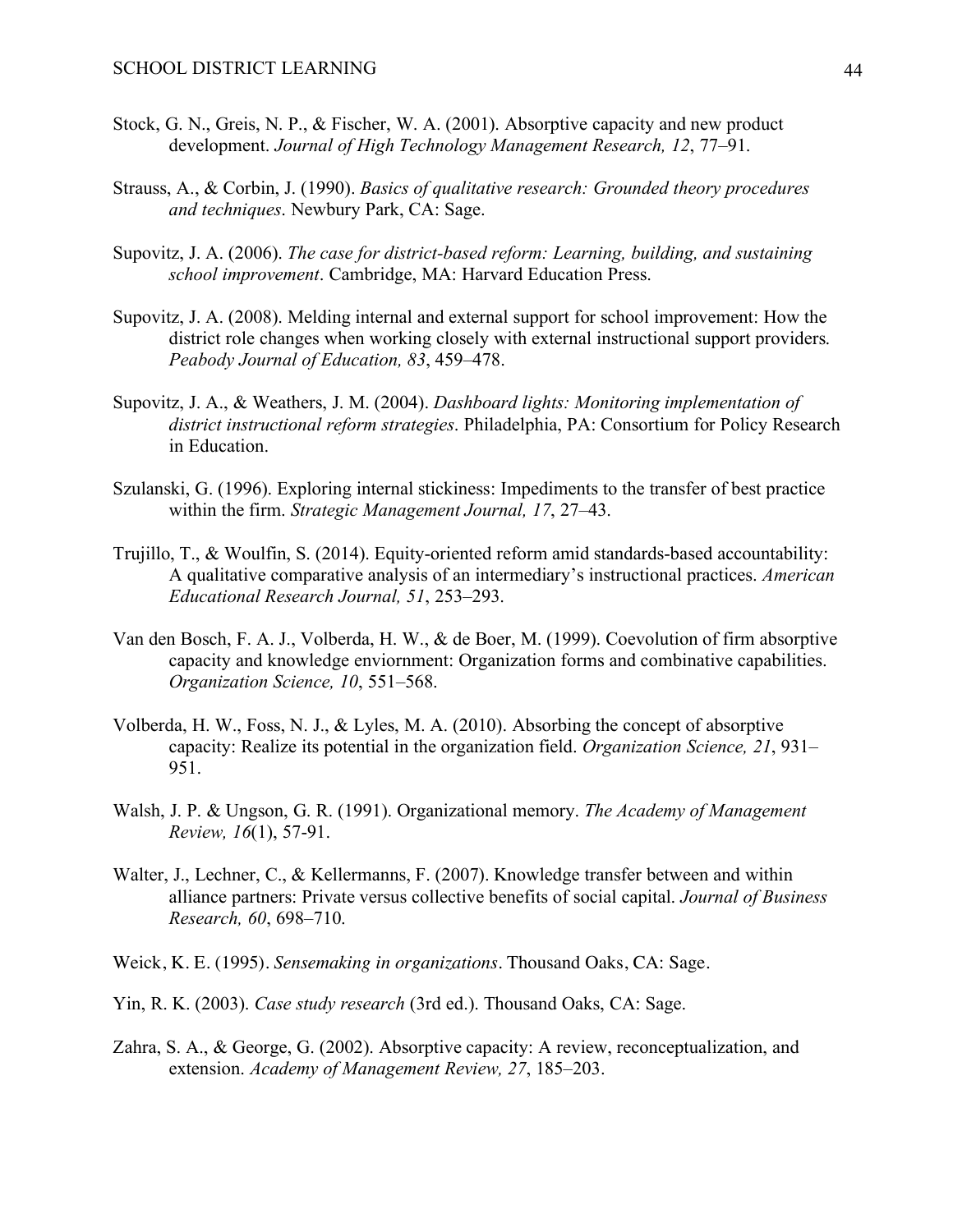Stock, G. N., Greis, N. P., & Fischer, W. A. (2001). Absorptive capacity and new product development. *Journal of High Technology Management Research, 12*, 77–91.

Strauss, A., & Corbin, J. (1990). *Basics of qualitative research: Grounded theory procedures and techniques*. Newbury Park, CA: Sage.

Supovitz, J. A. (2006). *The case for district-based reform: Learning, building, and sustaining school improvement*. Cambridge, MA: Harvard Education Press.

Supovitz, J. A. (2008). Melding internal and external support for school improvement: How the district role changes when working closely with external instructional support providers. *Peabody Journal of Education, 83*, 459–478.

Supovitz, J. A., & Weathers, J. M. (2004). *Dashboard lights: Monitoring implementation of district instructional reform strategies*. Philadelphia, PA: Consortium for Policy Research in Education.

Szulanski, G. (1996). Exploring internal stickiness: Impediments to the transfer of best practice within the firm. *Strategic Management Journal, 17*, 27–43.

Trujillo, T., & Woulfin, S. (2014). Equity-oriented reform amid standards-based accountability: A qualitative comparative analysis of an intermediary's instructional practices. *American Educational Research Journal, 51*, 253–293.

Van den Bosch, F. A. J., Volberda, H. W., & de Boer, M. (1999). Coevolution of firm absorptive capacity and knowledge enviornment: Organization forms and combinative capabilities. *Organization Science, 10*, 551–568.

Volberda, H. W., Foss, N. J., & Lyles, M. A. (2010). Absorbing the concept of absorptive capacity: Realize its potential in the organization field. *Organization Science, 21*, 931–951.

Walsh, J. P. & Ungson, G. R. (1991). Organizational memory. *The Academy of Management Review, 16*(1), 57-91.

Walter, J., Lechner, C., & Kellermanns, F. (2007). Knowledge transfer between and within alliance partners: Private versus collective benefits of social capital. *Journal of Business Research, 60*, 698–710.

Weick, K. E. (1995). *Sensemaking in organizations*. Thousand Oaks, CA: Sage.

Yin, R. K. (2003). *Case study research* (3rd ed.). Thousand Oaks, CA: Sage.

Zahra, S. A., & George, G. (2002). Absorptive capacity: A review, reconceptualization, and extension. *Academy of Management Review, 27*, 185–203.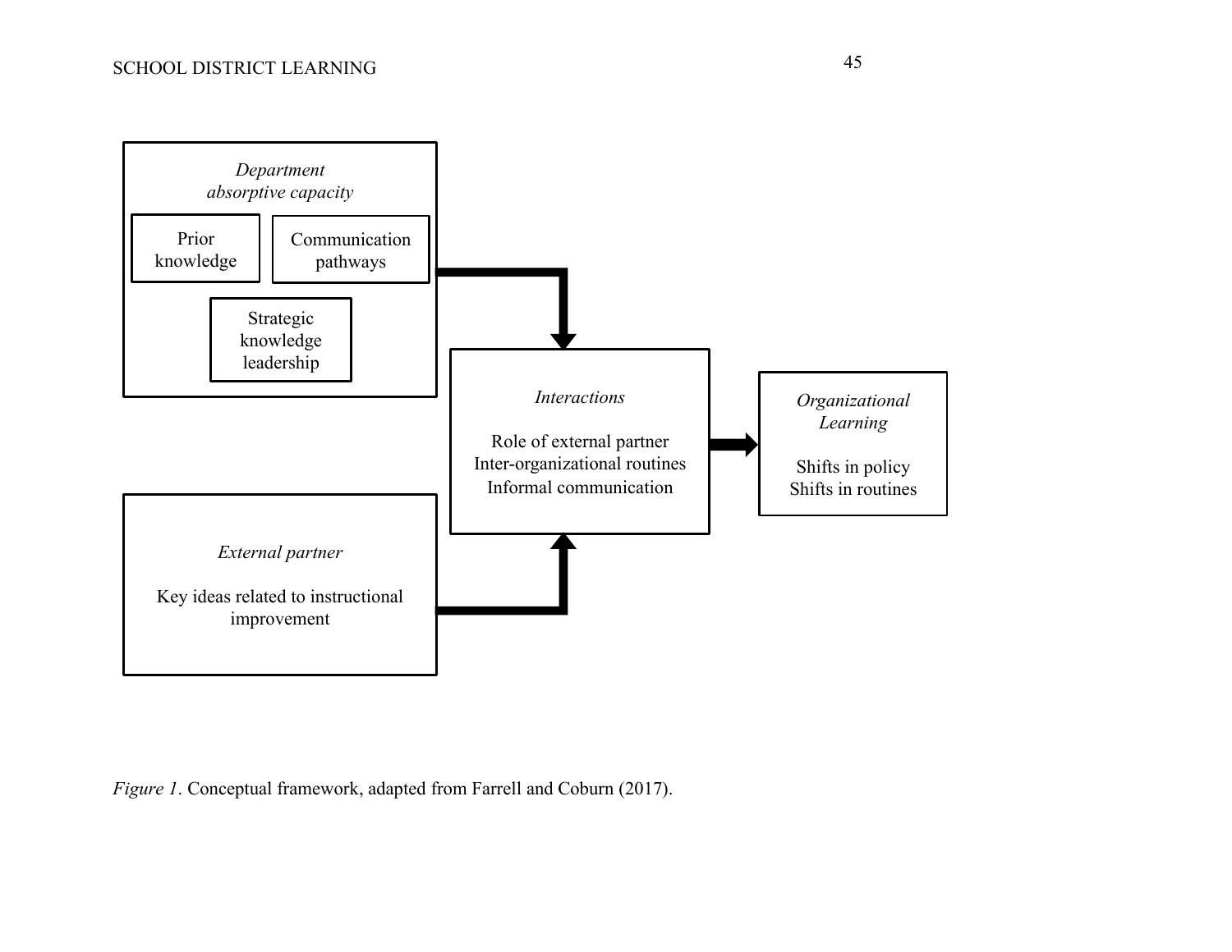*Department absorptive capacity*

Prior knowledge

Communication pathways

Strategic knowledge leadership

*External partner*

Key ideas related to instructional improvement

*Interactions*

Role of external partner
Inter-organizational routines
Informal communication

*Organizational Learning*

Shifts in policy
Shifts in routines

*Figure 1*. Conceptual framework, adapted from Farrell and Coburn (2017).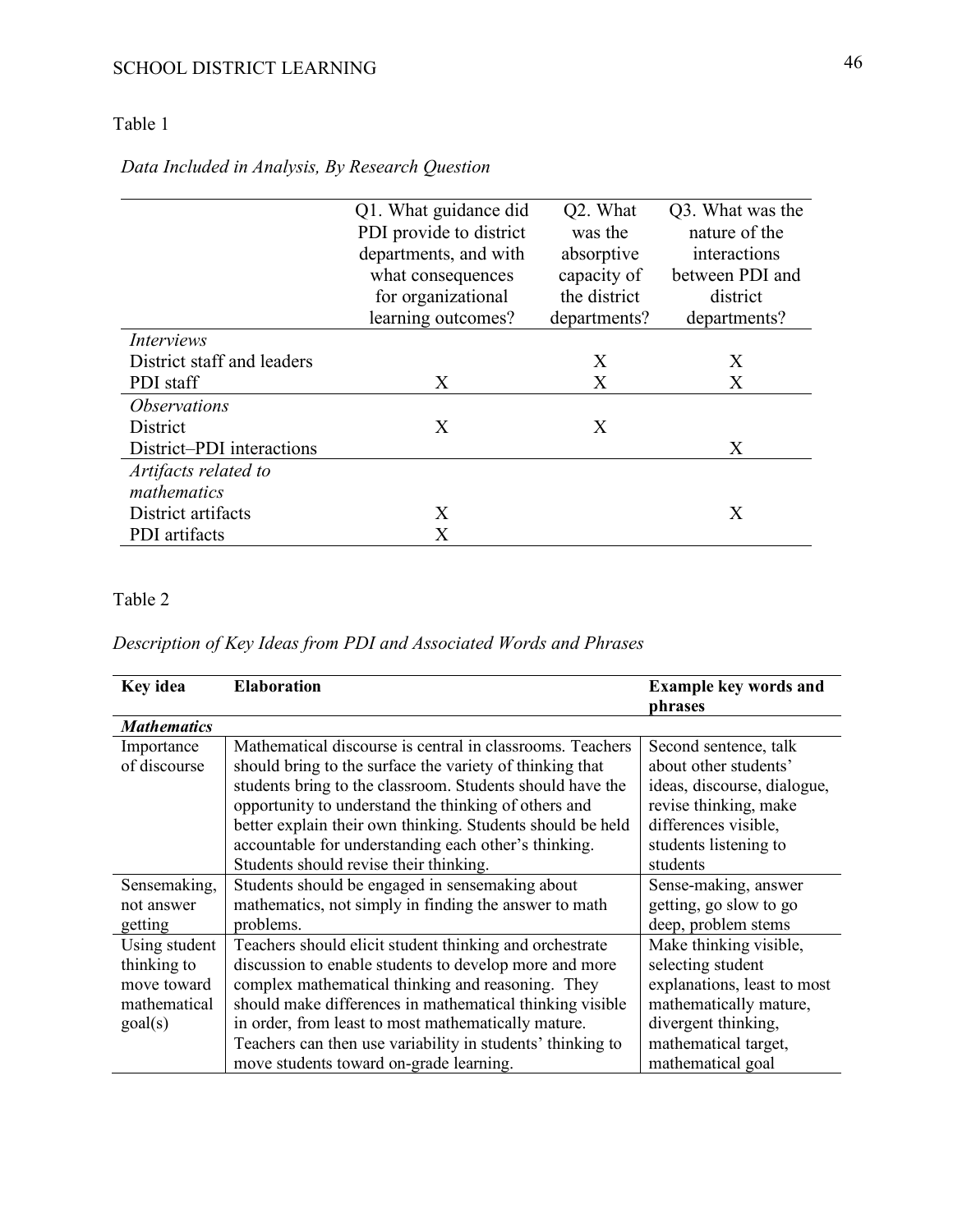Table 1

*Data Included in Analysis, By Research Question*

| | Q1. What guidance did PDI provide to district departments, and with what consequences for organizational learning outcomes? | Q2. What was the absorptive capacity of the district departments? | Q3. What was the nature of the interactions between PDI and district departments? |
|---|---|---|---|
| *Interviews* | | | |
| District staff and leaders | | X | X |
| PDI staff | X | X | X |
| *Observations* | | | |
| District | X | X | |
| District–PDI interactions | | | X |
| *Artifacts related to mathematics* | | | |
| District artifacts | X | | X |
| PDI artifacts | X | | |

Table 2

*Description of Key Ideas from PDI and Associated Words and Phrases*

| **Key idea** | **Elaboration** | **Example key words and phrases** |
|---|---|---|
| ***Mathematics*** | | |
| Importance of discourse | Mathematical discourse is central in classrooms. Teachers should bring to the surface the variety of thinking that students bring to the classroom. Students should have the opportunity to understand the thinking of others and better explain their own thinking. Students should be held accountable for understanding each other's thinking. Students should revise their thinking. | Second sentence, talk about other students' ideas, discourse, dialogue, revise thinking, make differences visible, students listening to students |
| Sensemaking, not answer getting | Students should be engaged in sensemaking about mathematics, not simply in finding the answer to math problems. | Sense-making, answer getting, go slow to go deep, problem stems |
| Using student thinking to move toward mathematical goal(s) | Teachers should elicit student thinking and orchestrate discussion to enable students to develop more and more complex mathematical thinking and reasoning. They should make differences in mathematical thinking visible in order, from least to most mathematically mature. Teachers can then use variability in students' thinking to move students toward on-grade learning. | Make thinking visible, selecting student explanations, least to most mathematically mature, divergent thinking, mathematical target, mathematical goal |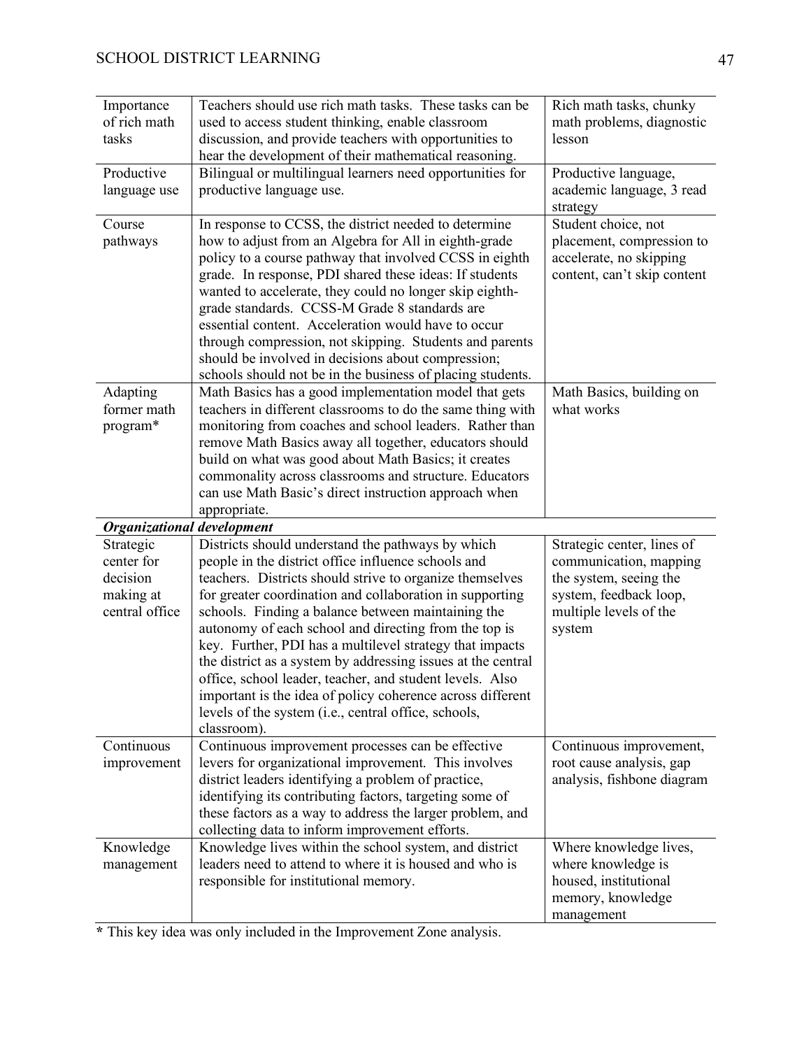| | | |
|---|---|---|
| Importance of rich math tasks | Teachers should use rich math tasks. These tasks can be used to access student thinking, enable classroom discussion, and provide teachers with opportunities to hear the development of their mathematical reasoning. | Rich math tasks, chunky math problems, diagnostic lesson |
| Productive language use | Bilingual or multilingual learners need opportunities for productive language use. | Productive language, academic language, 3 read strategy |
| Course pathways | In response to CCSS, the district needed to determine how to adjust from an Algebra for All in eighth-grade policy to a course pathway that involved CCSS in eighth grade. In response, PDI shared these ideas: If students wanted to accelerate, they could no longer skip eighth-grade standards. CCSS-M Grade 8 standards are essential content. Acceleration would have to occur through compression, not skipping. Students and parents should be involved in decisions about compression; schools should not be in the business of placing students. | Student choice, not placement, compression to accelerate, no skipping content, can't skip content |
| Adapting former math program* | Math Basics has a good implementation model that gets teachers in different classrooms to do the same thing with monitoring from coaches and school leaders. Rather than remove Math Basics away all together, educators should build on what was good about Math Basics; it creates commonality across classrooms and structure. Educators can use Math Basic's direct instruction approach when appropriate. | Math Basics, building on what works |
| ***Organizational development*** | | |
| Strategic center for decision making at central office | Districts should understand the pathways by which people in the district office influence schools and teachers. Districts should strive to organize themselves for greater coordination and collaboration in supporting schools. Finding a balance between maintaining the autonomy of each school and directing from the top is key. Further, PDI has a multilevel strategy that impacts the district as a system by addressing issues at the central office, school leader, teacher, and student levels. Also important is the idea of policy coherence across different levels of the system (i.e., central office, schools, classroom). | Strategic center, lines of communication, mapping the system, seeing the system, feedback loop, multiple levels of the system |
| Continuous improvement | Continuous improvement processes can be effective levers for organizational improvement. This involves district leaders identifying a problem of practice, identifying its contributing factors, targeting some of these factors as a way to address the larger problem, and collecting data to inform improvement efforts. | Continuous improvement, root cause analysis, gap analysis, fishbone diagram |
| Knowledge management | Knowledge lives within the school system, and district leaders need to attend to where it is housed and who is responsible for institutional memory. | Where knowledge lives, where knowledge is housed, institutional memory, knowledge management |

**\*** This key idea was only included in the Improvement Zone analysis.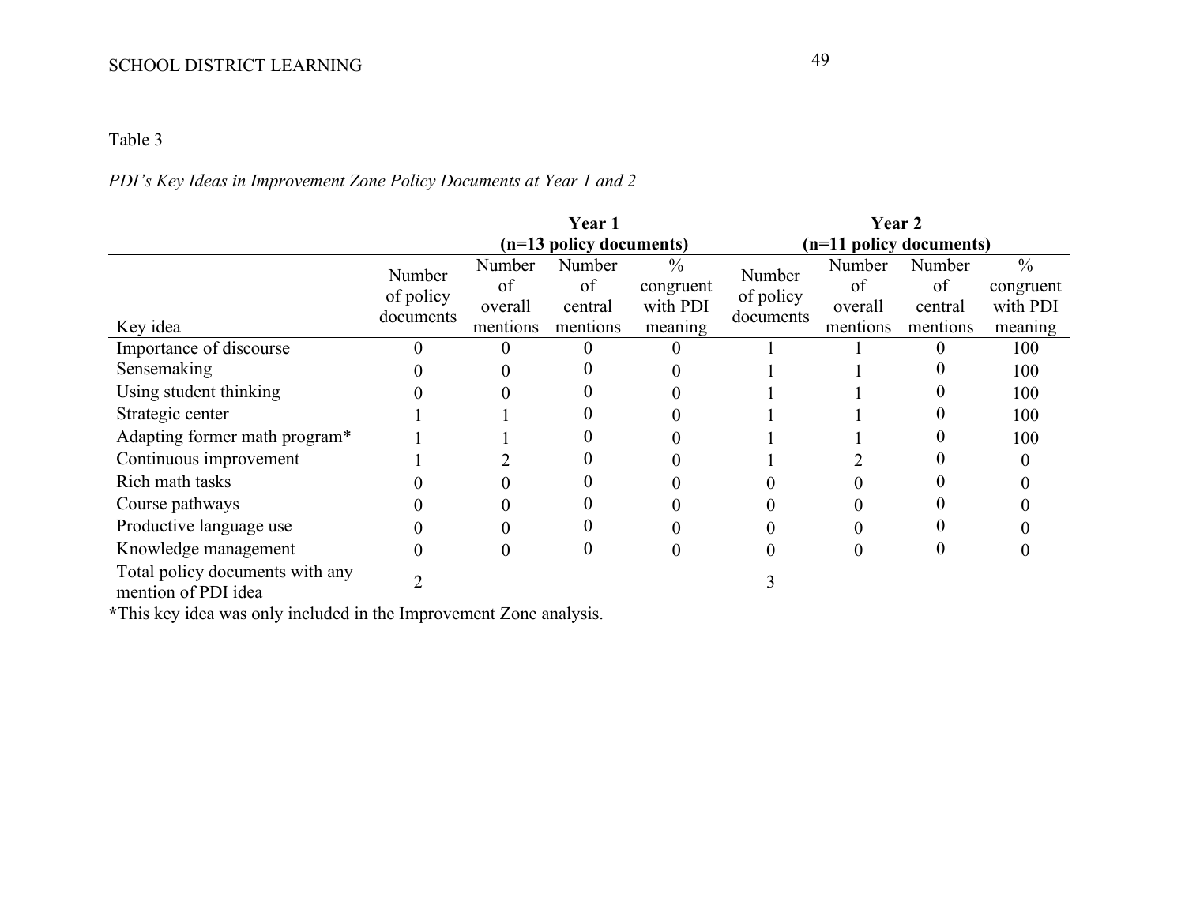Table 3

*PDI's Key Ideas in Improvement Zone Policy Documents at Year 1 and 2*

| | Year 1 (n=13 policy documents) | | | | Year 2 (n=11 policy documents) | | | |
|---|---|---|---|---|---|---|---|---|
| Key idea | Number of policy documents | Number of overall mentions | Number of central mentions | % congruent with PDI meaning | Number of policy documents | Number of overall mentions | Number of central mentions | % congruent with PDI meaning |
| Importance of discourse | 0 | 0 | 0 | 0 | 1 | 1 | 0 | 100 |
| Sensemaking | 0 | 0 | 0 | 0 | 1 | 1 | 0 | 100 |
| Using student thinking | 0 | 0 | 0 | 0 | 1 | 1 | 0 | 100 |
| Strategic center | 1 | 1 | 0 | 0 | 1 | 1 | 0 | 100 |
| Adapting former math program* | 1 | 1 | 0 | 0 | 1 | 1 | 0 | 100 |
| Continuous improvement | 1 | 2 | 0 | 0 | 1 | 2 | 0 | 0 |
| Rich math tasks | 0 | 0 | 0 | 0 | 0 | 0 | 0 | 0 |
| Course pathways | 0 | 0 | 0 | 0 | 0 | 0 | 0 | 0 |
| Productive language use | 0 | 0 | 0 | 0 | 0 | 0 | 0 | 0 |
| Knowledge management | 0 | 0 | 0 | 0 | 0 | 0 | 0 | 0 |
| Total policy documents with any mention of PDI idea | 2 | | | | 3 | | | |

*This key idea was only included in the Improvement Zone analysis.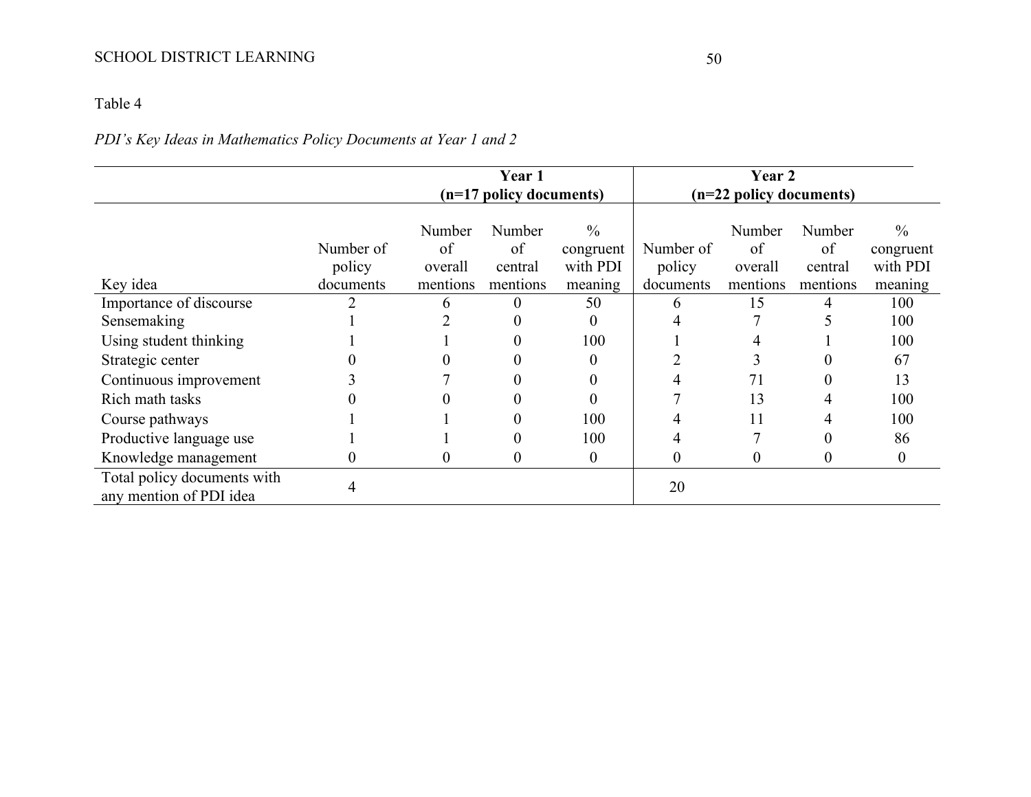Table 4

*PDI's Key Ideas in Mathematics Policy Documents at Year 1 and 2*

| | Year 1 (n=17 policy documents) | | | | Year 2 (n=22 policy documents) | | | |
|---|---|---|---|---|---|---|---|---|
| Key idea | Number of policy documents | Number of overall mentions | Number of central mentions | % congruent with PDI meaning | Number of policy documents | Number of overall mentions | Number of central mentions | % congruent with PDI meaning |
| Importance of discourse | 2 | 6 | 0 | 50 | 6 | 15 | 4 | 100 |
| Sensemaking | 1 | 2 | 0 | 0 | 4 | 7 | 5 | 100 |
| Using student thinking | 1 | 1 | 0 | 100 | 1 | 4 | 1 | 100 |
| Strategic center | 0 | 0 | 0 | 0 | 2 | 3 | 0 | 67 |
| Continuous improvement | 3 | 7 | 0 | 0 | 4 | 71 | 0 | 13 |
| Rich math tasks | 0 | 0 | 0 | 0 | 7 | 13 | 4 | 100 |
| Course pathways | 1 | 1 | 0 | 100 | 4 | 11 | 4 | 100 |
| Productive language use | 1 | 1 | 0 | 100 | 4 | 7 | 0 | 86 |
| Knowledge management | 0 | 0 | 0 | 0 | 0 | 0 | 0 | 0 |
| Total policy documents with any mention of PDI idea | 4 | | | | 20 | | | |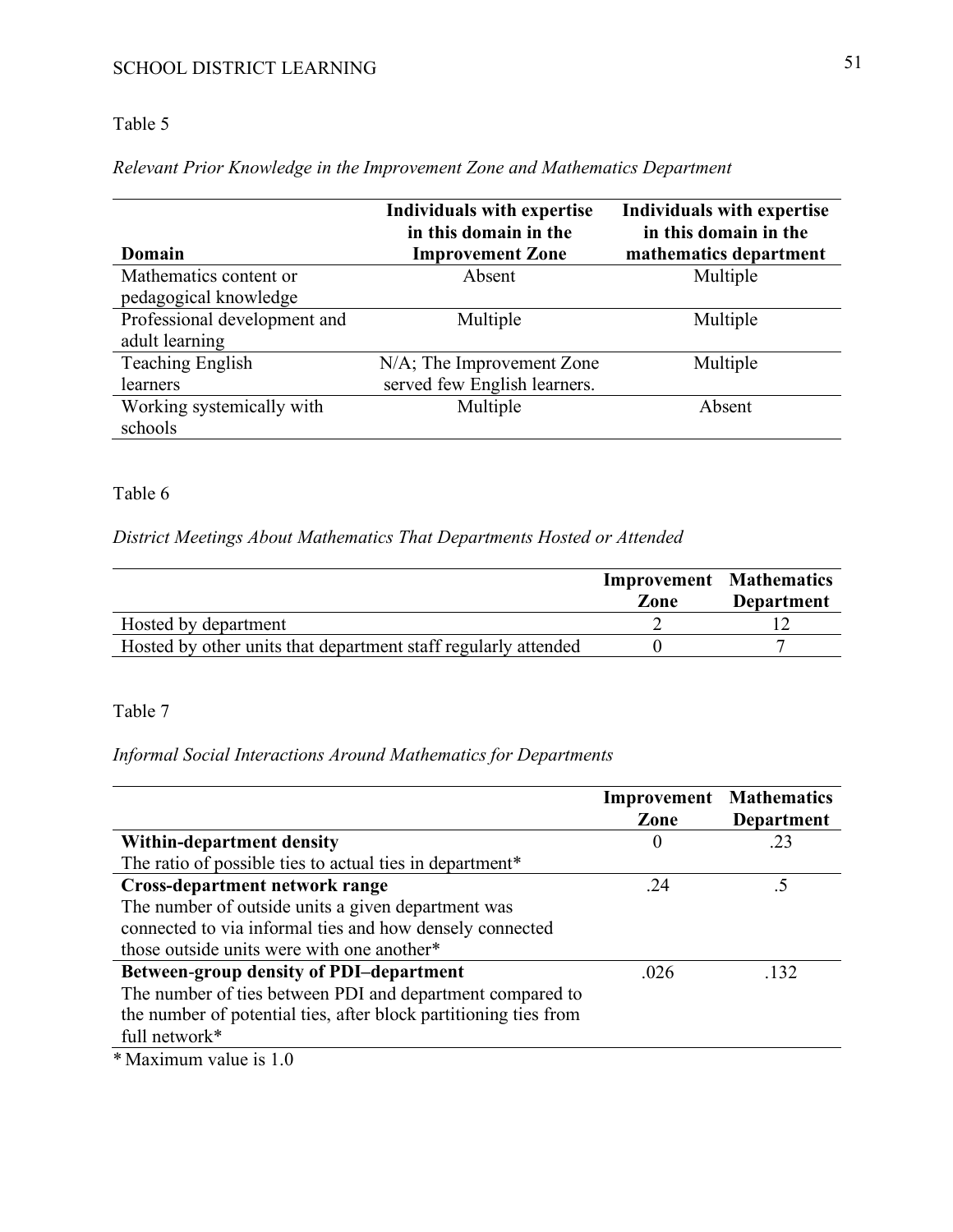Table 5

*Relevant Prior Knowledge in the Improvement Zone and Mathematics Department*

| **Domain** | **Individuals with expertise in this domain in the Improvement Zone** | **Individuals with expertise in this domain in the mathematics department** |
|---|---|---|
| Mathematics content or pedagogical knowledge | Absent | Multiple |
| Professional development and adult learning | Multiple | Multiple |
| Teaching English learners | N/A; The Improvement Zone served few English learners. | Multiple |
| Working systemically with schools | Multiple | Absent |

Table 6

*District Meetings About Mathematics That Departments Hosted or Attended*

| | **Improvement Zone** | **Mathematics Department** |
|---|---|---|
| Hosted by department | 2 | 12 |
| Hosted by other units that department staff regularly attended | 0 | 7 |

Table 7

*Informal Social Interactions Around Mathematics for Departments*

| | **Improvement Zone** | **Mathematics Department** |
|---|---|---|
| **Within-department density**<br>The ratio of possible ties to actual ties in department* | 0 | .23 |
| **Cross-department network range**<br>The number of outside units a given department was connected to via informal ties and how densely connected those outside units were with one another* | .24 | .5 |
| **Between-group density of PDI–department**<br>The number of ties between PDI and department compared to the number of potential ties, after block partitioning ties from full network* | .026 | .132 |

* Maximum value is 1.0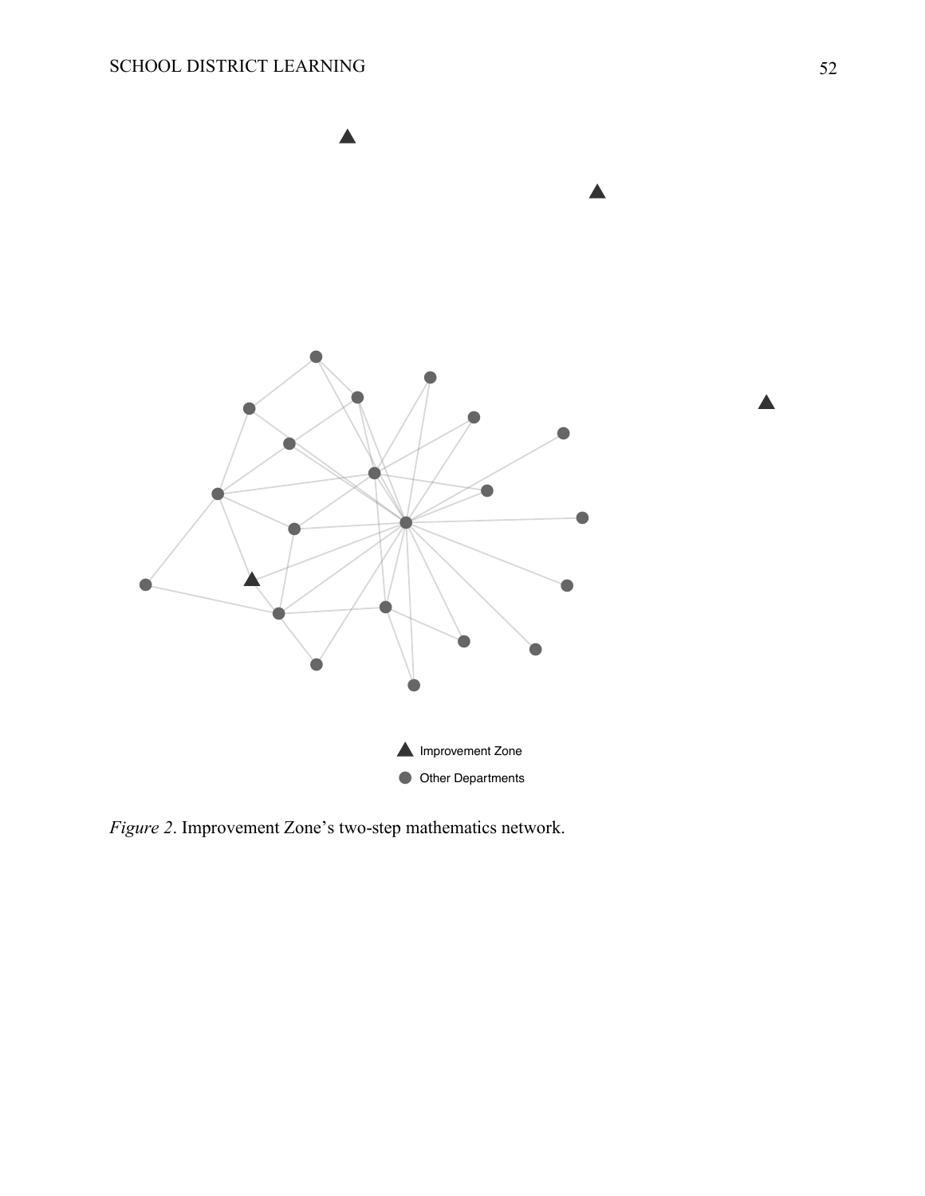*Figure 2*. Improvement Zone's two-step mathematics network.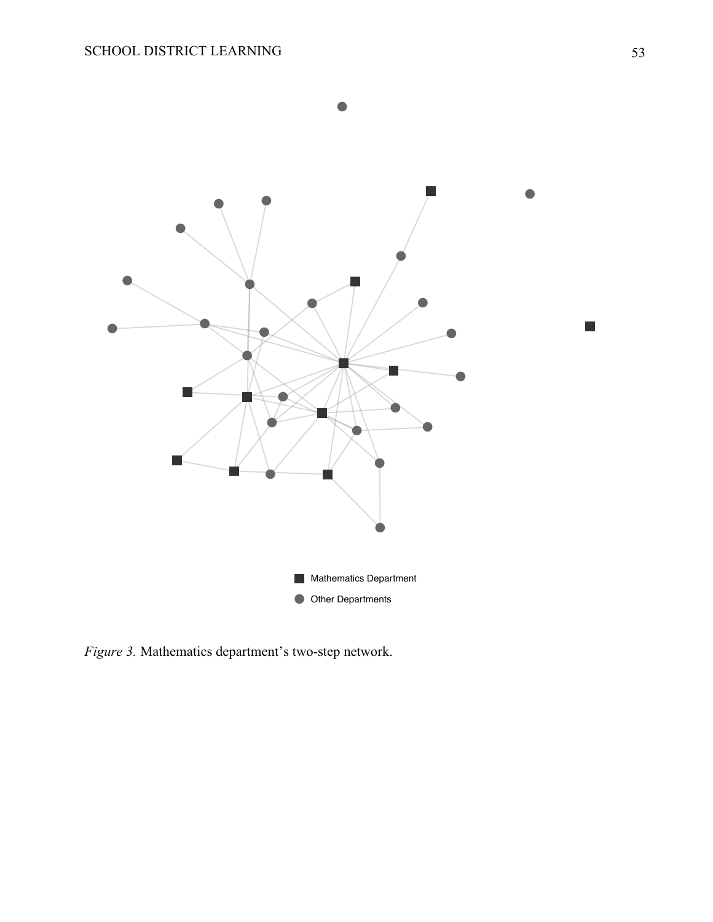■ Mathematics Department

● Other Departments

*Figure 3.* Mathematics department's two-step network.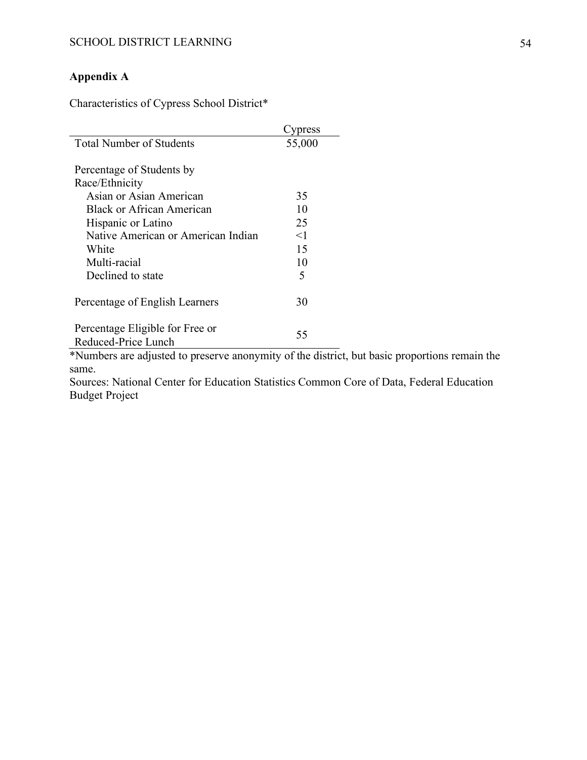## Appendix A

Characteristics of Cypress School District*

| | Cypress |
|---|---|
| Total Number of Students | 55,000 |
| | |
| Percentage of Students by Race/Ethnicity | |
| Asian or Asian American | 35 |
| Black or African American | 10 |
| Hispanic or Latino | 25 |
| Native American or American Indian | <1 |
| White | 15 |
| Multi-racial | 10 |
| Declined to state | 5 |
| | |
| Percentage of English Learners | 30 |
| | |
| Percentage Eligible for Free or Reduced-Price Lunch | 55 |

*Numbers are adjusted to preserve anonymity of the district, but basic proportions remain the same.

Sources: National Center for Education Statistics Common Core of Data, Federal Education Budget Project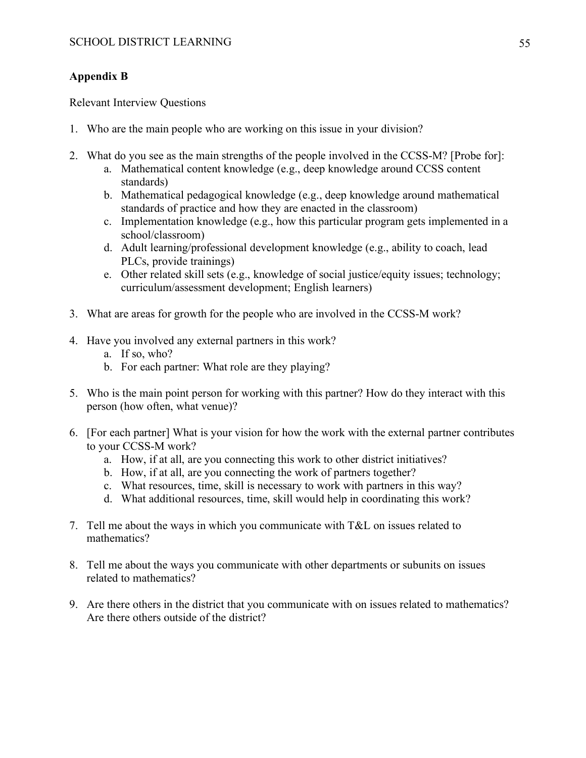## Appendix B

Relevant Interview Questions

1. Who are the main people who are working on this issue in your division?

2. What do you see as the main strengths of the people involved in the CCSS-M? [Probe for]:
   a. Mathematical content knowledge (e.g., deep knowledge around CCSS content standards)
   b. Mathematical pedagogical knowledge (e.g., deep knowledge around mathematical standards of practice and how they are enacted in the classroom)
   c. Implementation knowledge (e.g., how this particular program gets implemented in a school/classroom)
   d. Adult learning/professional development knowledge (e.g., ability to coach, lead PLCs, provide trainings)
   e. Other related skill sets (e.g., knowledge of social justice/equity issues; technology; curriculum/assessment development; English learners)

3. What are areas for growth for the people who are involved in the CCSS-M work?

4. Have you involved any external partners in this work?
   a. If so, who?
   b. For each partner: What role are they playing?

5. Who is the main point person for working with this partner? How do they interact with this person (how often, what venue)?

6. [For each partner] What is your vision for how the work with the external partner contributes to your CCSS-M work?
   a. How, if at all, are you connecting this work to other district initiatives?
   b. How, if at all, are you connecting the work of partners together?
   c. What resources, time, skill is necessary to work with partners in this way?
   d. What additional resources, time, skill would help in coordinating this work?

7. Tell me about the ways in which you communicate with T&L on issues related to mathematics?

8. Tell me about the ways you communicate with other departments or subunits on issues related to mathematics?

9. Are there others in the district that you communicate with on issues related to mathematics? Are there others outside of the district?